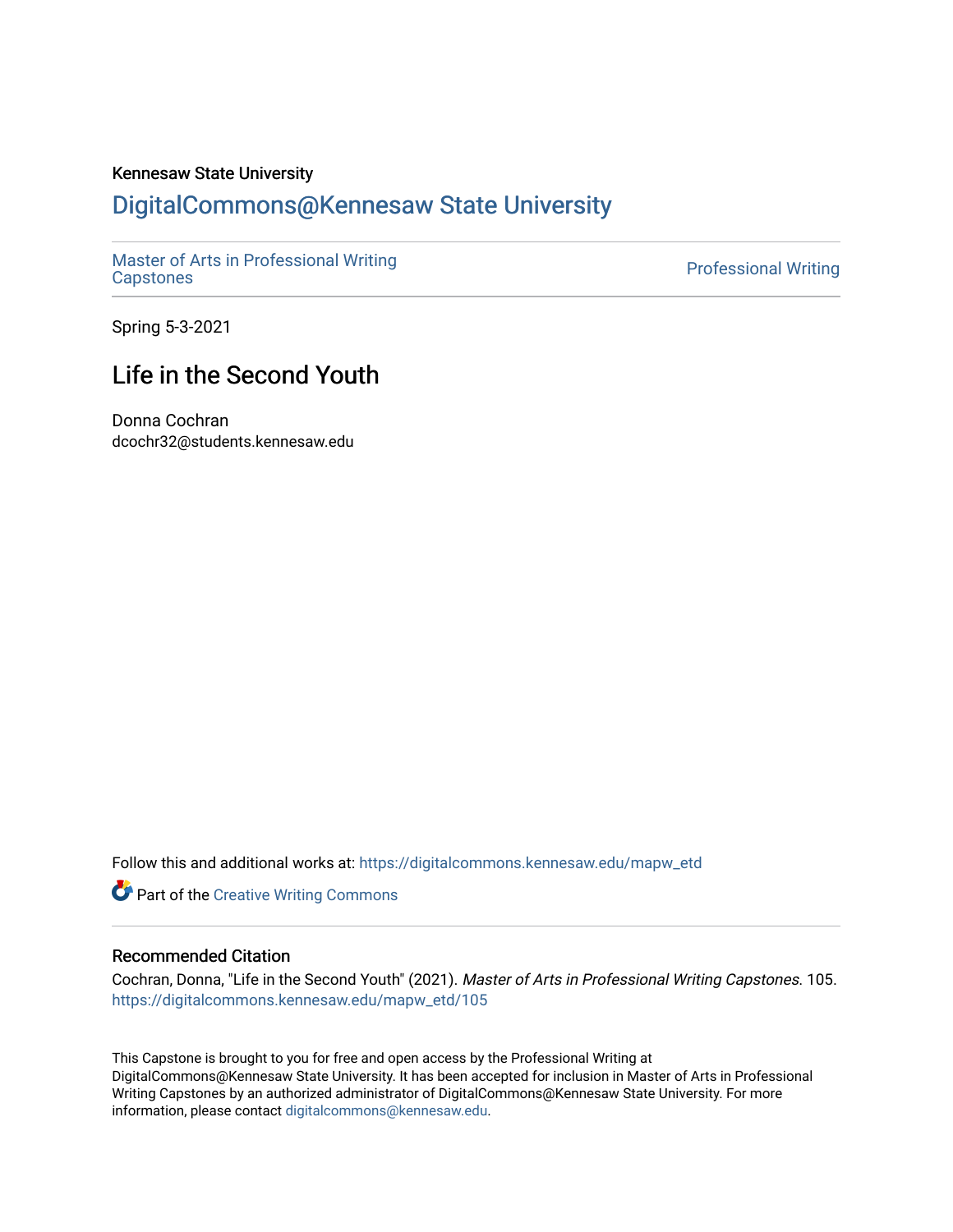Kennesaw State University

# DigitalCommons@Kennesaw State University

Master of Arts in Professional Writing Capstones

Professional Writing

Spring 5-3-2021

## Life in the Second Youth

Donna Cochran
dcochr32@students.kennesaw.edu

Follow this and additional works at: https://digitalcommons.kennesaw.edu/mapw_etd

Part of the Creative Writing Commons

### Recommended Citation

Cochran, Donna, "Life in the Second Youth" (2021). *Master of Arts in Professional Writing Capstones*. 105.
https://digitalcommons.kennesaw.edu/mapw_etd/105

This Capstone is brought to you for free and open access by the Professional Writing at DigitalCommons@Kennesaw State University. It has been accepted for inclusion in Master of Arts in Professional Writing Capstones by an authorized administrator of DigitalCommons@Kennesaw State University. For more information, please contact digitalcommons@kennesaw.edu.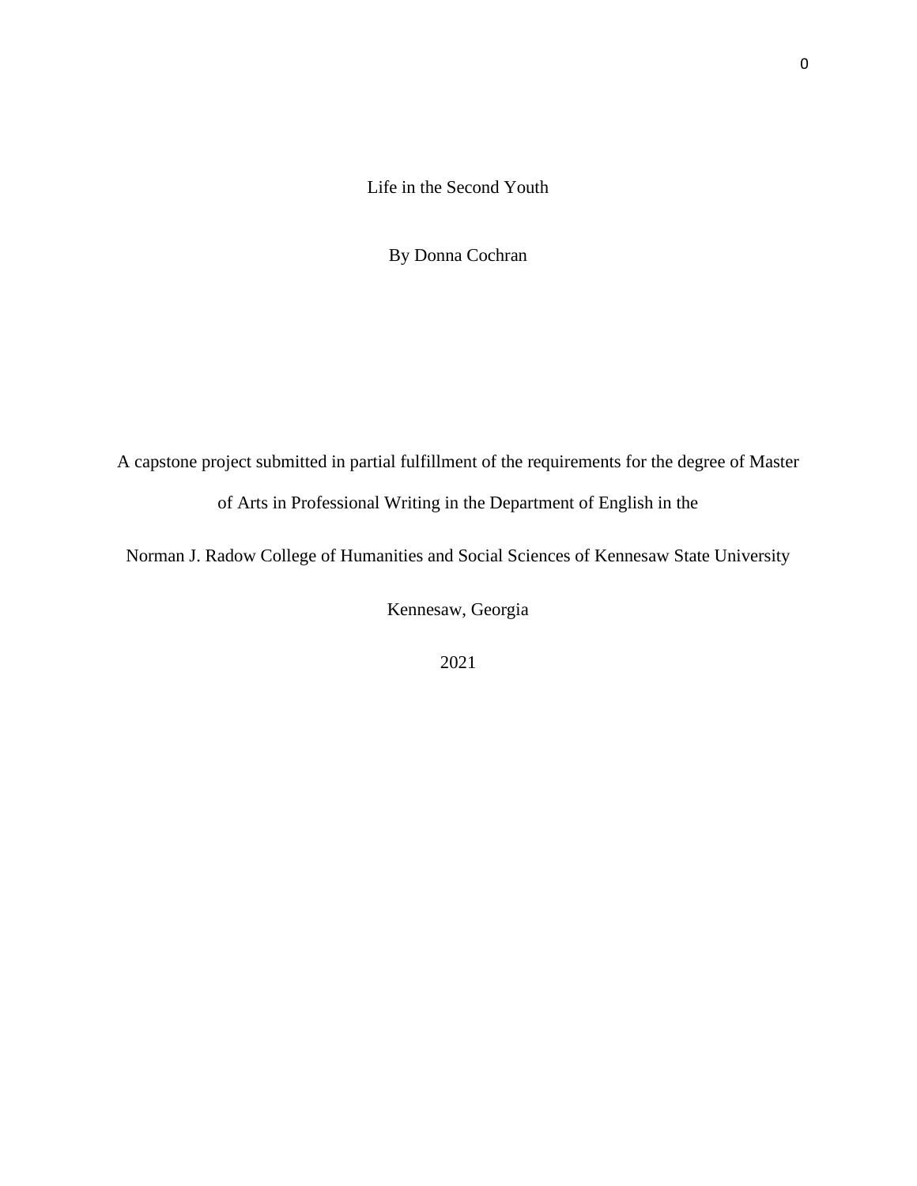# Life in the Second Youth

By Donna Cochran

A capstone project submitted in partial fulfillment of the requirements for the degree of Master of Arts in Professional Writing in the Department of English in the

Norman J. Radow College of Humanities and Social Sciences of Kennesaw State University

Kennesaw, Georgia

2021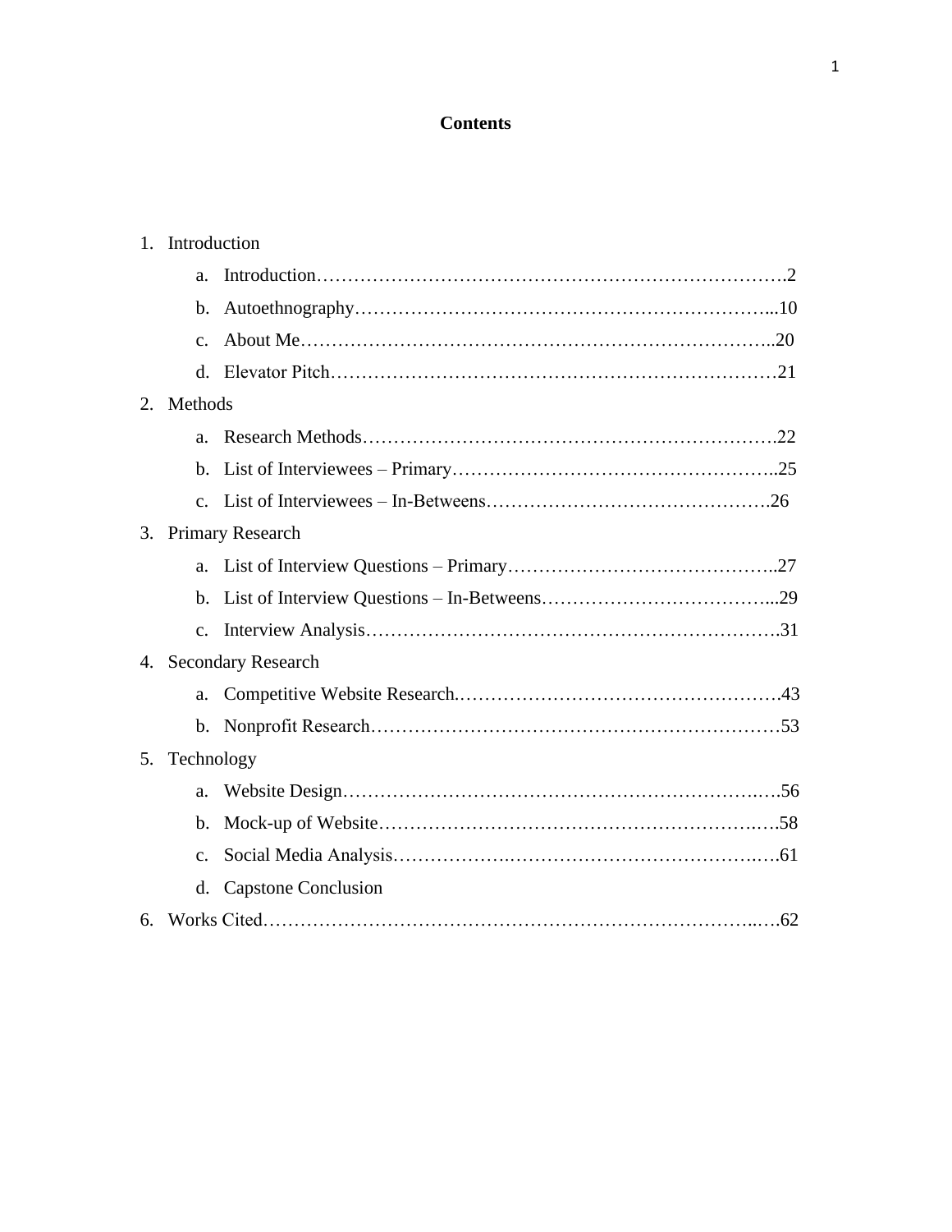# Contents

1. Introduction
    a. Introduction……………………………………………………………………2
    b. Autoethnography…………………………………………………………...10
    c. About Me…………………………………………………………………..20
    d. Elevator Pitch………………………………………………………………21
2. Methods
    a. Research Methods………………………………………………………….22
    b. List of Interviewees – Primary……………………………………………..25
    c. List of Interviewees – In-Betweens……………………………………….26
3. Primary Research
    a. List of Interview Questions – Primary……………………………………..27
    b. List of Interview Questions – In-Betweens………………………………...29
    c. Interview Analysis………………………………………………………….31
4. Secondary Research
    a. Competitive Website Research.…………………………………………….43
    b. Nonprofit Research…………………………………………………………53
5. Technology
    a. Website Design…………………………………………………………….56
    b. Mock-up of Website………………………………………………………..58
    c. Social Media Analysis……………………………………………………..61
    d. Capstone Conclusion
6. Works Cited……………………………………………………………………….62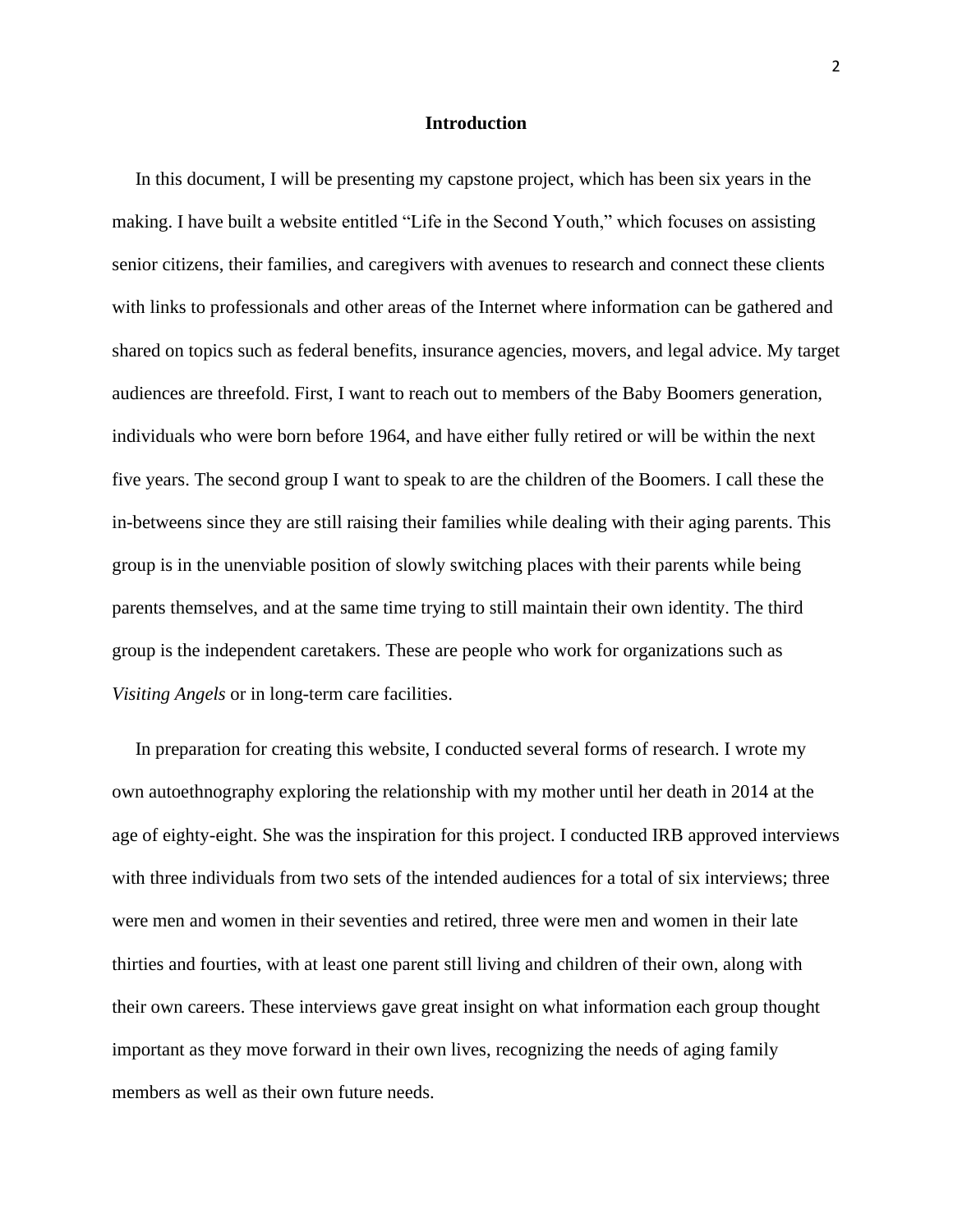## Introduction

In this document, I will be presenting my capstone project, which has been six years in the making. I have built a website entitled "Life in the Second Youth," which focuses on assisting senior citizens, their families, and caregivers with avenues to research and connect these clients with links to professionals and other areas of the Internet where information can be gathered and shared on topics such as federal benefits, insurance agencies, movers, and legal advice. My target audiences are threefold. First, I want to reach out to members of the Baby Boomers generation, individuals who were born before 1964, and have either fully retired or will be within the next five years. The second group I want to speak to are the children of the Boomers. I call these the in-betweens since they are still raising their families while dealing with their aging parents. This group is in the unenviable position of slowly switching places with their parents while being parents themselves, and at the same time trying to still maintain their own identity. The third group is the independent caretakers. These are people who work for organizations such as *Visiting Angels* or in long-term care facilities.

In preparation for creating this website, I conducted several forms of research. I wrote my own autoethnography exploring the relationship with my mother until her death in 2014 at the age of eighty-eight. She was the inspiration for this project. I conducted IRB approved interviews with three individuals from two sets of the intended audiences for a total of six interviews; three were men and women in their seventies and retired, three were men and women in their late thirties and fourties, with at least one parent still living and children of their own, along with their own careers. These interviews gave great insight on what information each group thought important as they move forward in their own lives, recognizing the needs of aging family members as well as their own future needs.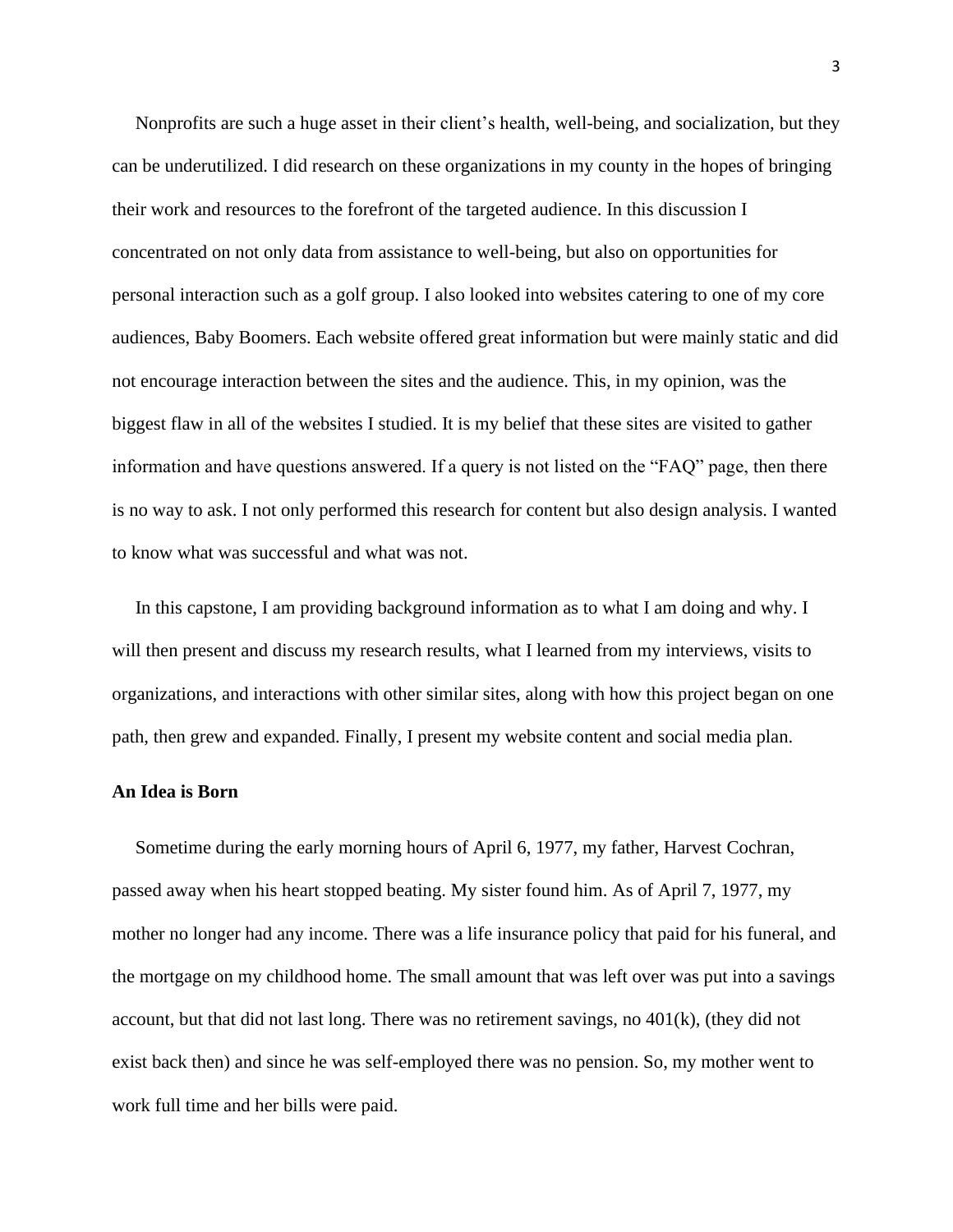Nonprofits are such a huge asset in their client's health, well-being, and socialization, but they can be underutilized. I did research on these organizations in my county in the hopes of bringing their work and resources to the forefront of the targeted audience. In this discussion I concentrated on not only data from assistance to well-being, but also on opportunities for personal interaction such as a golf group. I also looked into websites catering to one of my core audiences, Baby Boomers. Each website offered great information but were mainly static and did not encourage interaction between the sites and the audience. This, in my opinion, was the biggest flaw in all of the websites I studied. It is my belief that these sites are visited to gather information and have questions answered. If a query is not listed on the "FAQ" page, then there is no way to ask. I not only performed this research for content but also design analysis. I wanted to know what was successful and what was not.

In this capstone, I am providing background information as to what I am doing and why. I will then present and discuss my research results, what I learned from my interviews, visits to organizations, and interactions with other similar sites, along with how this project began on one path, then grew and expanded. Finally, I present my website content and social media plan.

**An Idea is Born**

Sometime during the early morning hours of April 6, 1977, my father, Harvest Cochran, passed away when his heart stopped beating. My sister found him. As of April 7, 1977, my mother no longer had any income. There was a life insurance policy that paid for his funeral, and the mortgage on my childhood home. The small amount that was left over was put into a savings account, but that did not last long. There was no retirement savings, no 401(k), (they did not exist back then) and since he was self-employed there was no pension. So, my mother went to work full time and her bills were paid.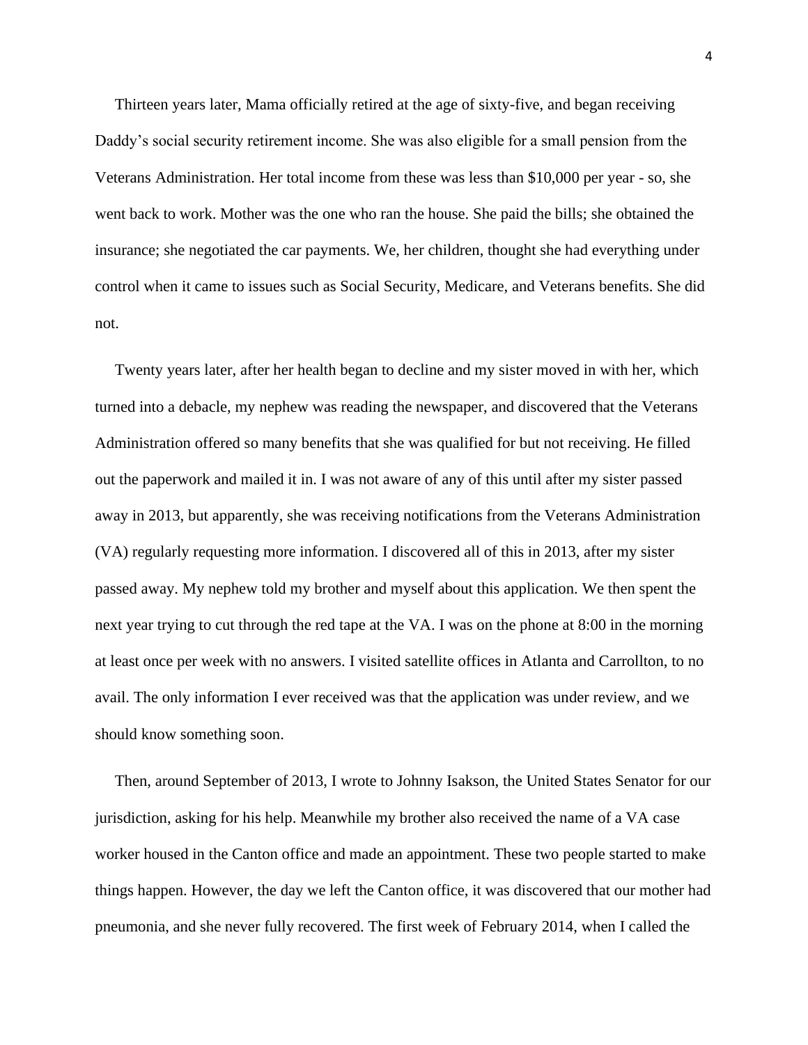Thirteen years later, Mama officially retired at the age of sixty-five, and began receiving Daddy's social security retirement income. She was also eligible for a small pension from the Veterans Administration. Her total income from these was less than $10,000 per year - so, she went back to work. Mother was the one who ran the house. She paid the bills; she obtained the insurance; she negotiated the car payments. We, her children, thought she had everything under control when it came to issues such as Social Security, Medicare, and Veterans benefits. She did not.

Twenty years later, after her health began to decline and my sister moved in with her, which turned into a debacle, my nephew was reading the newspaper, and discovered that the Veterans Administration offered so many benefits that she was qualified for but not receiving. He filled out the paperwork and mailed it in. I was not aware of any of this until after my sister passed away in 2013, but apparently, she was receiving notifications from the Veterans Administration (VA) regularly requesting more information. I discovered all of this in 2013, after my sister passed away. My nephew told my brother and myself about this application. We then spent the next year trying to cut through the red tape at the VA. I was on the phone at 8:00 in the morning at least once per week with no answers. I visited satellite offices in Atlanta and Carrollton, to no avail. The only information I ever received was that the application was under review, and we should know something soon.

Then, around September of 2013, I wrote to Johnny Isakson, the United States Senator for our jurisdiction, asking for his help. Meanwhile my brother also received the name of a VA case worker housed in the Canton office and made an appointment. These two people started to make things happen. However, the day we left the Canton office, it was discovered that our mother had pneumonia, and she never fully recovered. The first week of February 2014, when I called the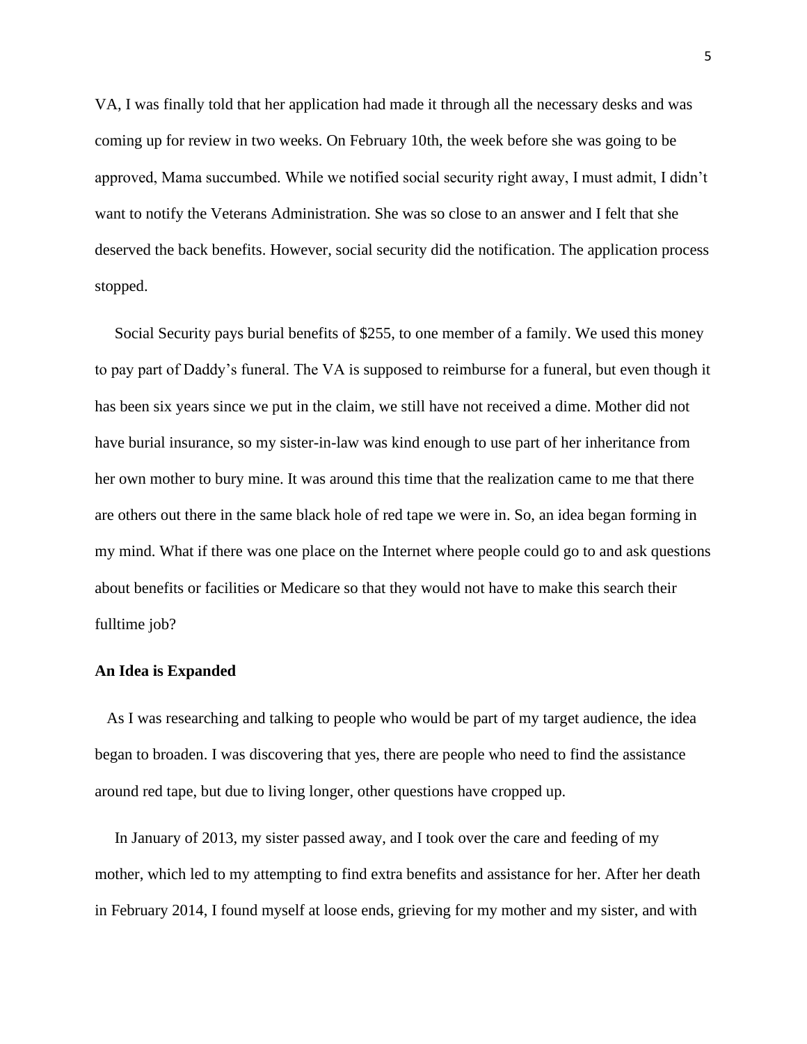VA, I was finally told that her application had made it through all the necessary desks and was coming up for review in two weeks. On February 10th, the week before she was going to be approved, Mama succumbed. While we notified social security right away, I must admit, I didn't want to notify the Veterans Administration. She was so close to an answer and I felt that she deserved the back benefits. However, social security did the notification. The application process stopped.

Social Security pays burial benefits of $255, to one member of a family. We used this money to pay part of Daddy's funeral. The VA is supposed to reimburse for a funeral, but even though it has been six years since we put in the claim, we still have not received a dime. Mother did not have burial insurance, so my sister-in-law was kind enough to use part of her inheritance from her own mother to bury mine. It was around this time that the realization came to me that there are others out there in the same black hole of red tape we were in. So, an idea began forming in my mind. What if there was one place on the Internet where people could go to and ask questions about benefits or facilities or Medicare so that they would not have to make this search their fulltime job?

**An Idea is Expanded**

As I was researching and talking to people who would be part of my target audience, the idea began to broaden. I was discovering that yes, there are people who need to find the assistance around red tape, but due to living longer, other questions have cropped up.

In January of 2013, my sister passed away, and I took over the care and feeding of my mother, which led to my attempting to find extra benefits and assistance for her. After her death in February 2014, I found myself at loose ends, grieving for my mother and my sister, and with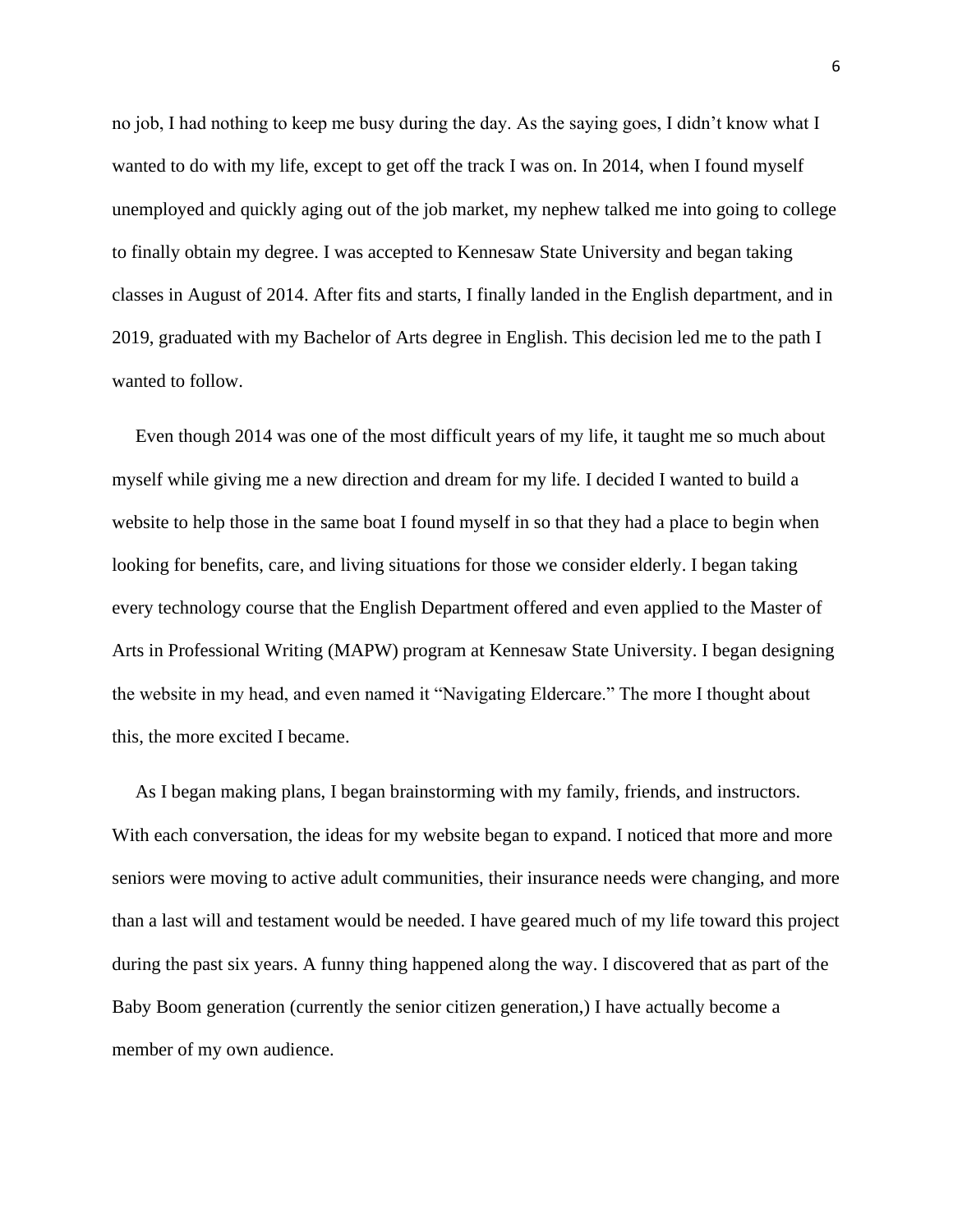no job, I had nothing to keep me busy during the day. As the saying goes, I didn't know what I wanted to do with my life, except to get off the track I was on. In 2014, when I found myself unemployed and quickly aging out of the job market, my nephew talked me into going to college to finally obtain my degree. I was accepted to Kennesaw State University and began taking classes in August of 2014. After fits and starts, I finally landed in the English department, and in 2019, graduated with my Bachelor of Arts degree in English. This decision led me to the path I wanted to follow.

Even though 2014 was one of the most difficult years of my life, it taught me so much about myself while giving me a new direction and dream for my life. I decided I wanted to build a website to help those in the same boat I found myself in so that they had a place to begin when looking for benefits, care, and living situations for those we consider elderly. I began taking every technology course that the English Department offered and even applied to the Master of Arts in Professional Writing (MAPW) program at Kennesaw State University. I began designing the website in my head, and even named it "Navigating Eldercare." The more I thought about this, the more excited I became.

As I began making plans, I began brainstorming with my family, friends, and instructors. With each conversation, the ideas for my website began to expand. I noticed that more and more seniors were moving to active adult communities, their insurance needs were changing, and more than a last will and testament would be needed. I have geared much of my life toward this project during the past six years. A funny thing happened along the way. I discovered that as part of the Baby Boom generation (currently the senior citizen generation,) I have actually become a member of my own audience.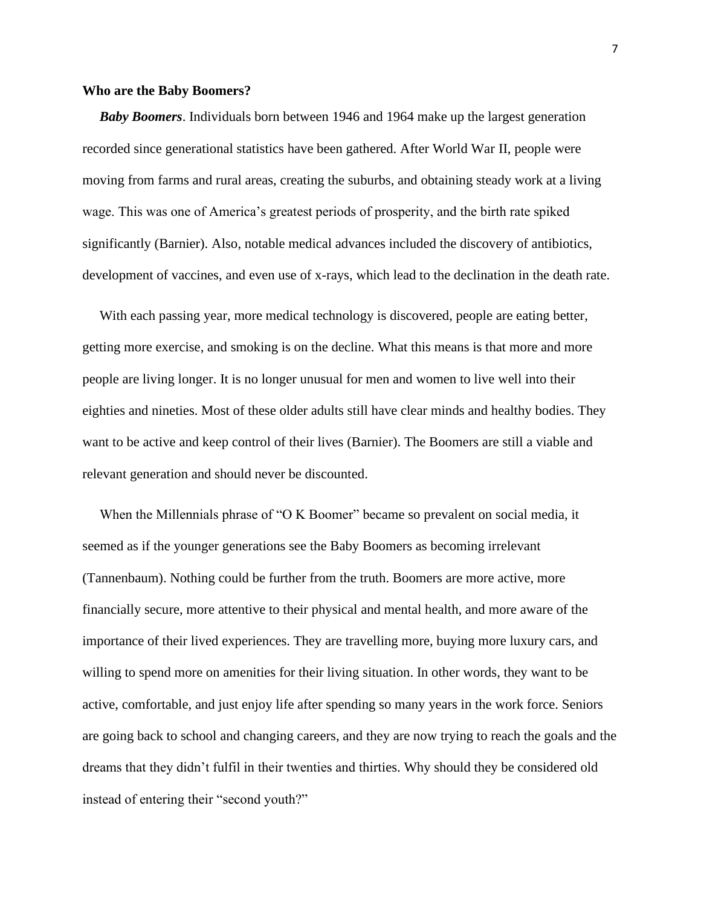**Who are the Baby Boomers?**

***Baby Boomers***. Individuals born between 1946 and 1964 make up the largest generation recorded since generational statistics have been gathered. After World War II, people were moving from farms and rural areas, creating the suburbs, and obtaining steady work at a living wage. This was one of America's greatest periods of prosperity, and the birth rate spiked significantly (Barnier). Also, notable medical advances included the discovery of antibiotics, development of vaccines, and even use of x-rays, which lead to the declination in the death rate.

With each passing year, more medical technology is discovered, people are eating better, getting more exercise, and smoking is on the decline. What this means is that more and more people are living longer. It is no longer unusual for men and women to live well into their eighties and nineties. Most of these older adults still have clear minds and healthy bodies. They want to be active and keep control of their lives (Barnier). The Boomers are still a viable and relevant generation and should never be discounted.

When the Millennials phrase of "O K Boomer" became so prevalent on social media, it seemed as if the younger generations see the Baby Boomers as becoming irrelevant (Tannenbaum). Nothing could be further from the truth. Boomers are more active, more financially secure, more attentive to their physical and mental health, and more aware of the importance of their lived experiences. They are travelling more, buying more luxury cars, and willing to spend more on amenities for their living situation. In other words, they want to be active, comfortable, and just enjoy life after spending so many years in the work force. Seniors are going back to school and changing careers, and they are now trying to reach the goals and the dreams that they didn't fulfil in their twenties and thirties. Why should they be considered old instead of entering their "second youth?"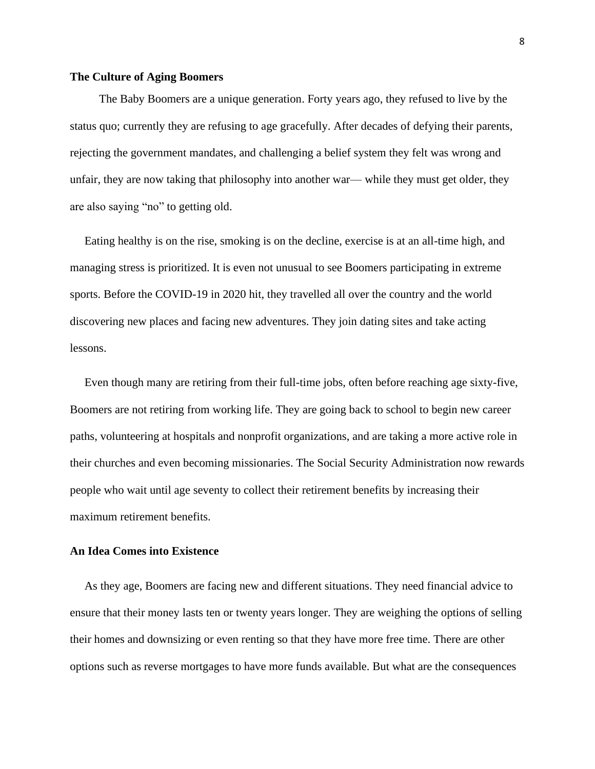**The Culture of Aging Boomers**

The Baby Boomers are a unique generation. Forty years ago, they refused to live by the status quo; currently they are refusing to age gracefully. After decades of defying their parents, rejecting the government mandates, and challenging a belief system they felt was wrong and unfair, they are now taking that philosophy into another war— while they must get older, they are also saying "no" to getting old.

Eating healthy is on the rise, smoking is on the decline, exercise is at an all-time high, and managing stress is prioritized. It is even not unusual to see Boomers participating in extreme sports. Before the COVID-19 in 2020 hit, they travelled all over the country and the world discovering new places and facing new adventures. They join dating sites and take acting lessons.

Even though many are retiring from their full-time jobs, often before reaching age sixty-five, Boomers are not retiring from working life. They are going back to school to begin new career paths, volunteering at hospitals and nonprofit organizations, and are taking a more active role in their churches and even becoming missionaries. The Social Security Administration now rewards people who wait until age seventy to collect their retirement benefits by increasing their maximum retirement benefits.

**An Idea Comes into Existence**

As they age, Boomers are facing new and different situations. They need financial advice to ensure that their money lasts ten or twenty years longer. They are weighing the options of selling their homes and downsizing or even renting so that they have more free time. There are other options such as reverse mortgages to have more funds available. But what are the consequences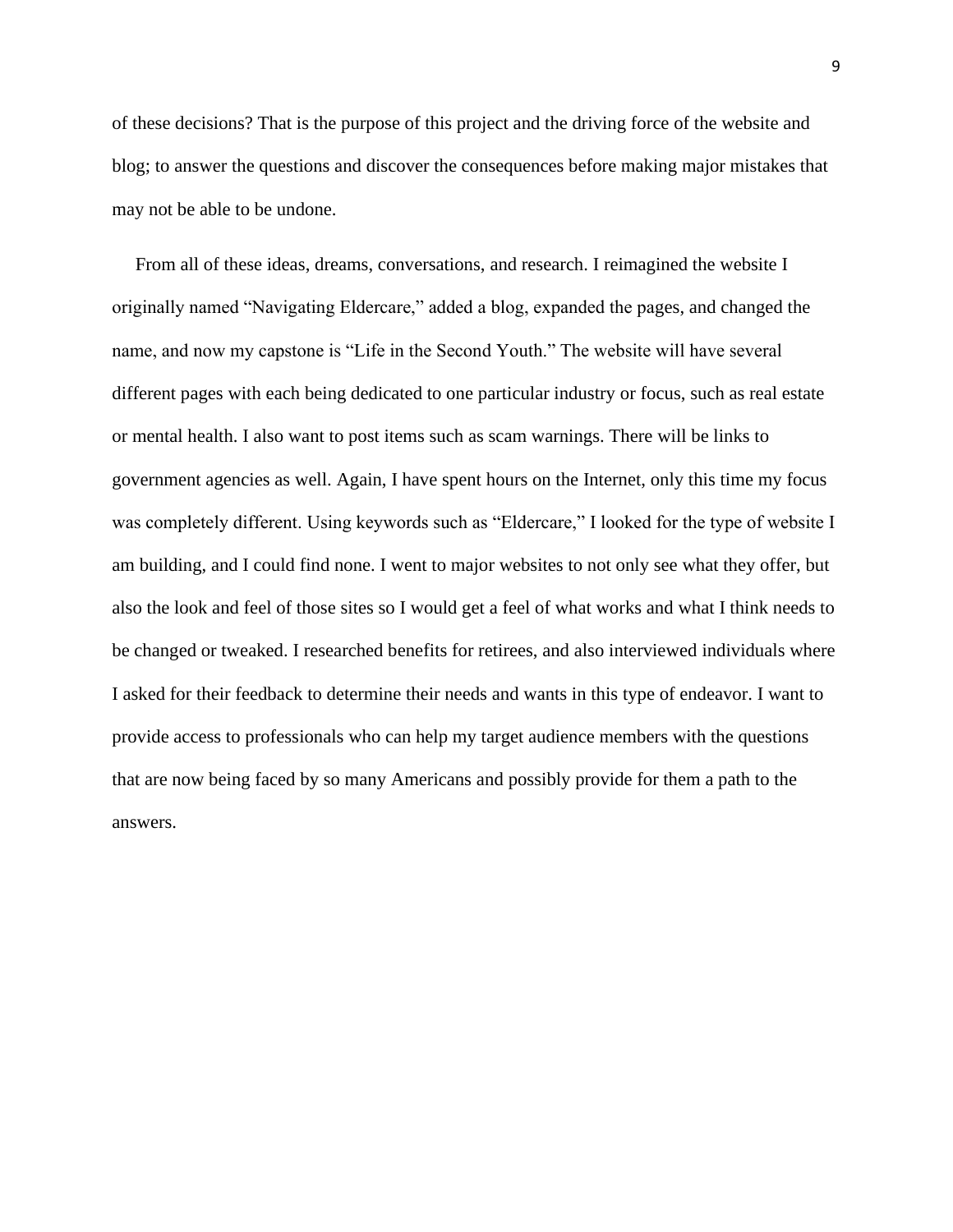of these decisions? That is the purpose of this project and the driving force of the website and blog; to answer the questions and discover the consequences before making major mistakes that may not be able to be undone.

From all of these ideas, dreams, conversations, and research. I reimagined the website I originally named "Navigating Eldercare," added a blog, expanded the pages, and changed the name, and now my capstone is "Life in the Second Youth." The website will have several different pages with each being dedicated to one particular industry or focus, such as real estate or mental health. I also want to post items such as scam warnings. There will be links to government agencies as well. Again, I have spent hours on the Internet, only this time my focus was completely different. Using keywords such as "Eldercare," I looked for the type of website I am building, and I could find none. I went to major websites to not only see what they offer, but also the look and feel of those sites so I would get a feel of what works and what I think needs to be changed or tweaked. I researched benefits for retirees, and also interviewed individuals where I asked for their feedback to determine their needs and wants in this type of endeavor. I want to provide access to professionals who can help my target audience members with the questions that are now being faced by so many Americans and possibly provide for them a path to the answers.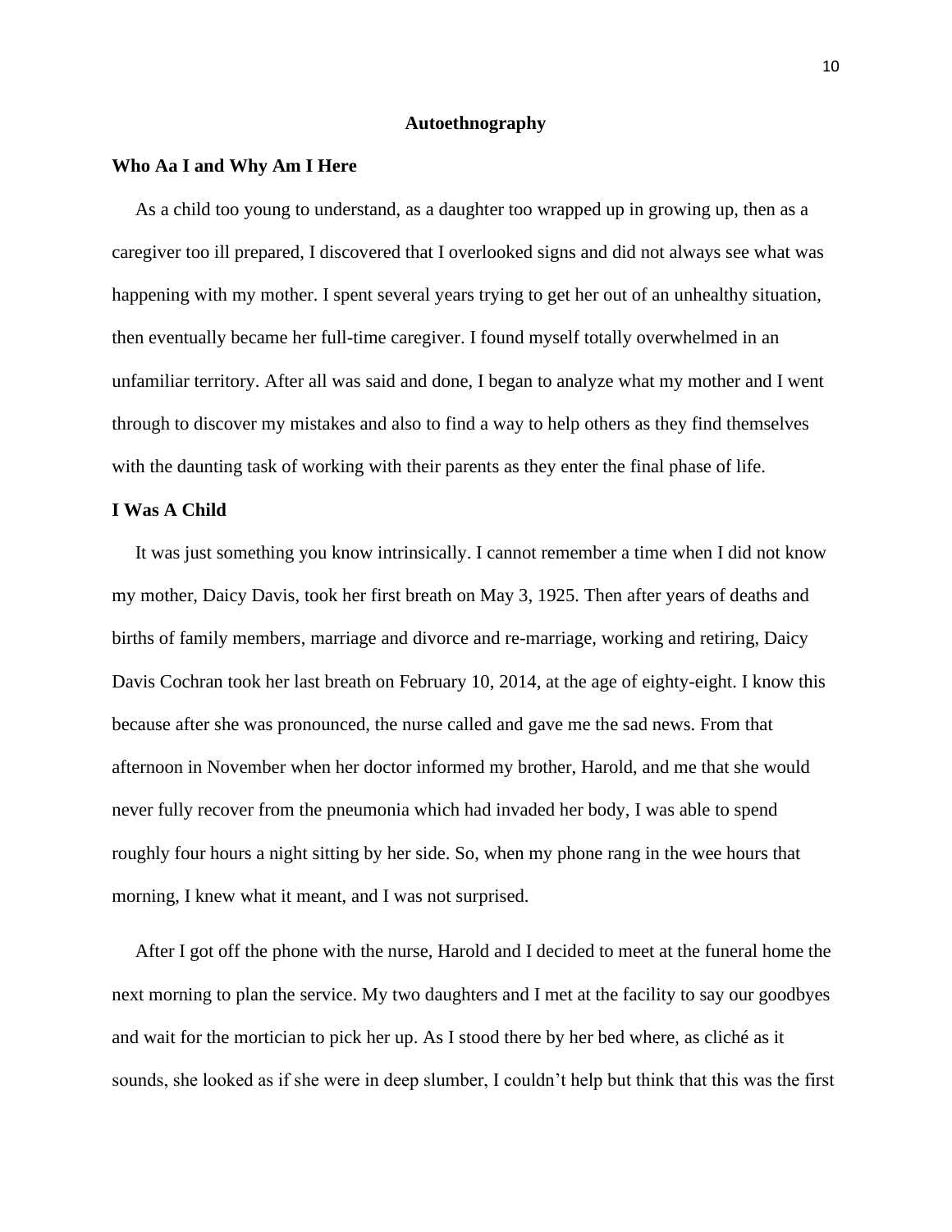## Autoethnography

### Who Aa I and Why Am I Here

As a child too young to understand, as a daughter too wrapped up in growing up, then as a caregiver too ill prepared, I discovered that I overlooked signs and did not always see what was happening with my mother. I spent several years trying to get her out of an unhealthy situation, then eventually became her full-time caregiver. I found myself totally overwhelmed in an unfamiliar territory. After all was said and done, I began to analyze what my mother and I went through to discover my mistakes and also to find a way to help others as they find themselves with the daunting task of working with their parents as they enter the final phase of life.

### I Was A Child

It was just something you know intrinsically. I cannot remember a time when I did not know my mother, Daicy Davis, took her first breath on May 3, 1925. Then after years of deaths and births of family members, marriage and divorce and re-marriage, working and retiring, Daicy Davis Cochran took her last breath on February 10, 2014, at the age of eighty-eight. I know this because after she was pronounced, the nurse called and gave me the sad news. From that afternoon in November when her doctor informed my brother, Harold, and me that she would never fully recover from the pneumonia which had invaded her body, I was able to spend roughly four hours a night sitting by her side. So, when my phone rang in the wee hours that morning, I knew what it meant, and I was not surprised.

After I got off the phone with the nurse, Harold and I decided to meet at the funeral home the next morning to plan the service. My two daughters and I met at the facility to say our goodbyes and wait for the mortician to pick her up. As I stood there by her bed where, as cliché as it sounds, she looked as if she were in deep slumber, I couldn't help but think that this was the first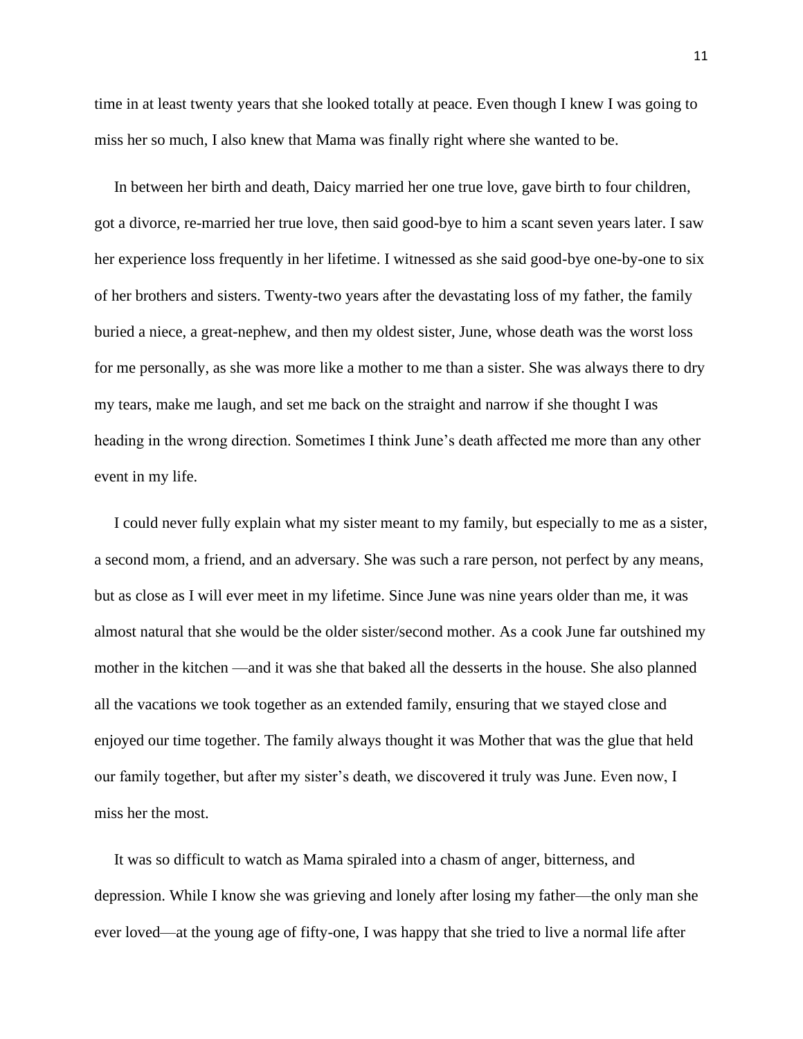time in at least twenty years that she looked totally at peace. Even though I knew I was going to miss her so much, I also knew that Mama was finally right where she wanted to be.

In between her birth and death, Daicy married her one true love, gave birth to four children, got a divorce, re-married her true love, then said good-bye to him a scant seven years later. I saw her experience loss frequently in her lifetime. I witnessed as she said good-bye one-by-one to six of her brothers and sisters. Twenty-two years after the devastating loss of my father, the family buried a niece, a great-nephew, and then my oldest sister, June, whose death was the worst loss for me personally, as she was more like a mother to me than a sister. She was always there to dry my tears, make me laugh, and set me back on the straight and narrow if she thought I was heading in the wrong direction. Sometimes I think June's death affected me more than any other event in my life.

I could never fully explain what my sister meant to my family, but especially to me as a sister, a second mom, a friend, and an adversary. She was such a rare person, not perfect by any means, but as close as I will ever meet in my lifetime. Since June was nine years older than me, it was almost natural that she would be the older sister/second mother. As a cook June far outshined my mother in the kitchen —and it was she that baked all the desserts in the house. She also planned all the vacations we took together as an extended family, ensuring that we stayed close and enjoyed our time together. The family always thought it was Mother that was the glue that held our family together, but after my sister's death, we discovered it truly was June. Even now, I miss her the most.

It was so difficult to watch as Mama spiraled into a chasm of anger, bitterness, and depression. While I know she was grieving and lonely after losing my father—the only man she ever loved—at the young age of fifty-one, I was happy that she tried to live a normal life after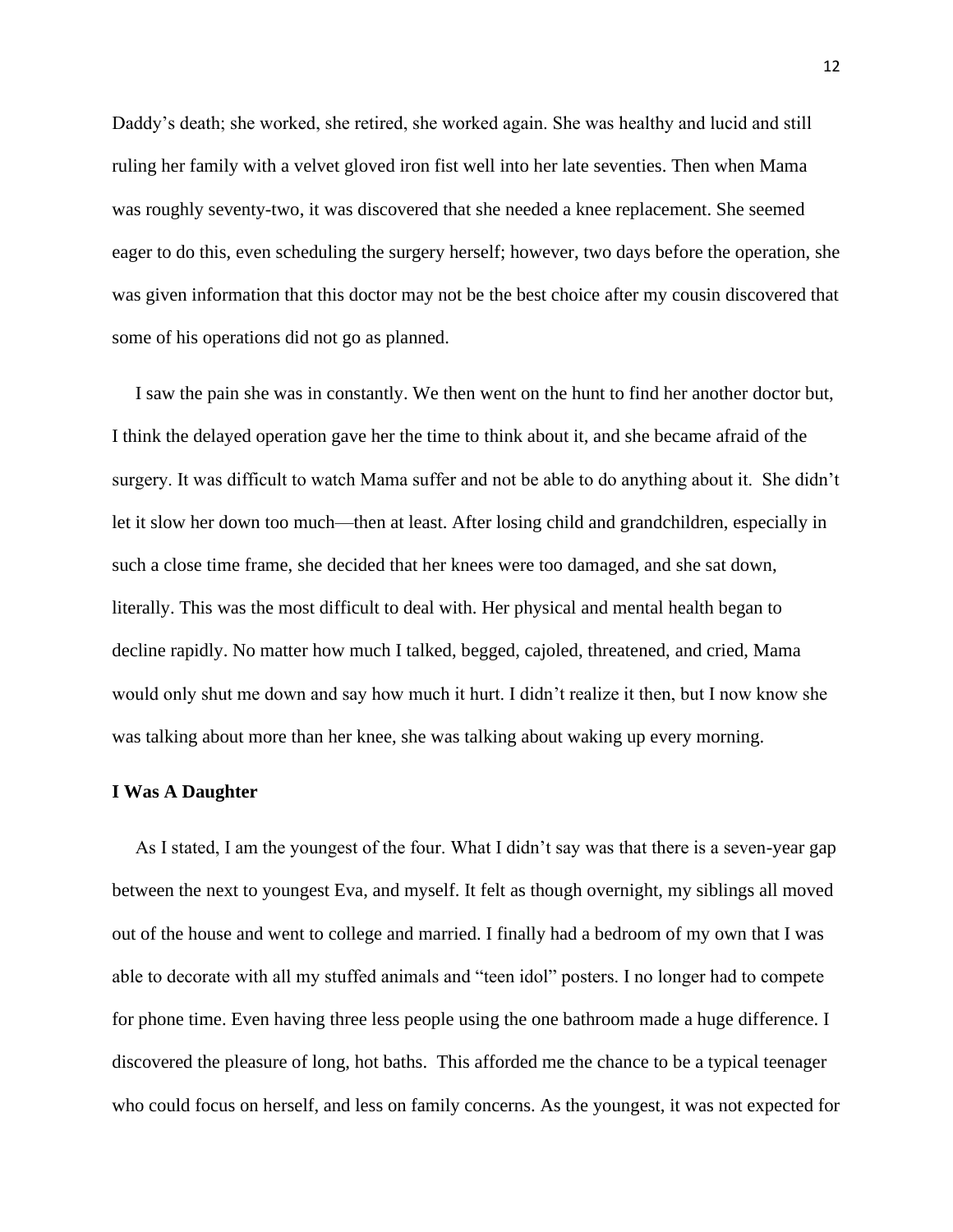Daddy's death; she worked, she retired, she worked again. She was healthy and lucid and still ruling her family with a velvet gloved iron fist well into her late seventies. Then when Mama was roughly seventy-two, it was discovered that she needed a knee replacement. She seemed eager to do this, even scheduling the surgery herself; however, two days before the operation, she was given information that this doctor may not be the best choice after my cousin discovered that some of his operations did not go as planned.

I saw the pain she was in constantly. We then went on the hunt to find her another doctor but, I think the delayed operation gave her the time to think about it, and she became afraid of the surgery. It was difficult to watch Mama suffer and not be able to do anything about it. She didn't let it slow her down too much—then at least. After losing child and grandchildren, especially in such a close time frame, she decided that her knees were too damaged, and she sat down, literally. This was the most difficult to deal with. Her physical and mental health began to decline rapidly. No matter how much I talked, begged, cajoled, threatened, and cried, Mama would only shut me down and say how much it hurt. I didn't realize it then, but I now know she was talking about more than her knee, she was talking about waking up every morning.

**I Was A Daughter**

As I stated, I am the youngest of the four. What I didn't say was that there is a seven-year gap between the next to youngest Eva, and myself. It felt as though overnight, my siblings all moved out of the house and went to college and married. I finally had a bedroom of my own that I was able to decorate with all my stuffed animals and "teen idol" posters. I no longer had to compete for phone time. Even having three less people using the one bathroom made a huge difference. I discovered the pleasure of long, hot baths. This afforded me the chance to be a typical teenager who could focus on herself, and less on family concerns. As the youngest, it was not expected for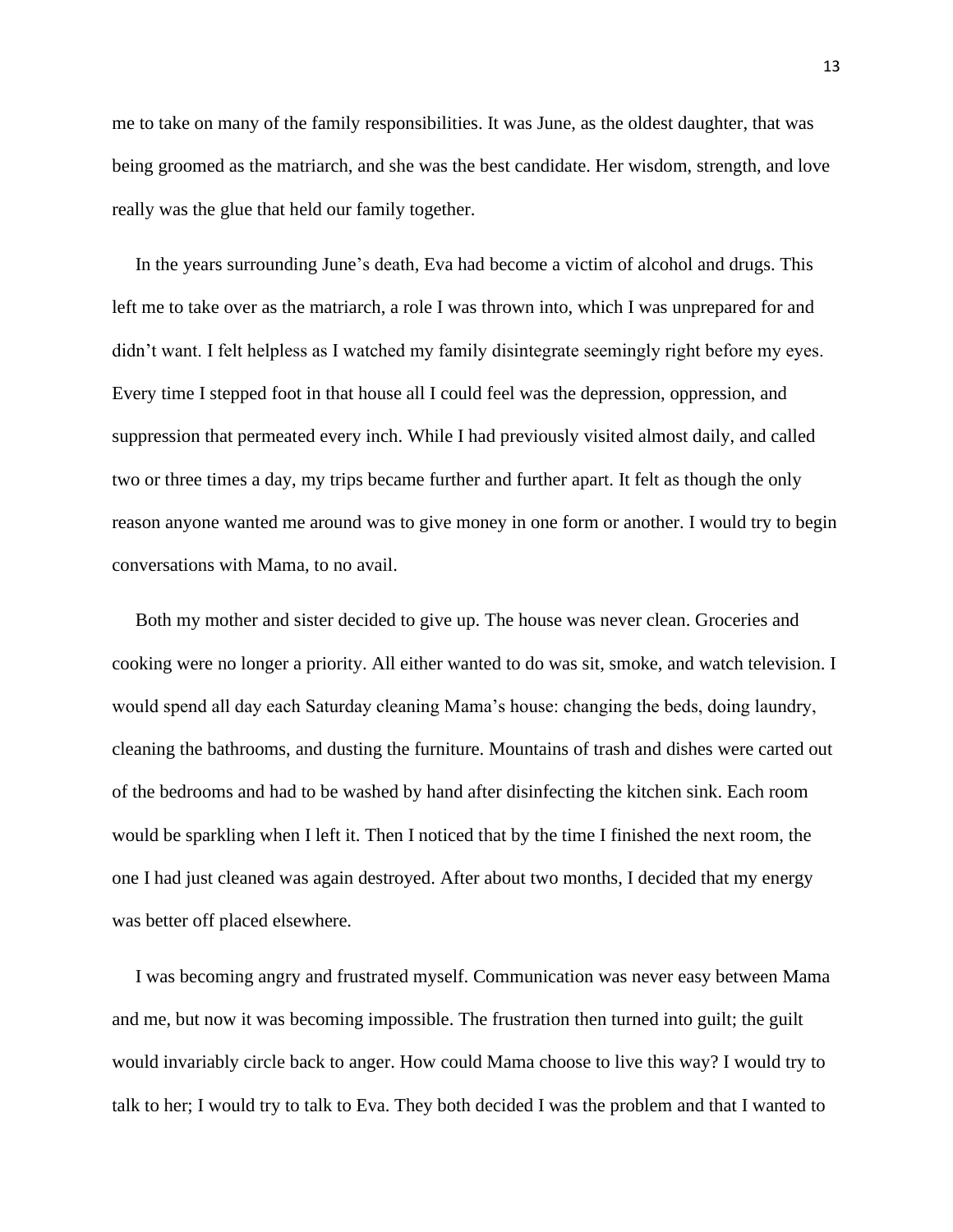me to take on many of the family responsibilities. It was June, as the oldest daughter, that was being groomed as the matriarch, and she was the best candidate. Her wisdom, strength, and love really was the glue that held our family together.

In the years surrounding June's death, Eva had become a victim of alcohol and drugs. This left me to take over as the matriarch, a role I was thrown into, which I was unprepared for and didn't want. I felt helpless as I watched my family disintegrate seemingly right before my eyes. Every time I stepped foot in that house all I could feel was the depression, oppression, and suppression that permeated every inch. While I had previously visited almost daily, and called two or three times a day, my trips became further and further apart. It felt as though the only reason anyone wanted me around was to give money in one form or another. I would try to begin conversations with Mama, to no avail.

Both my mother and sister decided to give up. The house was never clean. Groceries and cooking were no longer a priority. All either wanted to do was sit, smoke, and watch television. I would spend all day each Saturday cleaning Mama's house: changing the beds, doing laundry, cleaning the bathrooms, and dusting the furniture. Mountains of trash and dishes were carted out of the bedrooms and had to be washed by hand after disinfecting the kitchen sink. Each room would be sparkling when I left it. Then I noticed that by the time I finished the next room, the one I had just cleaned was again destroyed. After about two months, I decided that my energy was better off placed elsewhere.

I was becoming angry and frustrated myself. Communication was never easy between Mama and me, but now it was becoming impossible. The frustration then turned into guilt; the guilt would invariably circle back to anger. How could Mama choose to live this way? I would try to talk to her; I would try to talk to Eva. They both decided I was the problem and that I wanted to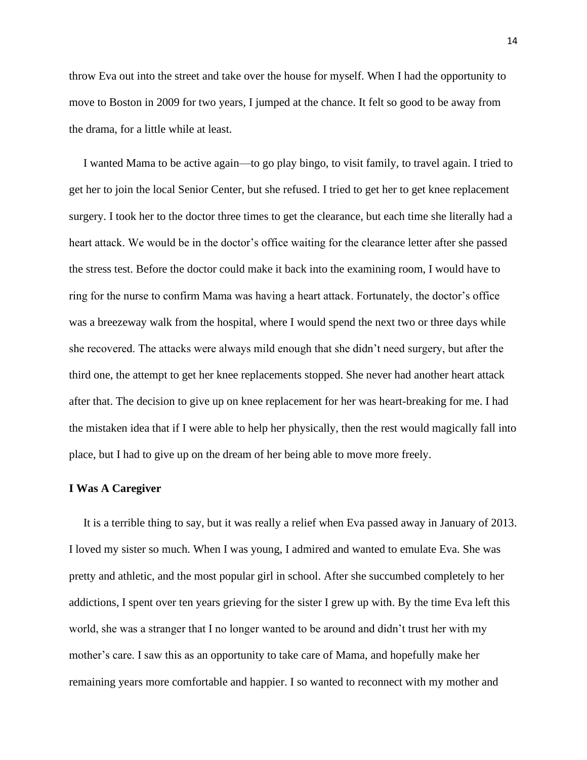throw Eva out into the street and take over the house for myself. When I had the opportunity to move to Boston in 2009 for two years, I jumped at the chance. It felt so good to be away from the drama, for a little while at least.

I wanted Mama to be active again—to go play bingo, to visit family, to travel again. I tried to get her to join the local Senior Center, but she refused. I tried to get her to get knee replacement surgery. I took her to the doctor three times to get the clearance, but each time she literally had a heart attack. We would be in the doctor's office waiting for the clearance letter after she passed the stress test. Before the doctor could make it back into the examining room, I would have to ring for the nurse to confirm Mama was having a heart attack. Fortunately, the doctor's office was a breezeway walk from the hospital, where I would spend the next two or three days while she recovered. The attacks were always mild enough that she didn't need surgery, but after the third one, the attempt to get her knee replacements stopped. She never had another heart attack after that. The decision to give up on knee replacement for her was heart-breaking for me. I had the mistaken idea that if I were able to help her physically, then the rest would magically fall into place, but I had to give up on the dream of her being able to move more freely.

**I Was A Caregiver**

It is a terrible thing to say, but it was really a relief when Eva passed away in January of 2013. I loved my sister so much. When I was young, I admired and wanted to emulate Eva. She was pretty and athletic, and the most popular girl in school. After she succumbed completely to her addictions, I spent over ten years grieving for the sister I grew up with. By the time Eva left this world, she was a stranger that I no longer wanted to be around and didn't trust her with my mother's care. I saw this as an opportunity to take care of Mama, and hopefully make her remaining years more comfortable and happier. I so wanted to reconnect with my mother and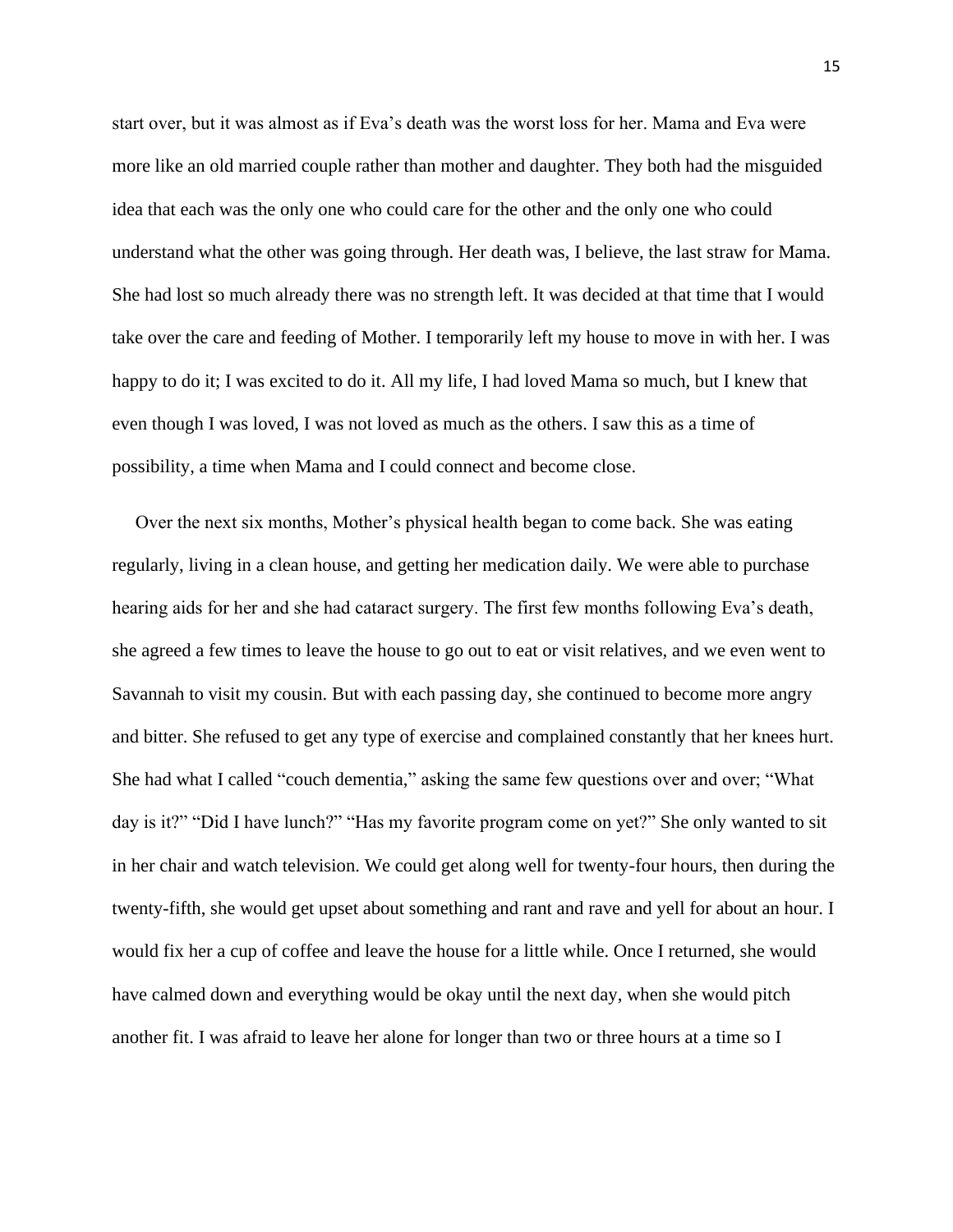start over, but it was almost as if Eva's death was the worst loss for her. Mama and Eva were more like an old married couple rather than mother and daughter. They both had the misguided idea that each was the only one who could care for the other and the only one who could understand what the other was going through. Her death was, I believe, the last straw for Mama. She had lost so much already there was no strength left. It was decided at that time that I would take over the care and feeding of Mother. I temporarily left my house to move in with her. I was happy to do it; I was excited to do it. All my life, I had loved Mama so much, but I knew that even though I was loved, I was not loved as much as the others. I saw this as a time of possibility, a time when Mama and I could connect and become close.

Over the next six months, Mother's physical health began to come back. She was eating regularly, living in a clean house, and getting her medication daily. We were able to purchase hearing aids for her and she had cataract surgery. The first few months following Eva's death, she agreed a few times to leave the house to go out to eat or visit relatives, and we even went to Savannah to visit my cousin. But with each passing day, she continued to become more angry and bitter. She refused to get any type of exercise and complained constantly that her knees hurt. She had what I called "couch dementia," asking the same few questions over and over; "What day is it?" "Did I have lunch?" "Has my favorite program come on yet?" She only wanted to sit in her chair and watch television. We could get along well for twenty-four hours, then during the twenty-fifth, she would get upset about something and rant and rave and yell for about an hour. I would fix her a cup of coffee and leave the house for a little while. Once I returned, she would have calmed down and everything would be okay until the next day, when she would pitch another fit. I was afraid to leave her alone for longer than two or three hours at a time so I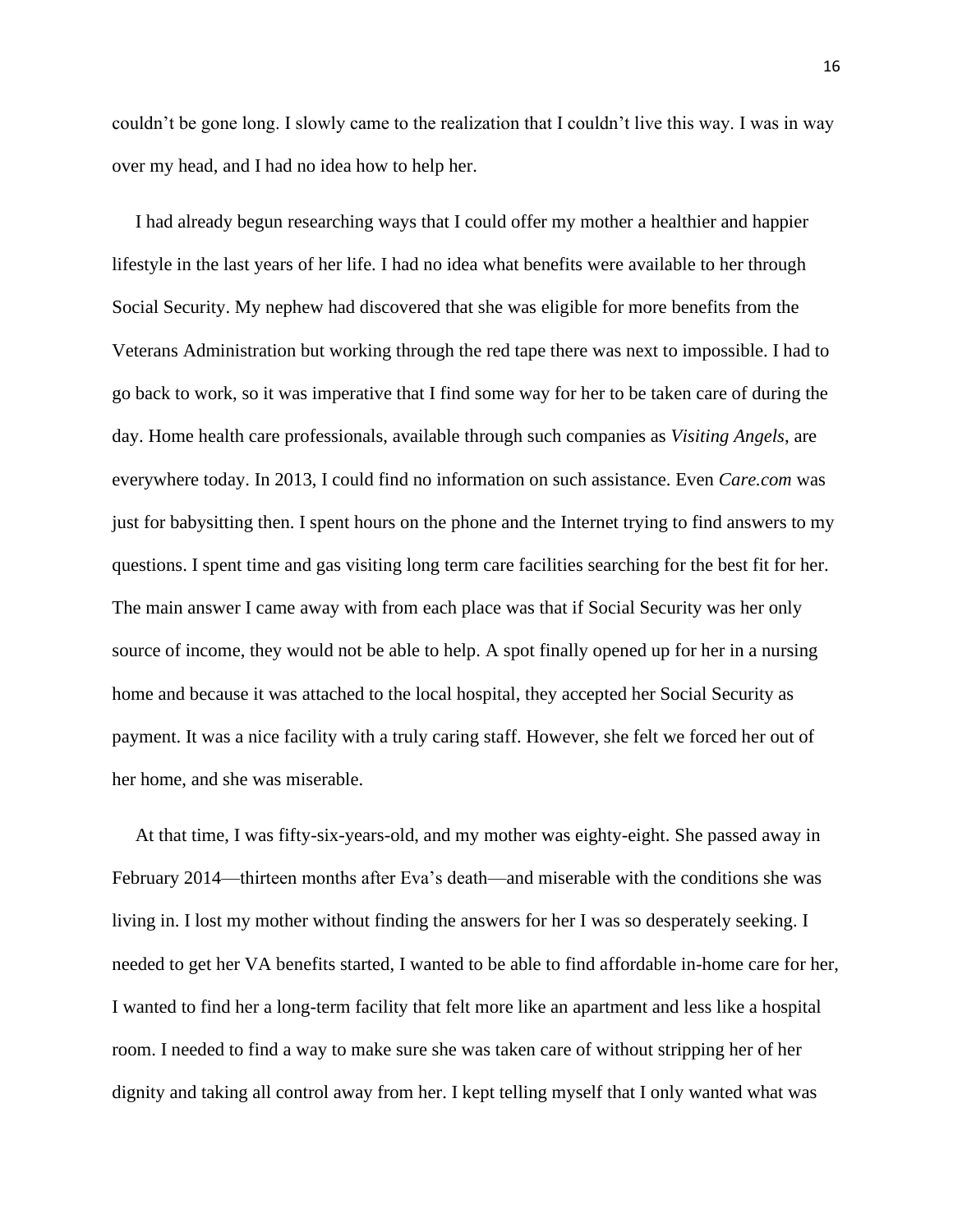couldn't be gone long. I slowly came to the realization that I couldn't live this way. I was in way over my head, and I had no idea how to help her.

I had already begun researching ways that I could offer my mother a healthier and happier lifestyle in the last years of her life. I had no idea what benefits were available to her through Social Security. My nephew had discovered that she was eligible for more benefits from the Veterans Administration but working through the red tape there was next to impossible. I had to go back to work, so it was imperative that I find some way for her to be taken care of during the day. Home health care professionals, available through such companies as *Visiting Angels*, are everywhere today. In 2013, I could find no information on such assistance. Even *Care.com* was just for babysitting then. I spent hours on the phone and the Internet trying to find answers to my questions. I spent time and gas visiting long term care facilities searching for the best fit for her. The main answer I came away with from each place was that if Social Security was her only source of income, they would not be able to help. A spot finally opened up for her in a nursing home and because it was attached to the local hospital, they accepted her Social Security as payment. It was a nice facility with a truly caring staff. However, she felt we forced her out of her home, and she was miserable.

At that time, I was fifty-six-years-old, and my mother was eighty-eight. She passed away in February 2014—thirteen months after Eva's death—and miserable with the conditions she was living in. I lost my mother without finding the answers for her I was so desperately seeking. I needed to get her VA benefits started, I wanted to be able to find affordable in-home care for her, I wanted to find her a long-term facility that felt more like an apartment and less like a hospital room. I needed to find a way to make sure she was taken care of without stripping her of her dignity and taking all control away from her. I kept telling myself that I only wanted what was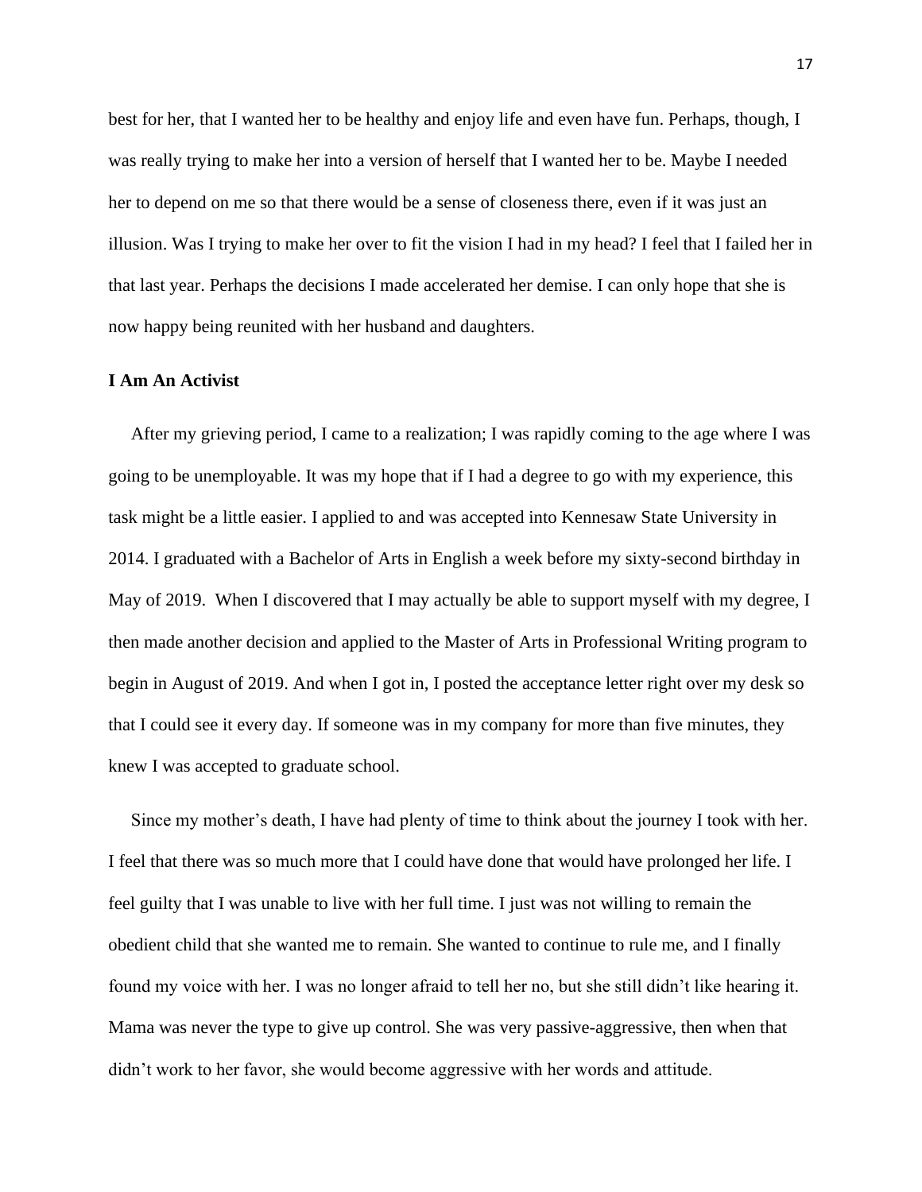best for her, that I wanted her to be healthy and enjoy life and even have fun. Perhaps, though, I was really trying to make her into a version of herself that I wanted her to be. Maybe I needed her to depend on me so that there would be a sense of closeness there, even if it was just an illusion. Was I trying to make her over to fit the vision I had in my head? I feel that I failed her in that last year. Perhaps the decisions I made accelerated her demise. I can only hope that she is now happy being reunited with her husband and daughters.

**I Am An Activist**

After my grieving period, I came to a realization; I was rapidly coming to the age where I was going to be unemployable. It was my hope that if I had a degree to go with my experience, this task might be a little easier. I applied to and was accepted into Kennesaw State University in 2014. I graduated with a Bachelor of Arts in English a week before my sixty-second birthday in May of 2019. When I discovered that I may actually be able to support myself with my degree, I then made another decision and applied to the Master of Arts in Professional Writing program to begin in August of 2019. And when I got in, I posted the acceptance letter right over my desk so that I could see it every day. If someone was in my company for more than five minutes, they knew I was accepted to graduate school.

Since my mother's death, I have had plenty of time to think about the journey I took with her. I feel that there was so much more that I could have done that would have prolonged her life. I feel guilty that I was unable to live with her full time. I just was not willing to remain the obedient child that she wanted me to remain. She wanted to continue to rule me, and I finally found my voice with her. I was no longer afraid to tell her no, but she still didn't like hearing it. Mama was never the type to give up control. She was very passive-aggressive, then when that didn't work to her favor, she would become aggressive with her words and attitude.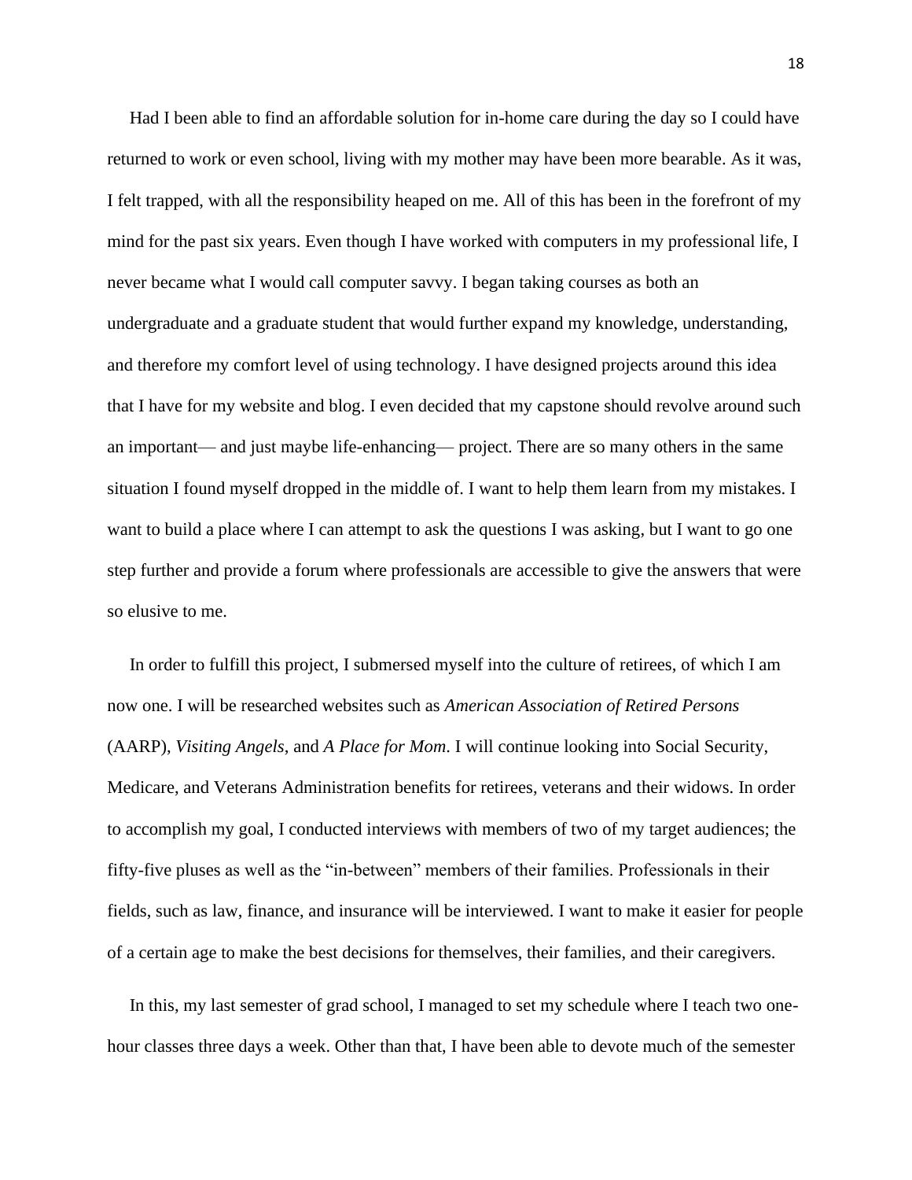Had I been able to find an affordable solution for in-home care during the day so I could have returned to work or even school, living with my mother may have been more bearable. As it was, I felt trapped, with all the responsibility heaped on me. All of this has been in the forefront of my mind for the past six years. Even though I have worked with computers in my professional life, I never became what I would call computer savvy. I began taking courses as both an undergraduate and a graduate student that would further expand my knowledge, understanding, and therefore my comfort level of using technology. I have designed projects around this idea that I have for my website and blog. I even decided that my capstone should revolve around such an important— and just maybe life-enhancing— project. There are so many others in the same situation I found myself dropped in the middle of. I want to help them learn from my mistakes. I want to build a place where I can attempt to ask the questions I was asking, but I want to go one step further and provide a forum where professionals are accessible to give the answers that were so elusive to me.

In order to fulfill this project, I submersed myself into the culture of retirees, of which I am now one. I will be researched websites such as *American Association of Retired Persons* (AARP), *Visiting Angels,* and *A Place for Mom*. I will continue looking into Social Security, Medicare, and Veterans Administration benefits for retirees, veterans and their widows. In order to accomplish my goal, I conducted interviews with members of two of my target audiences; the fifty-five pluses as well as the "in-between" members of their families. Professionals in their fields, such as law, finance, and insurance will be interviewed. I want to make it easier for people of a certain age to make the best decisions for themselves, their families, and their caregivers.

In this, my last semester of grad school, I managed to set my schedule where I teach two one-hour classes three days a week. Other than that, I have been able to devote much of the semester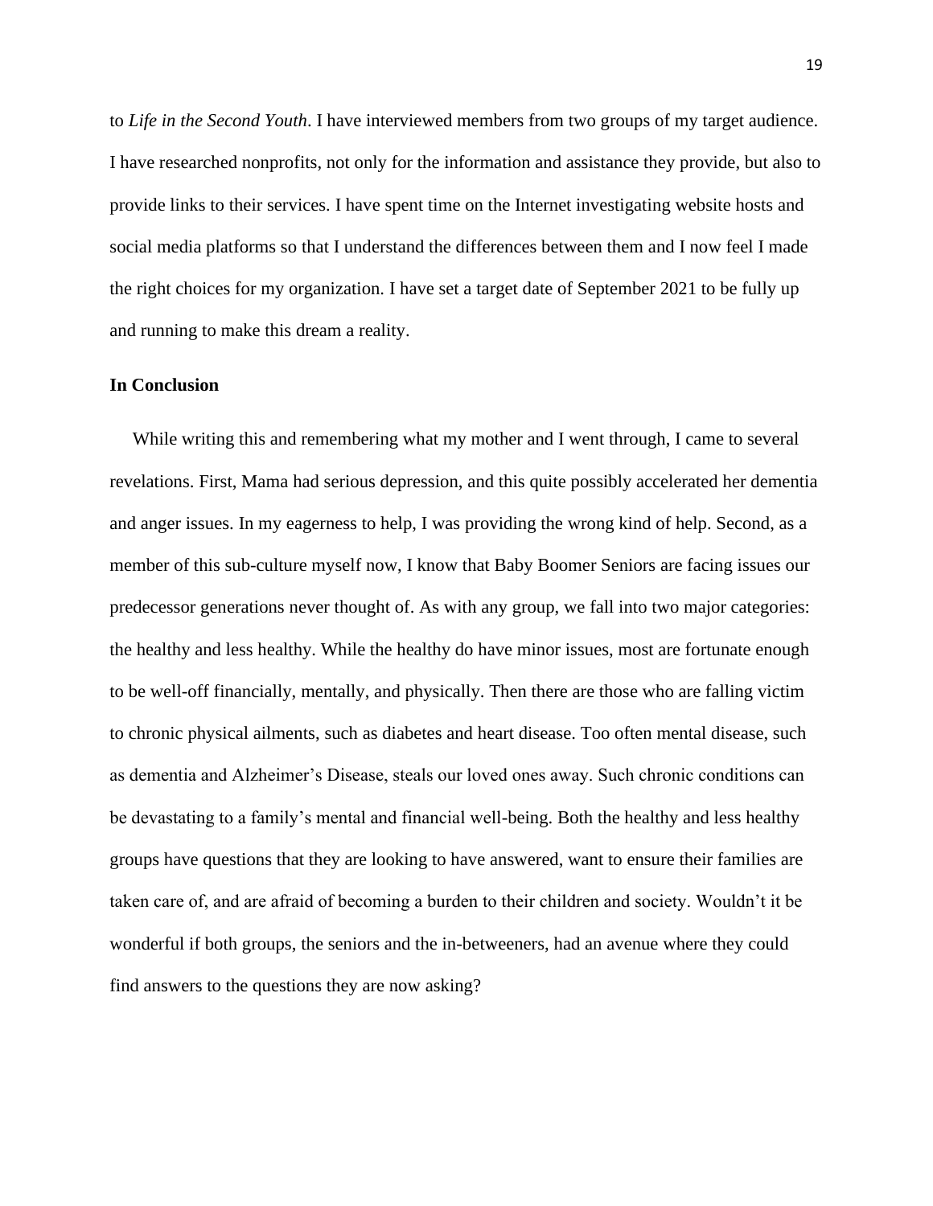to *Life in the Second Youth*. I have interviewed members from two groups of my target audience. I have researched nonprofits, not only for the information and assistance they provide, but also to provide links to their services. I have spent time on the Internet investigating website hosts and social media platforms so that I understand the differences between them and I now feel I made the right choices for my organization. I have set a target date of September 2021 to be fully up and running to make this dream a reality.

**In Conclusion**

While writing this and remembering what my mother and I went through, I came to several revelations. First, Mama had serious depression, and this quite possibly accelerated her dementia and anger issues. In my eagerness to help, I was providing the wrong kind of help. Second, as a member of this sub-culture myself now, I know that Baby Boomer Seniors are facing issues our predecessor generations never thought of. As with any group, we fall into two major categories: the healthy and less healthy. While the healthy do have minor issues, most are fortunate enough to be well-off financially, mentally, and physically. Then there are those who are falling victim to chronic physical ailments, such as diabetes and heart disease. Too often mental disease, such as dementia and Alzheimer's Disease, steals our loved ones away. Such chronic conditions can be devastating to a family's mental and financial well-being. Both the healthy and less healthy groups have questions that they are looking to have answered, want to ensure their families are taken care of, and are afraid of becoming a burden to their children and society. Wouldn't it be wonderful if both groups, the seniors and the in-betweeners, had an avenue where they could find answers to the questions they are now asking?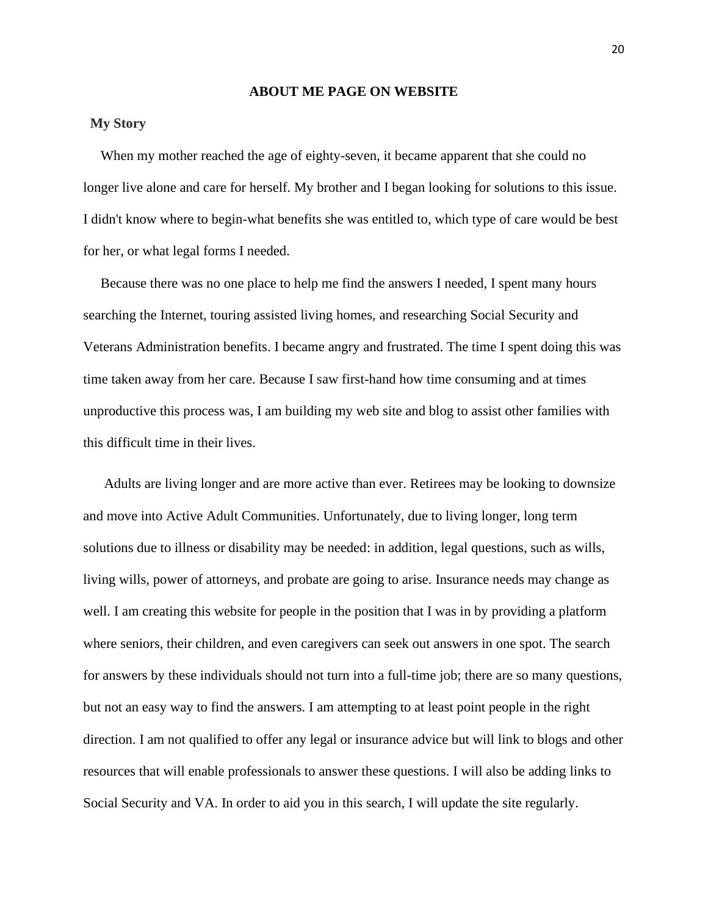## ABOUT ME PAGE ON WEBSITE

### My Story

When my mother reached the age of eighty-seven, it became apparent that she could no longer live alone and care for herself. My brother and I began looking for solutions to this issue. I didn't know where to begin-what benefits she was entitled to, which type of care would be best for her, or what legal forms I needed.

Because there was no one place to help me find the answers I needed, I spent many hours searching the Internet, touring assisted living homes, and researching Social Security and Veterans Administration benefits. I became angry and frustrated. The time I spent doing this was time taken away from her care. Because I saw first-hand how time consuming and at times unproductive this process was, I am building my web site and blog to assist other families with this difficult time in their lives.

Adults are living longer and are more active than ever. Retirees may be looking to downsize and move into Active Adult Communities. Unfortunately, due to living longer, long term solutions due to illness or disability may be needed: in addition, legal questions, such as wills, living wills, power of attorneys, and probate are going to arise. Insurance needs may change as well. I am creating this website for people in the position that I was in by providing a platform where seniors, their children, and even caregivers can seek out answers in one spot. The search for answers by these individuals should not turn into a full-time job; there are so many questions, but not an easy way to find the answers. I am attempting to at least point people in the right direction. I am not qualified to offer any legal or insurance advice but will link to blogs and other resources that will enable professionals to answer these questions. I will also be adding links to Social Security and VA. In order to aid you in this search, I will update the site regularly.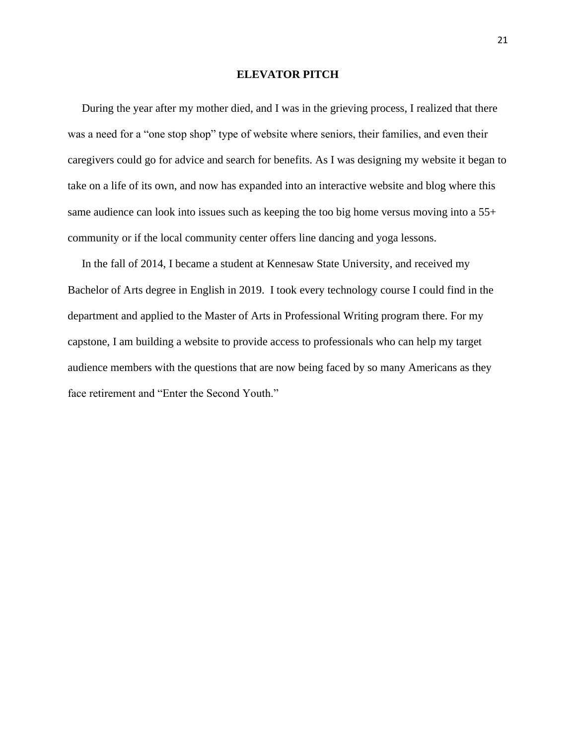## ELEVATOR PITCH

During the year after my mother died, and I was in the grieving process, I realized that there was a need for a "one stop shop" type of website where seniors, their families, and even their caregivers could go for advice and search for benefits. As I was designing my website it began to take on a life of its own, and now has expanded into an interactive website and blog where this same audience can look into issues such as keeping the too big home versus moving into a 55+ community or if the local community center offers line dancing and yoga lessons.

In the fall of 2014, I became a student at Kennesaw State University, and received my Bachelor of Arts degree in English in 2019. I took every technology course I could find in the department and applied to the Master of Arts in Professional Writing program there. For my capstone, I am building a website to provide access to professionals who can help my target audience members with the questions that are now being faced by so many Americans as they face retirement and "Enter the Second Youth."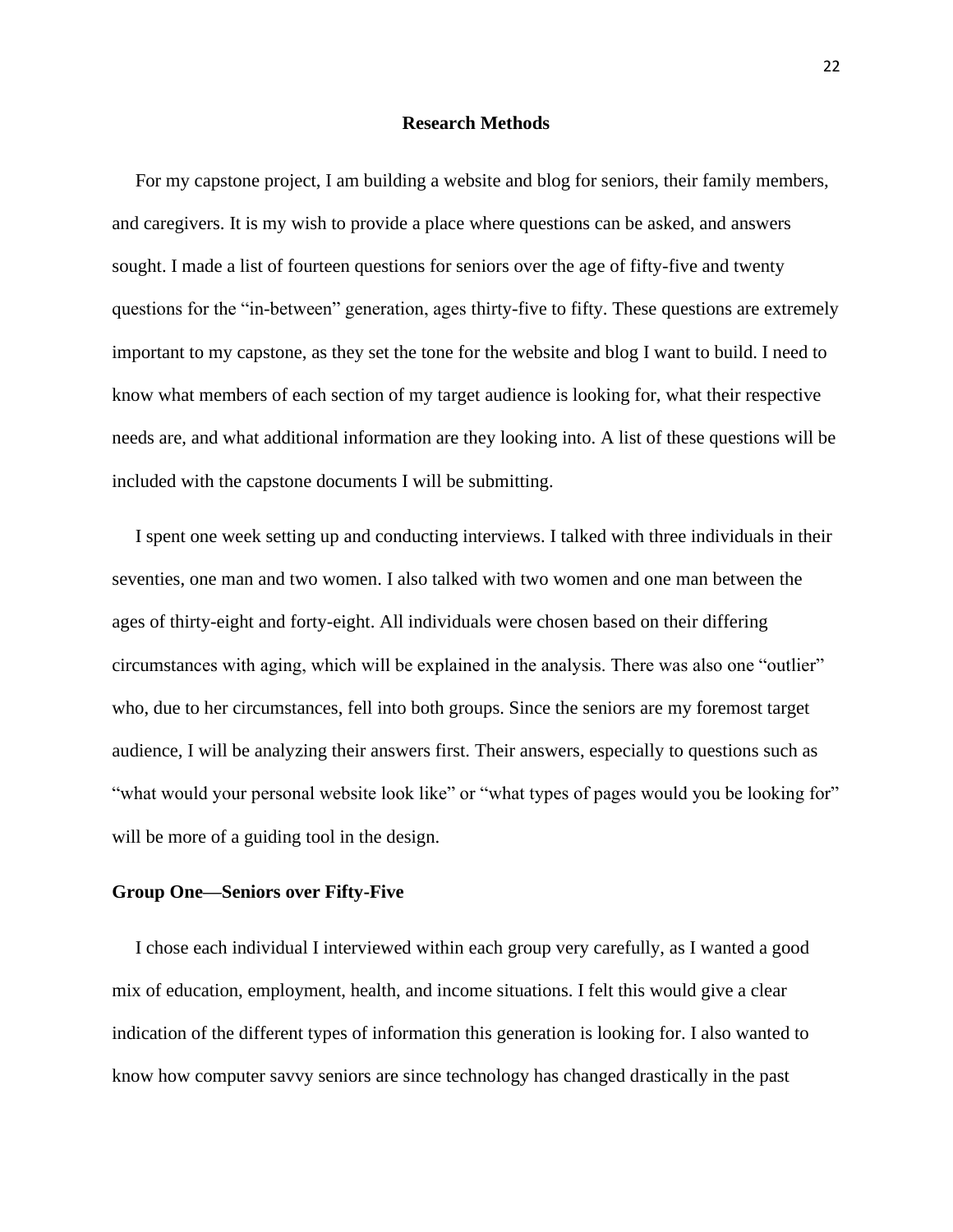## Research Methods

For my capstone project, I am building a website and blog for seniors, their family members, and caregivers. It is my wish to provide a place where questions can be asked, and answers sought. I made a list of fourteen questions for seniors over the age of fifty-five and twenty questions for the "in-between" generation, ages thirty-five to fifty. These questions are extremely important to my capstone, as they set the tone for the website and blog I want to build. I need to know what members of each section of my target audience is looking for, what their respective needs are, and what additional information are they looking into. A list of these questions will be included with the capstone documents I will be submitting.

I spent one week setting up and conducting interviews. I talked with three individuals in their seventies, one man and two women. I also talked with two women and one man between the ages of thirty-eight and forty-eight. All individuals were chosen based on their differing circumstances with aging, which will be explained in the analysis. There was also one "outlier" who, due to her circumstances, fell into both groups. Since the seniors are my foremost target audience, I will be analyzing their answers first. Their answers, especially to questions such as "what would your personal website look like" or "what types of pages would you be looking for" will be more of a guiding tool in the design.

### Group One—Seniors over Fifty-Five

I chose each individual I interviewed within each group very carefully, as I wanted a good mix of education, employment, health, and income situations. I felt this would give a clear indication of the different types of information this generation is looking for. I also wanted to know how computer savvy seniors are since technology has changed drastically in the past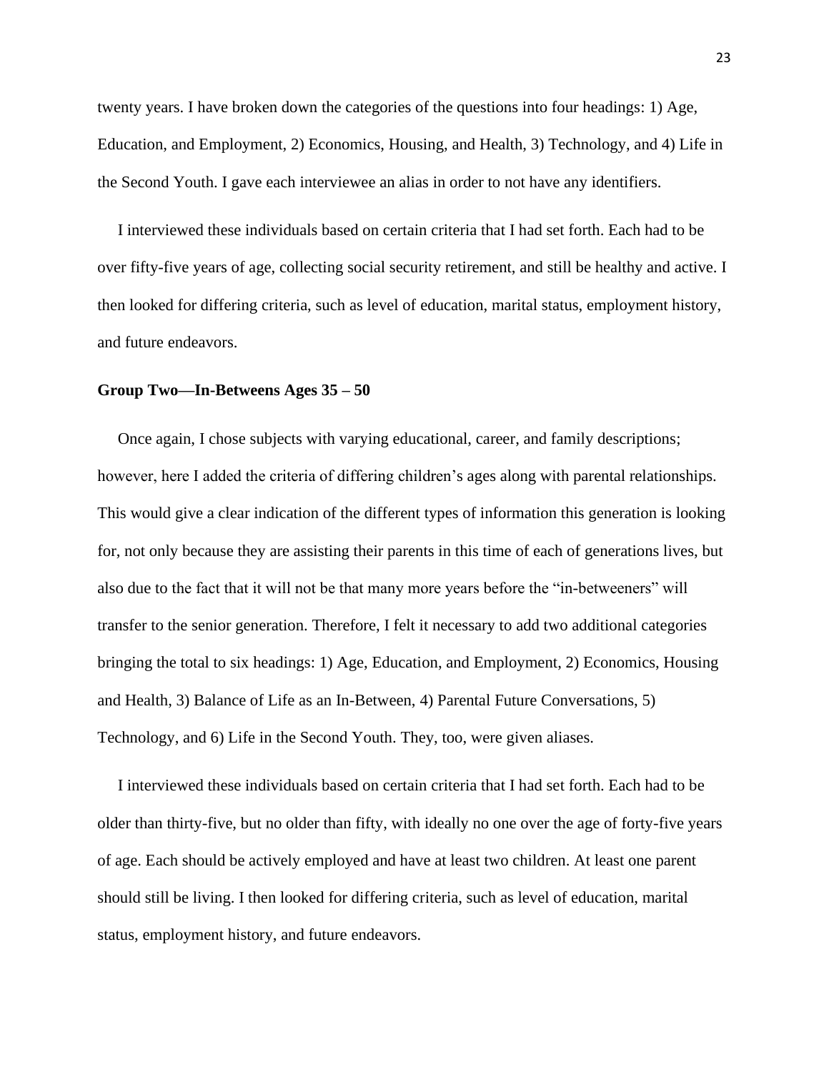twenty years. I have broken down the categories of the questions into four headings: 1) Age, Education, and Employment, 2) Economics, Housing, and Health, 3) Technology, and 4) Life in the Second Youth. I gave each interviewee an alias in order to not have any identifiers.

I interviewed these individuals based on certain criteria that I had set forth. Each had to be over fifty-five years of age, collecting social security retirement, and still be healthy and active. I then looked for differing criteria, such as level of education, marital status, employment history, and future endeavors.

**Group Two—In-Betweens Ages 35 – 50**

Once again, I chose subjects with varying educational, career, and family descriptions; however, here I added the criteria of differing children's ages along with parental relationships. This would give a clear indication of the different types of information this generation is looking for, not only because they are assisting their parents in this time of each of generations lives, but also due to the fact that it will not be that many more years before the "in-betweeners" will transfer to the senior generation. Therefore, I felt it necessary to add two additional categories bringing the total to six headings: 1) Age, Education, and Employment, 2) Economics, Housing and Health, 3) Balance of Life as an In-Between, 4) Parental Future Conversations, 5) Technology, and 6) Life in the Second Youth. They, too, were given aliases.

I interviewed these individuals based on certain criteria that I had set forth. Each had to be older than thirty-five, but no older than fifty, with ideally no one over the age of forty-five years of age. Each should be actively employed and have at least two children. At least one parent should still be living. I then looked for differing criteria, such as level of education, marital status, employment history, and future endeavors.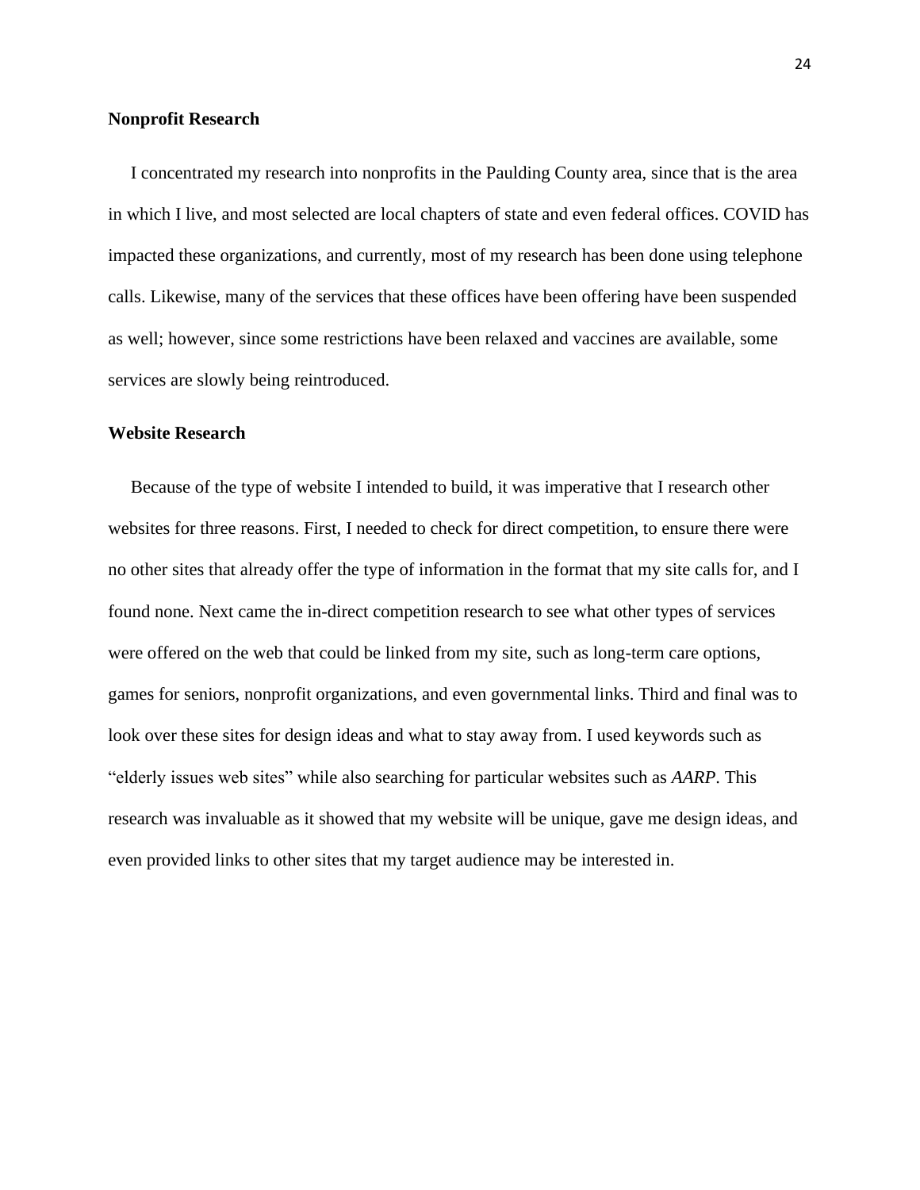**Nonprofit Research**

I concentrated my research into nonprofits in the Paulding County area, since that is the area in which I live, and most selected are local chapters of state and even federal offices. COVID has impacted these organizations, and currently, most of my research has been done using telephone calls. Likewise, many of the services that these offices have been offering have been suspended as well; however, since some restrictions have been relaxed and vaccines are available, some services are slowly being reintroduced.

**Website Research**

Because of the type of website I intended to build, it was imperative that I research other websites for three reasons. First, I needed to check for direct competition, to ensure there were no other sites that already offer the type of information in the format that my site calls for, and I found none. Next came the in-direct competition research to see what other types of services were offered on the web that could be linked from my site, such as long-term care options, games for seniors, nonprofit organizations, and even governmental links. Third and final was to look over these sites for design ideas and what to stay away from. I used keywords such as "elderly issues web sites" while also searching for particular websites such as *AARP*. This research was invaluable as it showed that my website will be unique, gave me design ideas, and even provided links to other sites that my target audience may be interested in.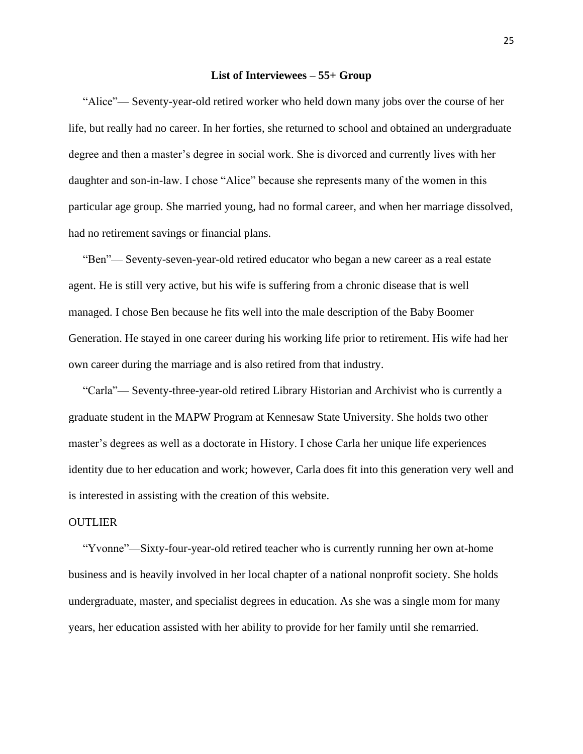## List of Interviewees – 55+ Group

"Alice"— Seventy-year-old retired worker who held down many jobs over the course of her life, but really had no career. In her forties, she returned to school and obtained an undergraduate degree and then a master's degree in social work. She is divorced and currently lives with her daughter and son-in-law. I chose "Alice" because she represents many of the women in this particular age group. She married young, had no formal career, and when her marriage dissolved, had no retirement savings or financial plans.

"Ben"— Seventy-seven-year-old retired educator who began a new career as a real estate agent. He is still very active, but his wife is suffering from a chronic disease that is well managed. I chose Ben because he fits well into the male description of the Baby Boomer Generation. He stayed in one career during his working life prior to retirement. His wife had her own career during the marriage and is also retired from that industry.

"Carla"— Seventy-three-year-old retired Library Historian and Archivist who is currently a graduate student in the MAPW Program at Kennesaw State University. She holds two other master's degrees as well as a doctorate in History. I chose Carla her unique life experiences identity due to her education and work; however, Carla does fit into this generation very well and is interested in assisting with the creation of this website.

OUTLIER

"Yvonne"—Sixty-four-year-old retired teacher who is currently running her own at-home business and is heavily involved in her local chapter of a national nonprofit society. She holds undergraduate, master, and specialist degrees in education. As she was a single mom for many years, her education assisted with her ability to provide for her family until she remarried.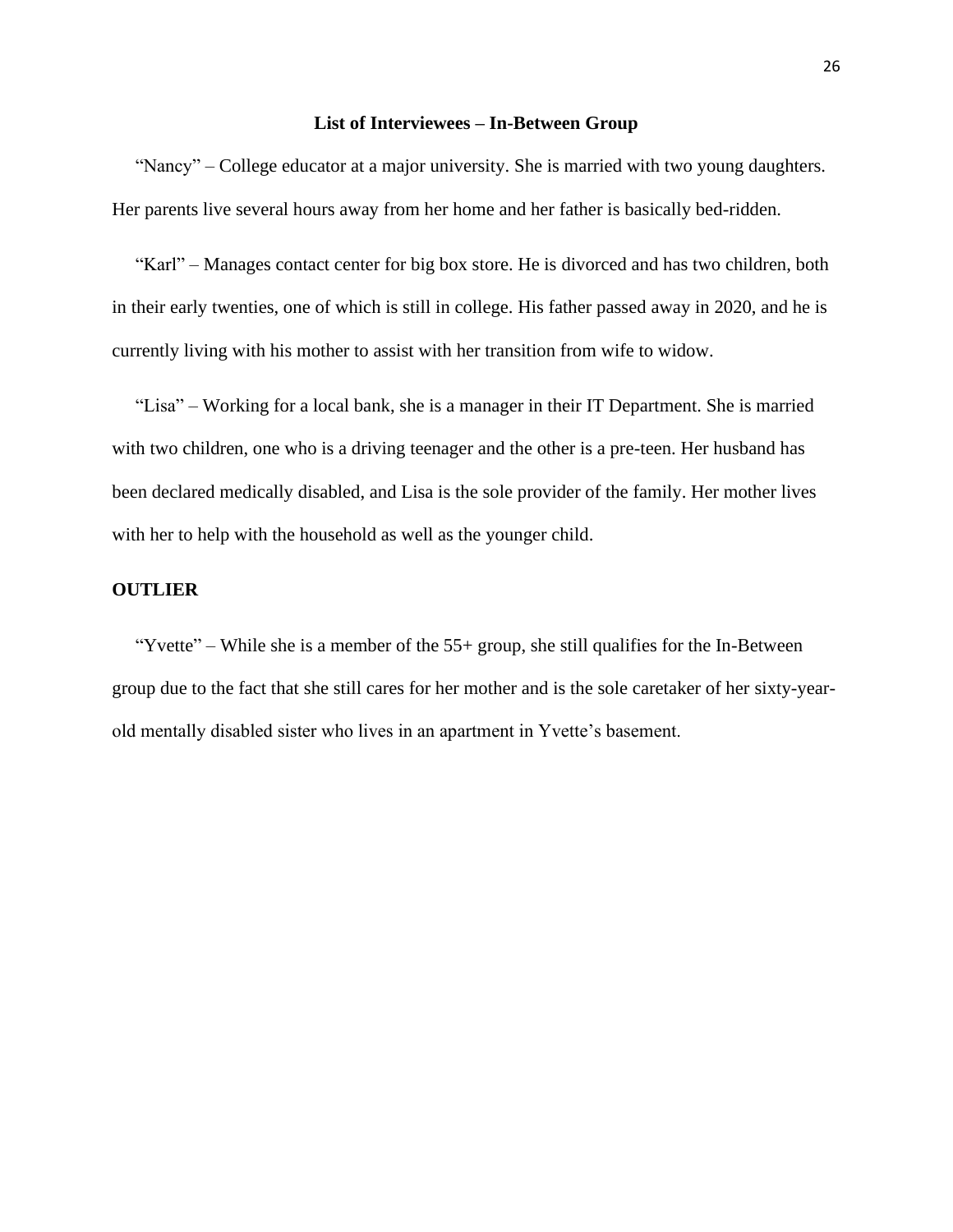## List of Interviewees – In-Between Group

"Nancy" – College educator at a major university. She is married with two young daughters. Her parents live several hours away from her home and her father is basically bed-ridden.

"Karl" – Manages contact center for big box store. He is divorced and has two children, both in their early twenties, one of which is still in college. His father passed away in 2020, and he is currently living with his mother to assist with her transition from wife to widow.

"Lisa" – Working for a local bank, she is a manager in their IT Department. She is married with two children, one who is a driving teenager and the other is a pre-teen. Her husband has been declared medically disabled, and Lisa is the sole provider of the family. Her mother lives with her to help with the household as well as the younger child.

**OUTLIER**

"Yvette" – While she is a member of the 55+ group, she still qualifies for the In-Between group due to the fact that she still cares for her mother and is the sole caretaker of her sixty-year-old mentally disabled sister who lives in an apartment in Yvette's basement.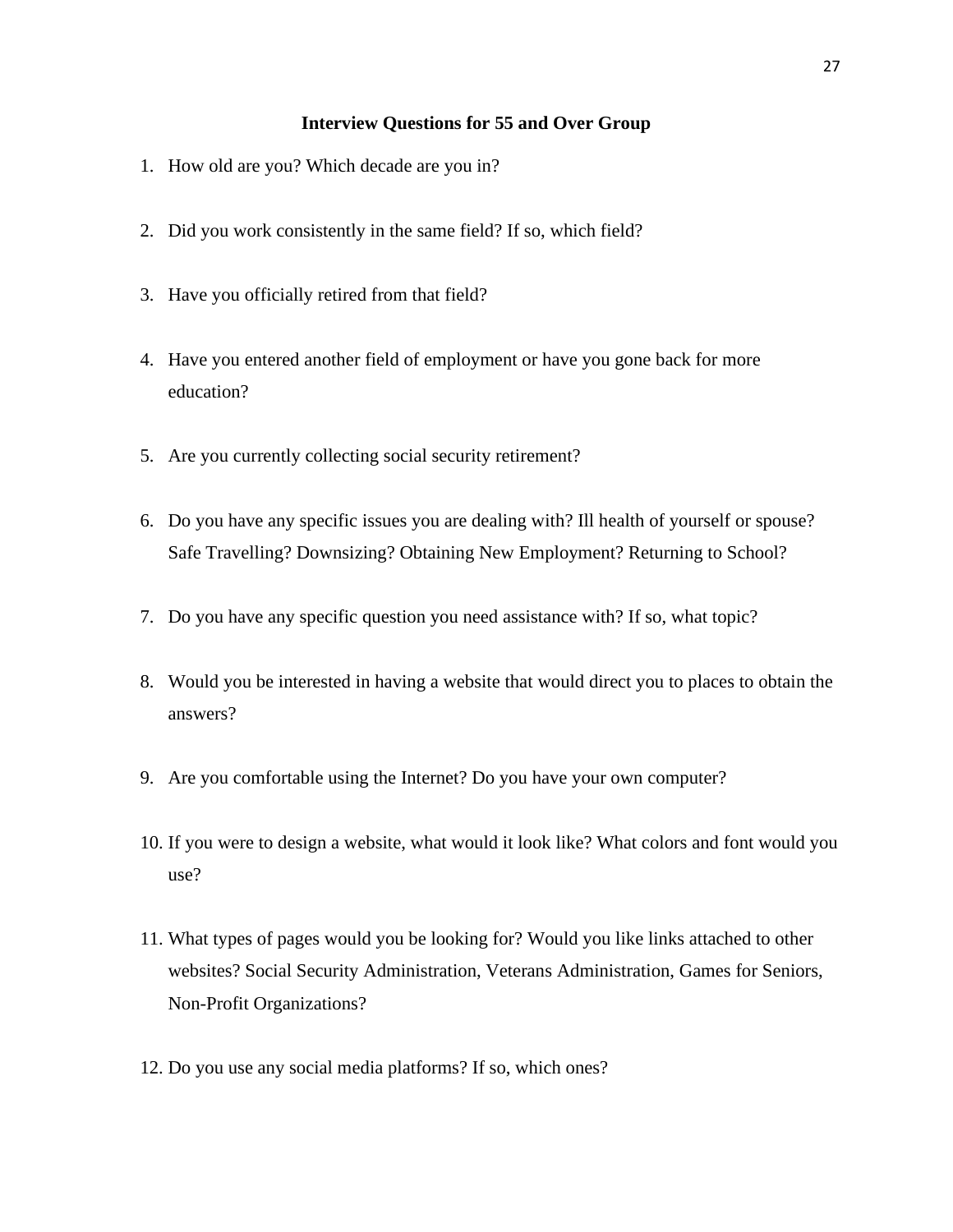## Interview Questions for 55 and Over Group

1. How old are you? Which decade are you in?

2. Did you work consistently in the same field? If so, which field?

3. Have you officially retired from that field?

4. Have you entered another field of employment or have you gone back for more education?

5. Are you currently collecting social security retirement?

6. Do you have any specific issues you are dealing with? Ill health of yourself or spouse? Safe Travelling? Downsizing? Obtaining New Employment? Returning to School?

7. Do you have any specific question you need assistance with? If so, what topic?

8. Would you be interested in having a website that would direct you to places to obtain the answers?

9. Are you comfortable using the Internet? Do you have your own computer?

10. If you were to design a website, what would it look like? What colors and font would you use?

11. What types of pages would you be looking for? Would you like links attached to other websites? Social Security Administration, Veterans Administration, Games for Seniors, Non-Profit Organizations?

12. Do you use any social media platforms? If so, which ones?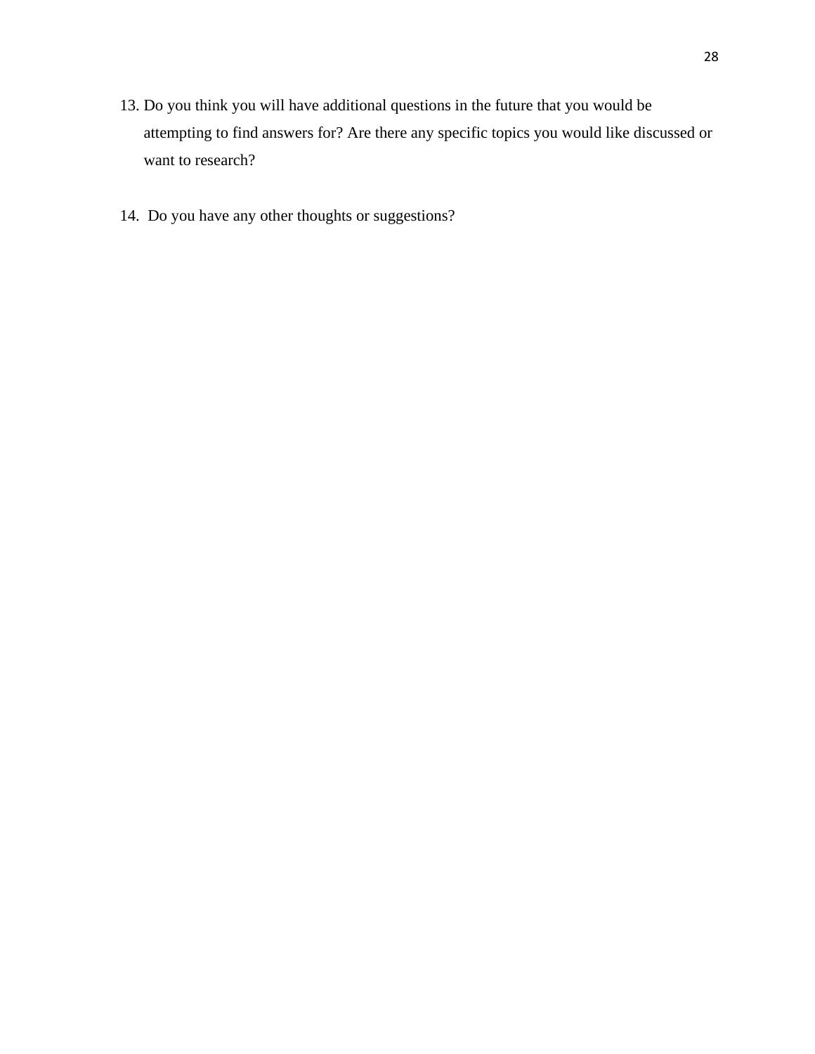13. Do you think you will have additional questions in the future that you would be attempting to find answers for? Are there any specific topics you would like discussed or want to research?

14. Do you have any other thoughts or suggestions?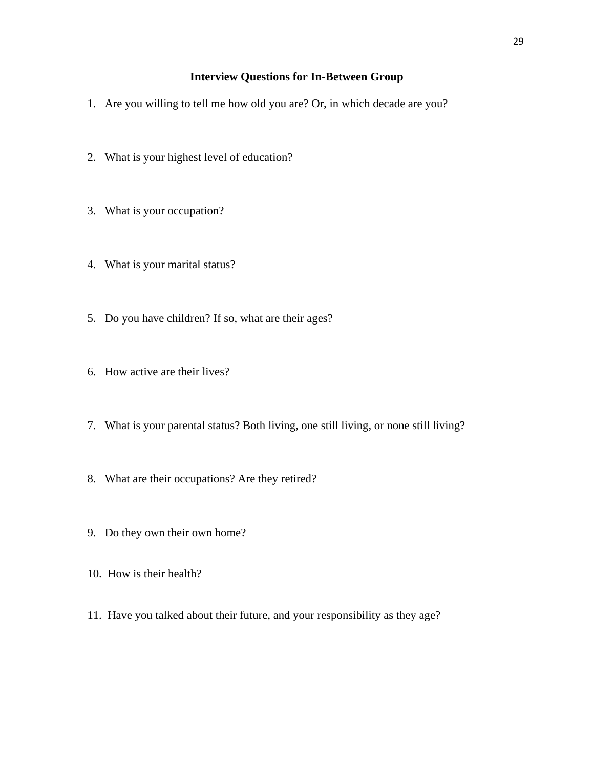**Interview Questions for In-Between Group**

1. Are you willing to tell me how old you are? Or, in which decade are you?

2. What is your highest level of education?

3. What is your occupation?

4. What is your marital status?

5. Do you have children? If so, what are their ages?

6. How active are their lives?

7. What is your parental status? Both living, one still living, or none still living?

8. What are their occupations? Are they retired?

9. Do they own their own home?

10. How is their health?

11. Have you talked about their future, and your responsibility as they age?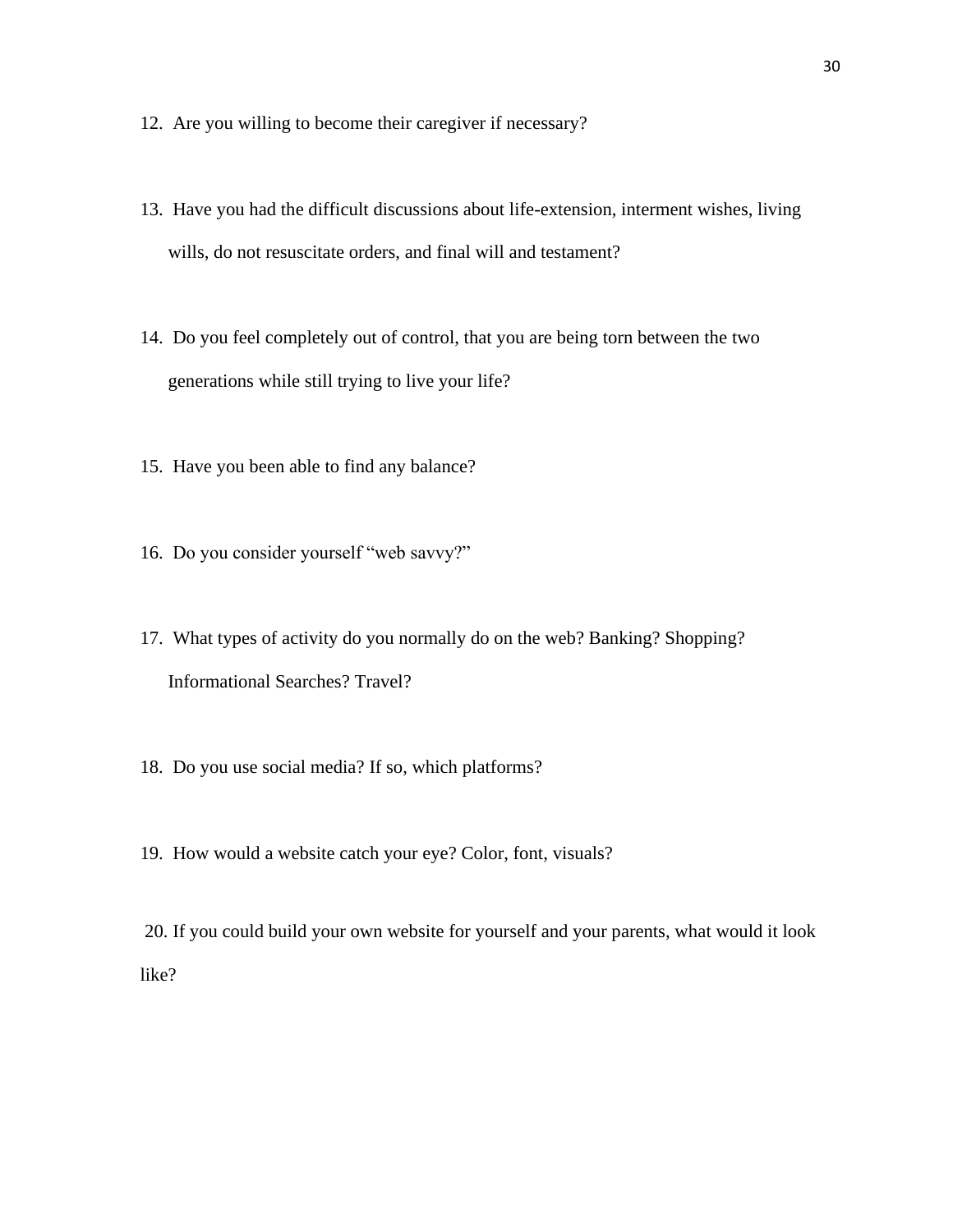12. Are you willing to become their caregiver if necessary?

13. Have you had the difficult discussions about life-extension, interment wishes, living wills, do not resuscitate orders, and final will and testament?

14. Do you feel completely out of control, that you are being torn between the two generations while still trying to live your life?

15. Have you been able to find any balance?

16. Do you consider yourself "web savvy?"

17. What types of activity do you normally do on the web? Banking? Shopping? Informational Searches? Travel?

18. Do you use social media? If so, which platforms?

19. How would a website catch your eye? Color, font, visuals?

20. If you could build your own website for yourself and your parents, what would it look like?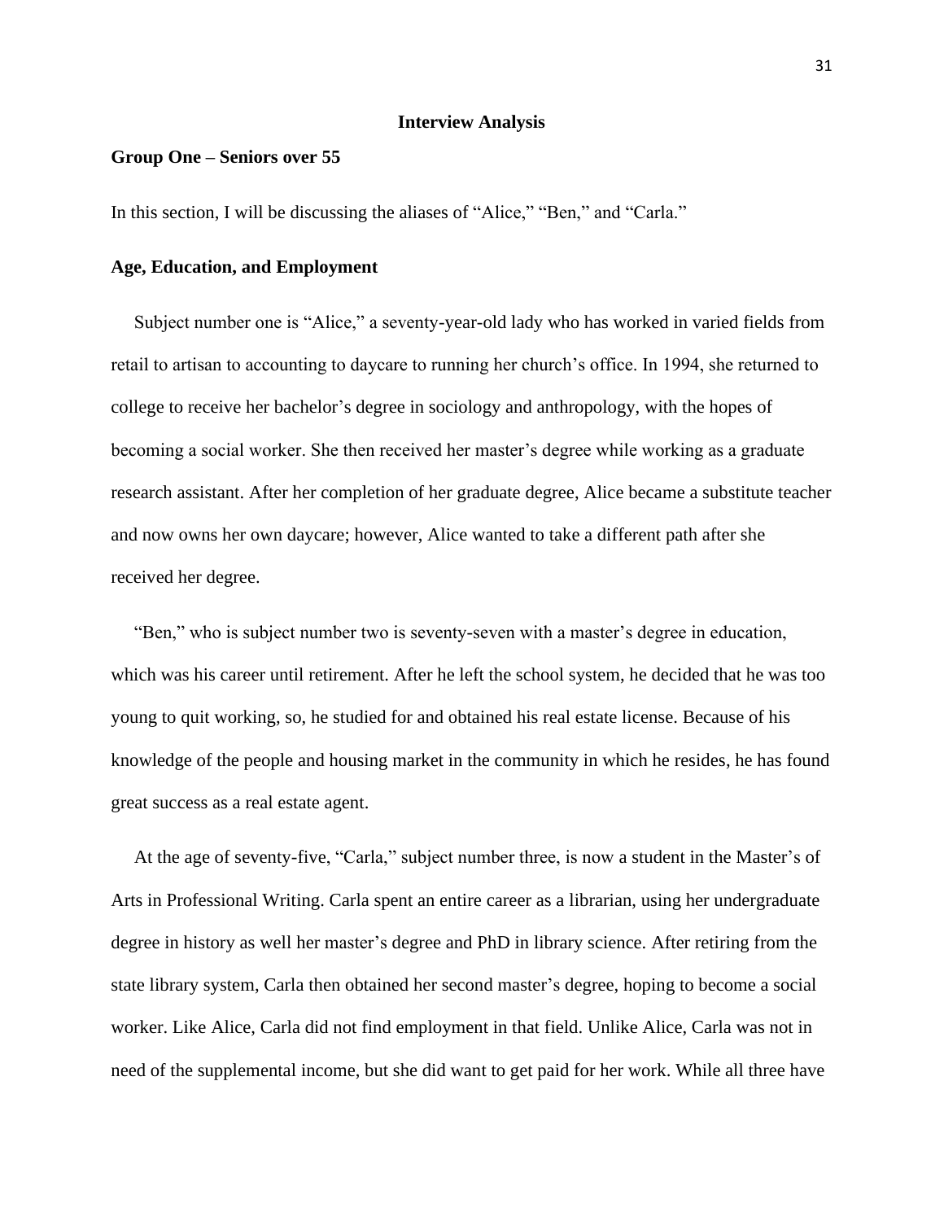## Interview Analysis

### Group One – Seniors over 55

In this section, I will be discussing the aliases of "Alice," "Ben," and "Carla."

### Age, Education, and Employment

Subject number one is "Alice," a seventy-year-old lady who has worked in varied fields from retail to artisan to accounting to daycare to running her church's office. In 1994, she returned to college to receive her bachelor's degree in sociology and anthropology, with the hopes of becoming a social worker. She then received her master's degree while working as a graduate research assistant. After her completion of her graduate degree, Alice became a substitute teacher and now owns her own daycare; however, Alice wanted to take a different path after she received her degree.

"Ben," who is subject number two is seventy-seven with a master's degree in education, which was his career until retirement. After he left the school system, he decided that he was too young to quit working, so, he studied for and obtained his real estate license. Because of his knowledge of the people and housing market in the community in which he resides, he has found great success as a real estate agent.

At the age of seventy-five, "Carla," subject number three, is now a student in the Master's of Arts in Professional Writing. Carla spent an entire career as a librarian, using her undergraduate degree in history as well her master's degree and PhD in library science. After retiring from the state library system, Carla then obtained her second master's degree, hoping to become a social worker. Like Alice, Carla did not find employment in that field. Unlike Alice, Carla was not in need of the supplemental income, but she did want to get paid for her work. While all three have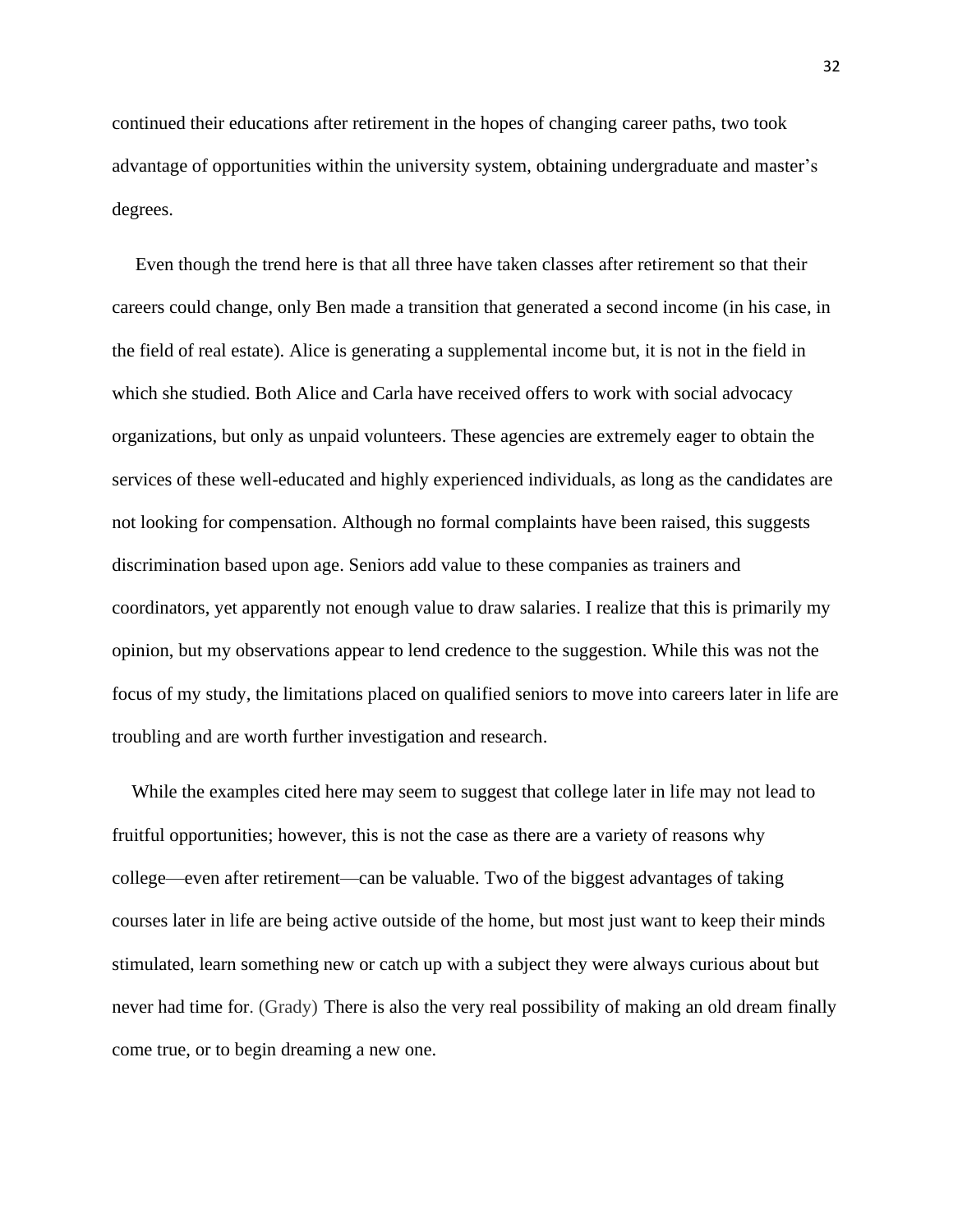continued their educations after retirement in the hopes of changing career paths, two took advantage of opportunities within the university system, obtaining undergraduate and master's degrees.

Even though the trend here is that all three have taken classes after retirement so that their careers could change, only Ben made a transition that generated a second income (in his case, in the field of real estate). Alice is generating a supplemental income but, it is not in the field in which she studied. Both Alice and Carla have received offers to work with social advocacy organizations, but only as unpaid volunteers. These agencies are extremely eager to obtain the services of these well-educated and highly experienced individuals, as long as the candidates are not looking for compensation. Although no formal complaints have been raised, this suggests discrimination based upon age. Seniors add value to these companies as trainers and coordinators, yet apparently not enough value to draw salaries. I realize that this is primarily my opinion, but my observations appear to lend credence to the suggestion. While this was not the focus of my study, the limitations placed on qualified seniors to move into careers later in life are troubling and are worth further investigation and research.

While the examples cited here may seem to suggest that college later in life may not lead to fruitful opportunities; however, this is not the case as there are a variety of reasons why college—even after retirement—can be valuable. Two of the biggest advantages of taking courses later in life are being active outside of the home, but most just want to keep their minds stimulated, learn something new or catch up with a subject they were always curious about but never had time for. (Grady) There is also the very real possibility of making an old dream finally come true, or to begin dreaming a new one.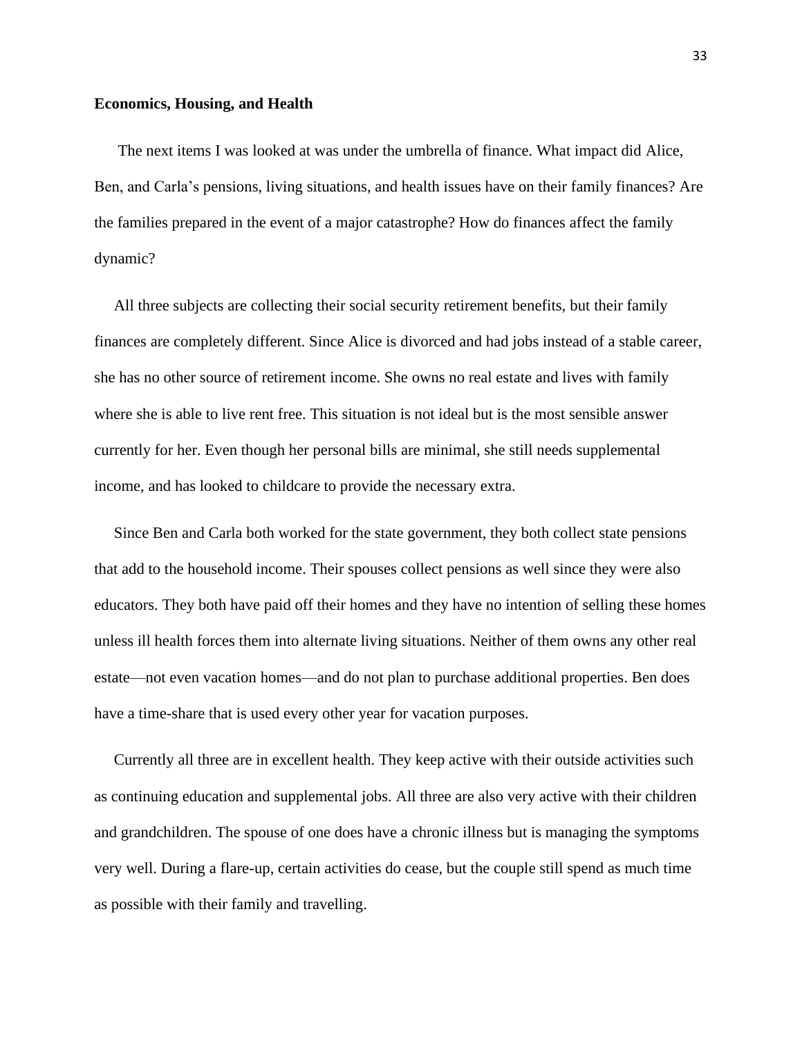**Economics, Housing, and Health**

The next items I was looked at was under the umbrella of finance. What impact did Alice, Ben, and Carla's pensions, living situations, and health issues have on their family finances? Are the families prepared in the event of a major catastrophe? How do finances affect the family dynamic?

All three subjects are collecting their social security retirement benefits, but their family finances are completely different. Since Alice is divorced and had jobs instead of a stable career, she has no other source of retirement income. She owns no real estate and lives with family where she is able to live rent free. This situation is not ideal but is the most sensible answer currently for her. Even though her personal bills are minimal, she still needs supplemental income, and has looked to childcare to provide the necessary extra.

Since Ben and Carla both worked for the state government, they both collect state pensions that add to the household income. Their spouses collect pensions as well since they were also educators. They both have paid off their homes and they have no intention of selling these homes unless ill health forces them into alternate living situations. Neither of them owns any other real estate—not even vacation homes—and do not plan to purchase additional properties. Ben does have a time-share that is used every other year for vacation purposes.

Currently all three are in excellent health. They keep active with their outside activities such as continuing education and supplemental jobs. All three are also very active with their children and grandchildren. The spouse of one does have a chronic illness but is managing the symptoms very well. During a flare-up, certain activities do cease, but the couple still spend as much time as possible with their family and travelling.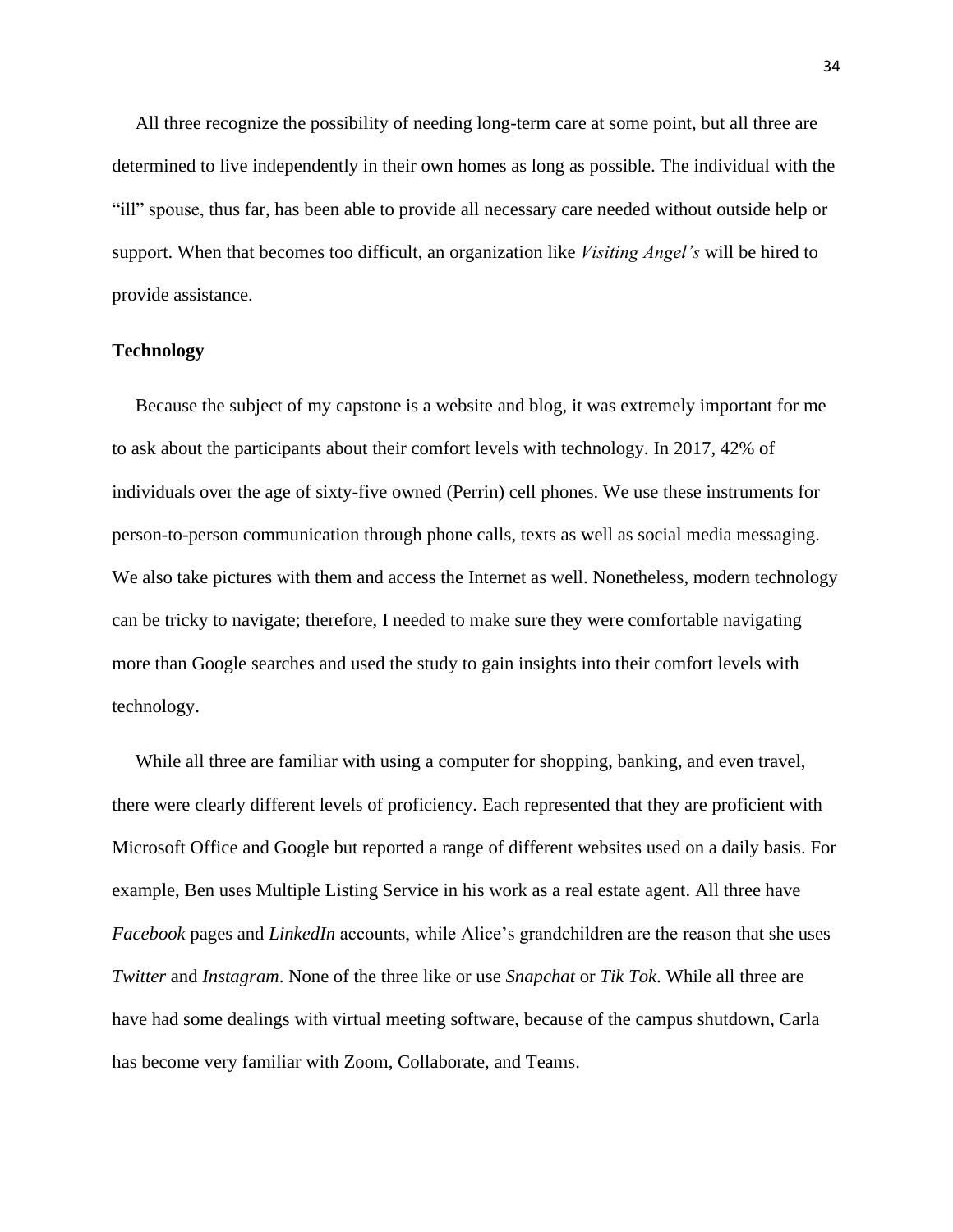All three recognize the possibility of needing long-term care at some point, but all three are determined to live independently in their own homes as long as possible. The individual with the "ill" spouse, thus far, has been able to provide all necessary care needed without outside help or support. When that becomes too difficult, an organization like *Visiting Angel's* will be hired to provide assistance.

**Technology**

Because the subject of my capstone is a website and blog, it was extremely important for me to ask about the participants about their comfort levels with technology. In 2017, 42% of individuals over the age of sixty-five owned (Perrin) cell phones. We use these instruments for person-to-person communication through phone calls, texts as well as social media messaging. We also take pictures with them and access the Internet as well. Nonetheless, modern technology can be tricky to navigate; therefore, I needed to make sure they were comfortable navigating more than Google searches and used the study to gain insights into their comfort levels with technology.

While all three are familiar with using a computer for shopping, banking, and even travel, there were clearly different levels of proficiency. Each represented that they are proficient with Microsoft Office and Google but reported a range of different websites used on a daily basis. For example, Ben uses Multiple Listing Service in his work as a real estate agent. All three have *Facebook* pages and *LinkedIn* accounts, while Alice's grandchildren are the reason that she uses *Twitter* and *Instagram*. None of the three like or use *Snapchat* or *Tik Tok*. While all three are have had some dealings with virtual meeting software, because of the campus shutdown, Carla has become very familiar with Zoom, Collaborate, and Teams.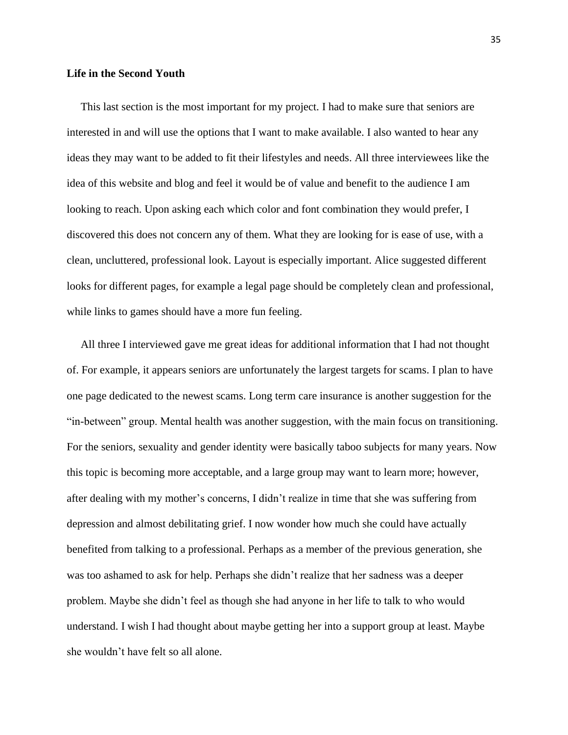**Life in the Second Youth**

This last section is the most important for my project. I had to make sure that seniors are interested in and will use the options that I want to make available. I also wanted to hear any ideas they may want to be added to fit their lifestyles and needs. All three interviewees like the idea of this website and blog and feel it would be of value and benefit to the audience I am looking to reach. Upon asking each which color and font combination they would prefer, I discovered this does not concern any of them. What they are looking for is ease of use, with a clean, uncluttered, professional look. Layout is especially important. Alice suggested different looks for different pages, for example a legal page should be completely clean and professional, while links to games should have a more fun feeling.

All three I interviewed gave me great ideas for additional information that I had not thought of. For example, it appears seniors are unfortunately the largest targets for scams. I plan to have one page dedicated to the newest scams. Long term care insurance is another suggestion for the "in-between" group. Mental health was another suggestion, with the main focus on transitioning. For the seniors, sexuality and gender identity were basically taboo subjects for many years. Now this topic is becoming more acceptable, and a large group may want to learn more; however, after dealing with my mother's concerns, I didn't realize in time that she was suffering from depression and almost debilitating grief. I now wonder how much she could have actually benefited from talking to a professional. Perhaps as a member of the previous generation, she was too ashamed to ask for help. Perhaps she didn't realize that her sadness was a deeper problem. Maybe she didn't feel as though she had anyone in her life to talk to who would understand. I wish I had thought about maybe getting her into a support group at least. Maybe she wouldn't have felt so all alone.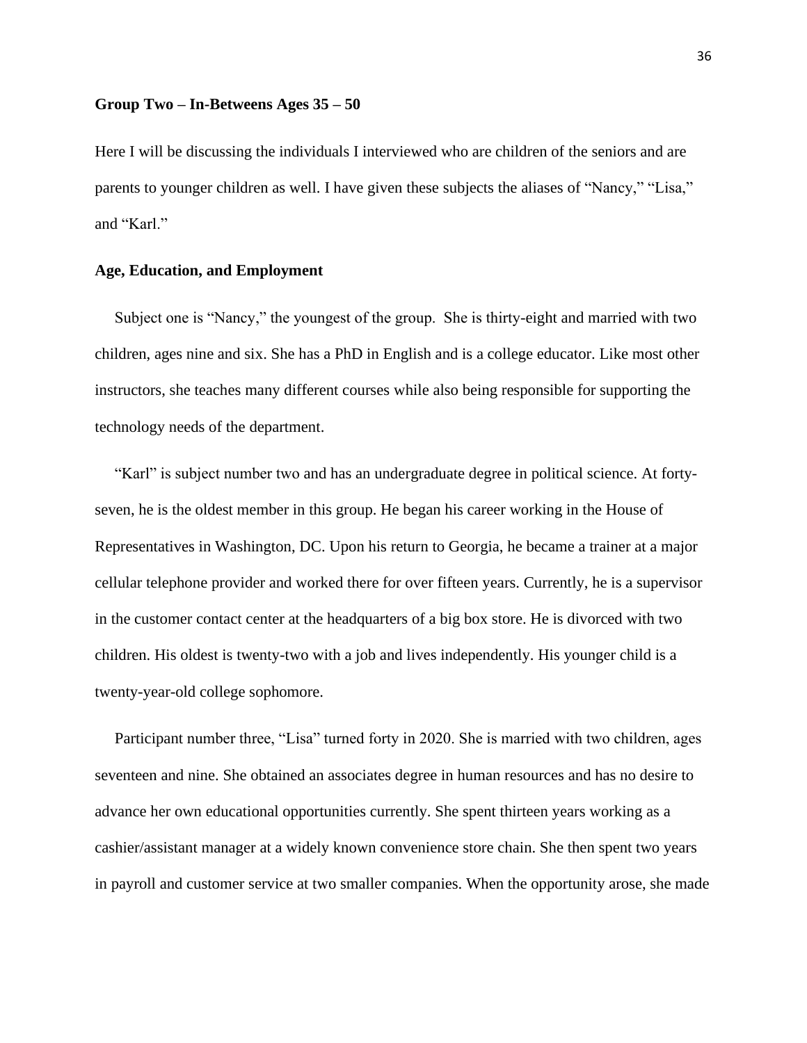**Group Two – In-Betweens Ages 35 – 50**

Here I will be discussing the individuals I interviewed who are children of the seniors and are parents to younger children as well. I have given these subjects the aliases of "Nancy," "Lisa," and "Karl."

**Age, Education, and Employment**

Subject one is "Nancy," the youngest of the group. She is thirty-eight and married with two children, ages nine and six. She has a PhD in English and is a college educator. Like most other instructors, she teaches many different courses while also being responsible for supporting the technology needs of the department.

"Karl" is subject number two and has an undergraduate degree in political science. At forty-seven, he is the oldest member in this group. He began his career working in the House of Representatives in Washington, DC. Upon his return to Georgia, he became a trainer at a major cellular telephone provider and worked there for over fifteen years. Currently, he is a supervisor in the customer contact center at the headquarters of a big box store. He is divorced with two children. His oldest is twenty-two with a job and lives independently. His younger child is a twenty-year-old college sophomore.

Participant number three, "Lisa" turned forty in 2020. She is married with two children, ages seventeen and nine. She obtained an associates degree in human resources and has no desire to advance her own educational opportunities currently. She spent thirteen years working as a cashier/assistant manager at a widely known convenience store chain. She then spent two years in payroll and customer service at two smaller companies. When the opportunity arose, she made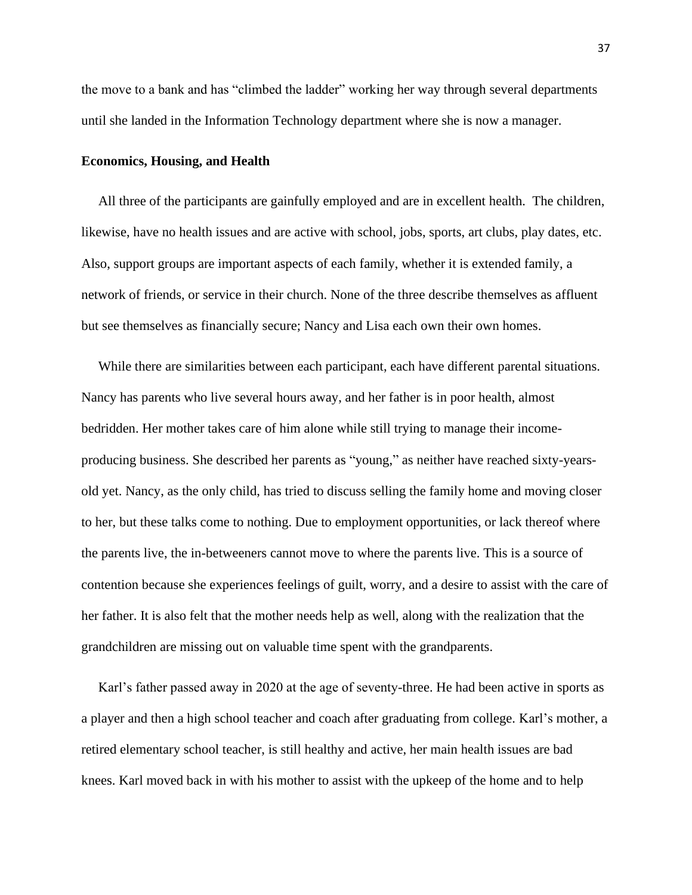the move to a bank and has "climbed the ladder" working her way through several departments until she landed in the Information Technology department where she is now a manager.

**Economics, Housing, and Health**

All three of the participants are gainfully employed and are in excellent health. The children, likewise, have no health issues and are active with school, jobs, sports, art clubs, play dates, etc. Also, support groups are important aspects of each family, whether it is extended family, a network of friends, or service in their church. None of the three describe themselves as affluent but see themselves as financially secure; Nancy and Lisa each own their own homes.

While there are similarities between each participant, each have different parental situations. Nancy has parents who live several hours away, and her father is in poor health, almost bedridden. Her mother takes care of him alone while still trying to manage their income-producing business. She described her parents as "young," as neither have reached sixty-years-old yet. Nancy, as the only child, has tried to discuss selling the family home and moving closer to her, but these talks come to nothing. Due to employment opportunities, or lack thereof where the parents live, the in-betweeners cannot move to where the parents live. This is a source of contention because she experiences feelings of guilt, worry, and a desire to assist with the care of her father. It is also felt that the mother needs help as well, along with the realization that the grandchildren are missing out on valuable time spent with the grandparents.

Karl's father passed away in 2020 at the age of seventy-three. He had been active in sports as a player and then a high school teacher and coach after graduating from college. Karl's mother, a retired elementary school teacher, is still healthy and active, her main health issues are bad knees. Karl moved back in with his mother to assist with the upkeep of the home and to help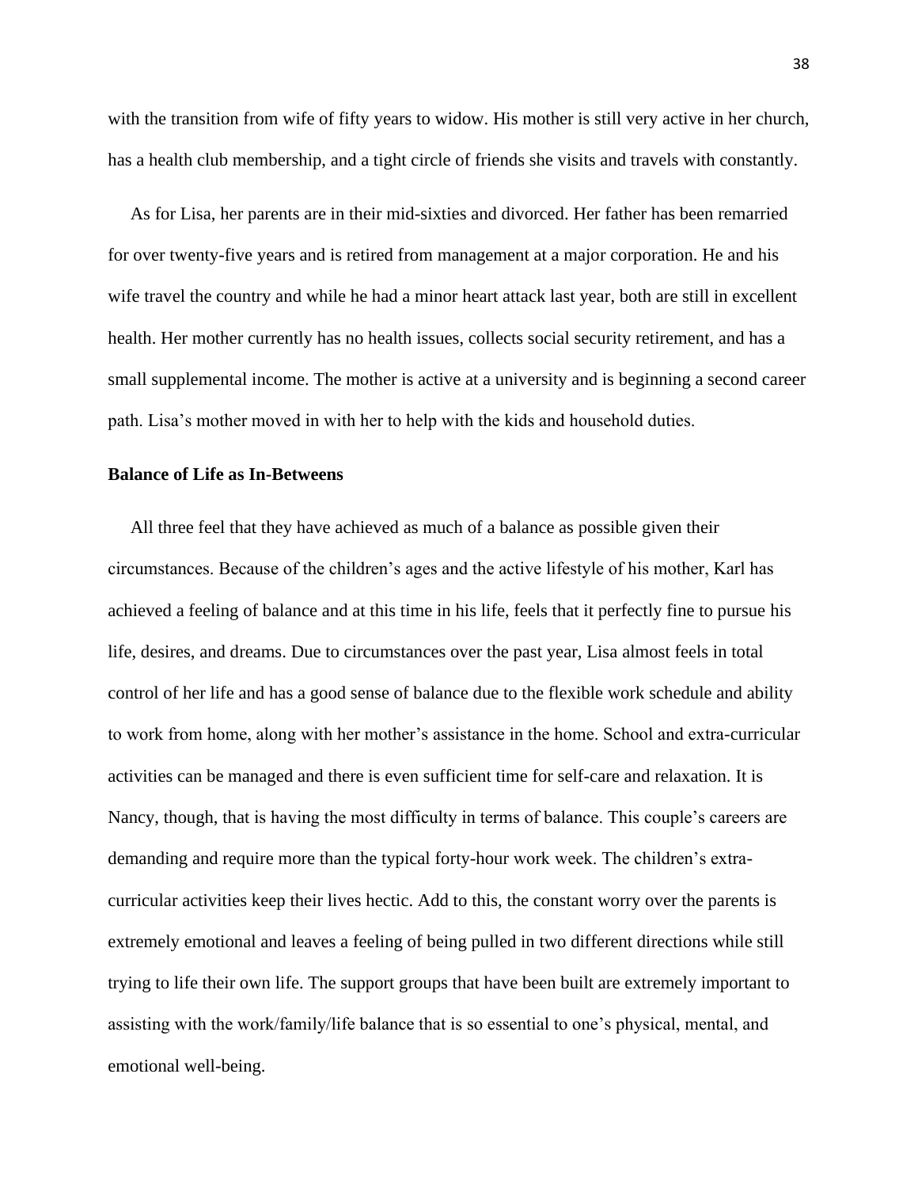with the transition from wife of fifty years to widow. His mother is still very active in her church, has a health club membership, and a tight circle of friends she visits and travels with constantly.

As for Lisa, her parents are in their mid-sixties and divorced. Her father has been remarried for over twenty-five years and is retired from management at a major corporation. He and his wife travel the country and while he had a minor heart attack last year, both are still in excellent health. Her mother currently has no health issues, collects social security retirement, and has a small supplemental income. The mother is active at a university and is beginning a second career path. Lisa's mother moved in with her to help with the kids and household duties.

**Balance of Life as In-Betweens**

All three feel that they have achieved as much of a balance as possible given their circumstances. Because of the children's ages and the active lifestyle of his mother, Karl has achieved a feeling of balance and at this time in his life, feels that it perfectly fine to pursue his life, desires, and dreams. Due to circumstances over the past year, Lisa almost feels in total control of her life and has a good sense of balance due to the flexible work schedule and ability to work from home, along with her mother's assistance in the home. School and extra-curricular activities can be managed and there is even sufficient time for self-care and relaxation. It is Nancy, though, that is having the most difficulty in terms of balance. This couple's careers are demanding and require more than the typical forty-hour work week. The children's extra-curricular activities keep their lives hectic. Add to this, the constant worry over the parents is extremely emotional and leaves a feeling of being pulled in two different directions while still trying to life their own life. The support groups that have been built are extremely important to assisting with the work/family/life balance that is so essential to one's physical, mental, and emotional well-being.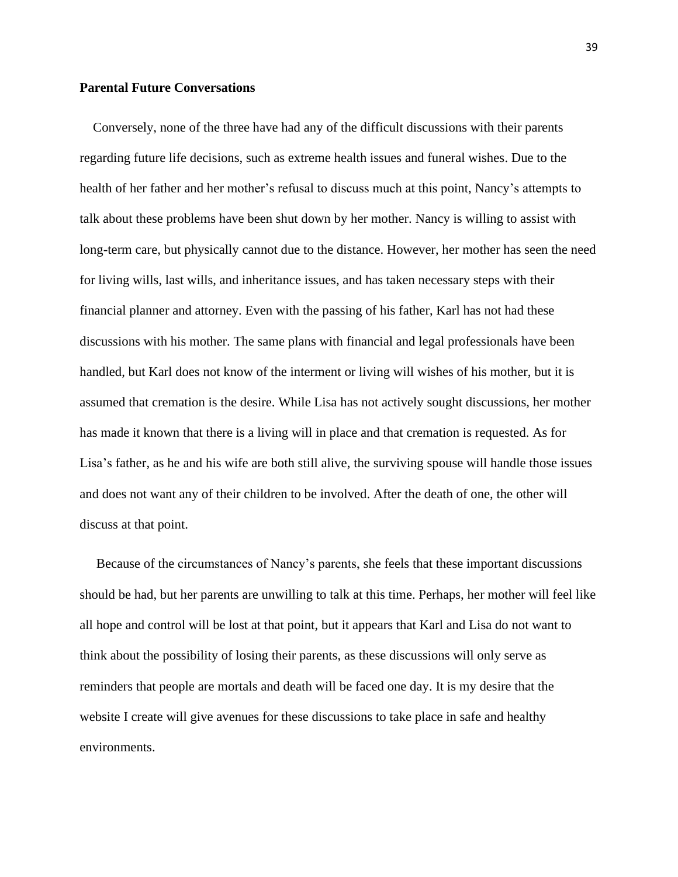**Parental Future Conversations**

Conversely, none of the three have had any of the difficult discussions with their parents regarding future life decisions, such as extreme health issues and funeral wishes. Due to the health of her father and her mother's refusal to discuss much at this point, Nancy's attempts to talk about these problems have been shut down by her mother. Nancy is willing to assist with long-term care, but physically cannot due to the distance. However, her mother has seen the need for living wills, last wills, and inheritance issues, and has taken necessary steps with their financial planner and attorney. Even with the passing of his father, Karl has not had these discussions with his mother. The same plans with financial and legal professionals have been handled, but Karl does not know of the interment or living will wishes of his mother, but it is assumed that cremation is the desire. While Lisa has not actively sought discussions, her mother has made it known that there is a living will in place and that cremation is requested. As for Lisa's father, as he and his wife are both still alive, the surviving spouse will handle those issues and does not want any of their children to be involved. After the death of one, the other will discuss at that point.

Because of the circumstances of Nancy's parents, she feels that these important discussions should be had, but her parents are unwilling to talk at this time. Perhaps, her mother will feel like all hope and control will be lost at that point, but it appears that Karl and Lisa do not want to think about the possibility of losing their parents, as these discussions will only serve as reminders that people are mortals and death will be faced one day. It is my desire that the website I create will give avenues for these discussions to take place in safe and healthy environments.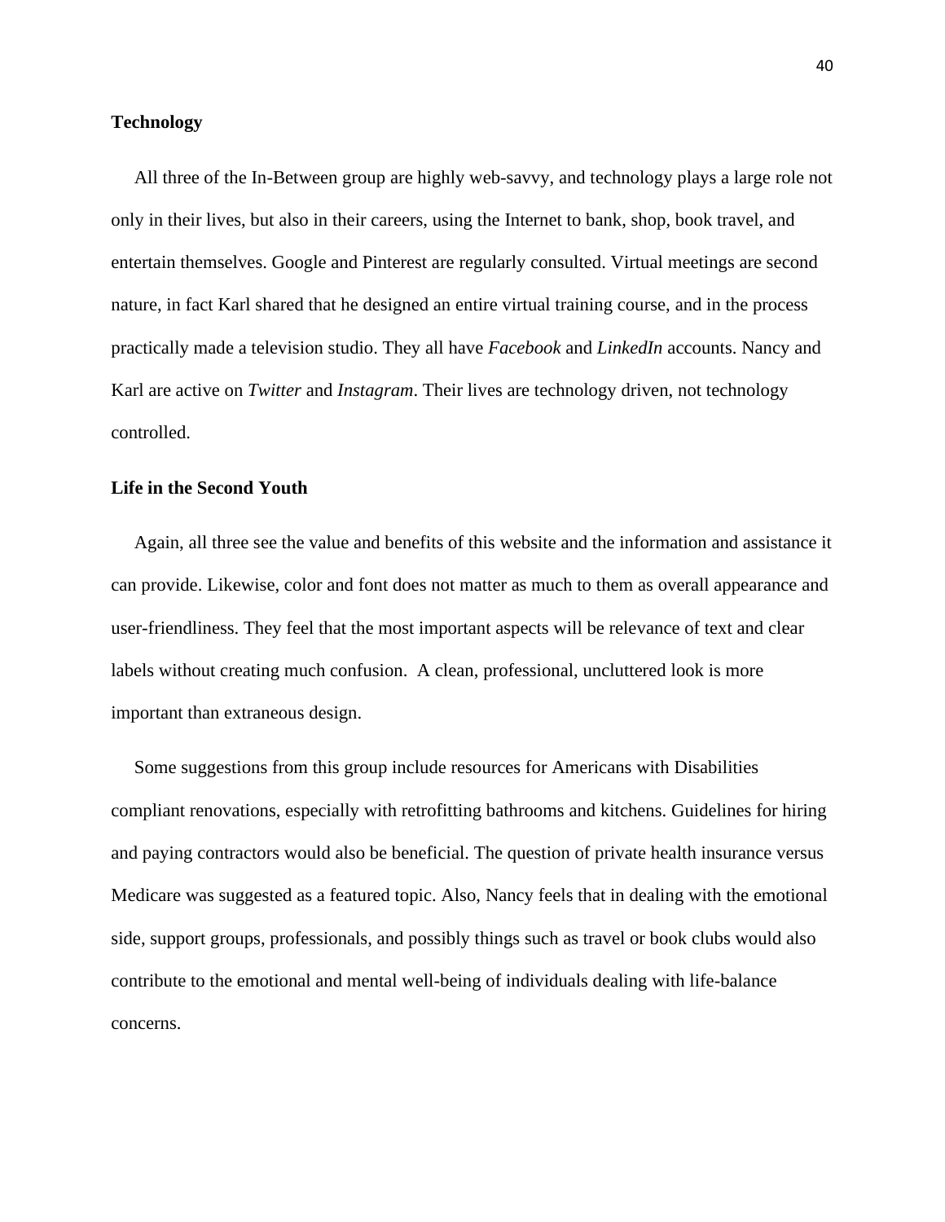**Technology**

All three of the In-Between group are highly web-savvy, and technology plays a large role not only in their lives, but also in their careers, using the Internet to bank, shop, book travel, and entertain themselves. Google and Pinterest are regularly consulted. Virtual meetings are second nature, in fact Karl shared that he designed an entire virtual training course, and in the process practically made a television studio. They all have *Facebook* and *LinkedIn* accounts. Nancy and Karl are active on *Twitter* and *Instagram*. Their lives are technology driven, not technology controlled.

**Life in the Second Youth**

Again, all three see the value and benefits of this website and the information and assistance it can provide. Likewise, color and font does not matter as much to them as overall appearance and user-friendliness. They feel that the most important aspects will be relevance of text and clear labels without creating much confusion. A clean, professional, uncluttered look is more important than extraneous design.

Some suggestions from this group include resources for Americans with Disabilities compliant renovations, especially with retrofitting bathrooms and kitchens. Guidelines for hiring and paying contractors would also be beneficial. The question of private health insurance versus Medicare was suggested as a featured topic. Also, Nancy feels that in dealing with the emotional side, support groups, professionals, and possibly things such as travel or book clubs would also contribute to the emotional and mental well-being of individuals dealing with life-balance concerns.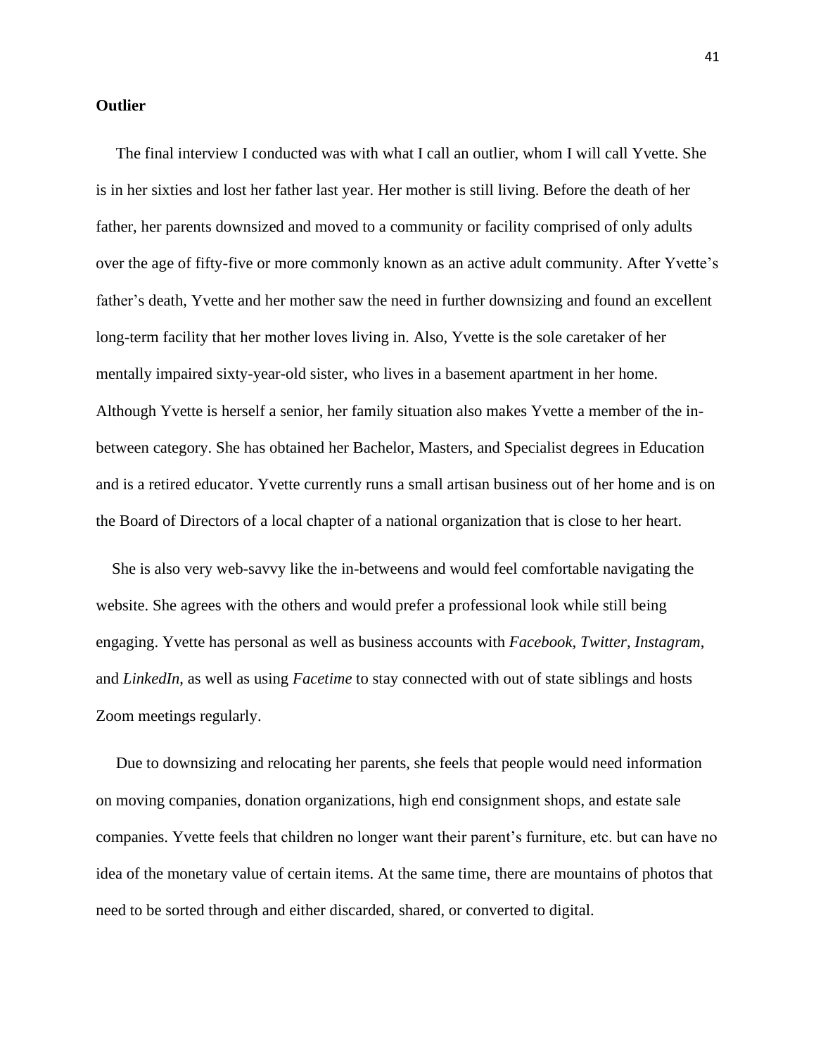**Outlier**

The final interview I conducted was with what I call an outlier, whom I will call Yvette. She is in her sixties and lost her father last year. Her mother is still living. Before the death of her father, her parents downsized and moved to a community or facility comprised of only adults over the age of fifty-five or more commonly known as an active adult community. After Yvette's father's death, Yvette and her mother saw the need in further downsizing and found an excellent long-term facility that her mother loves living in. Also, Yvette is the sole caretaker of her mentally impaired sixty-year-old sister, who lives in a basement apartment in her home. Although Yvette is herself a senior, her family situation also makes Yvette a member of the in-between category. She has obtained her Bachelor, Masters, and Specialist degrees in Education and is a retired educator. Yvette currently runs a small artisan business out of her home and is on the Board of Directors of a local chapter of a national organization that is close to her heart.

She is also very web-savvy like the in-betweens and would feel comfortable navigating the website. She agrees with the others and would prefer a professional look while still being engaging. Yvette has personal as well as business accounts with *Facebook*, *Twitter*, *Instagram*, and *LinkedIn*, as well as using *Facetime* to stay connected with out of state siblings and hosts Zoom meetings regularly.

Due to downsizing and relocating her parents, she feels that people would need information on moving companies, donation organizations, high end consignment shops, and estate sale companies. Yvette feels that children no longer want their parent's furniture, etc. but can have no idea of the monetary value of certain items. At the same time, there are mountains of photos that need to be sorted through and either discarded, shared, or converted to digital.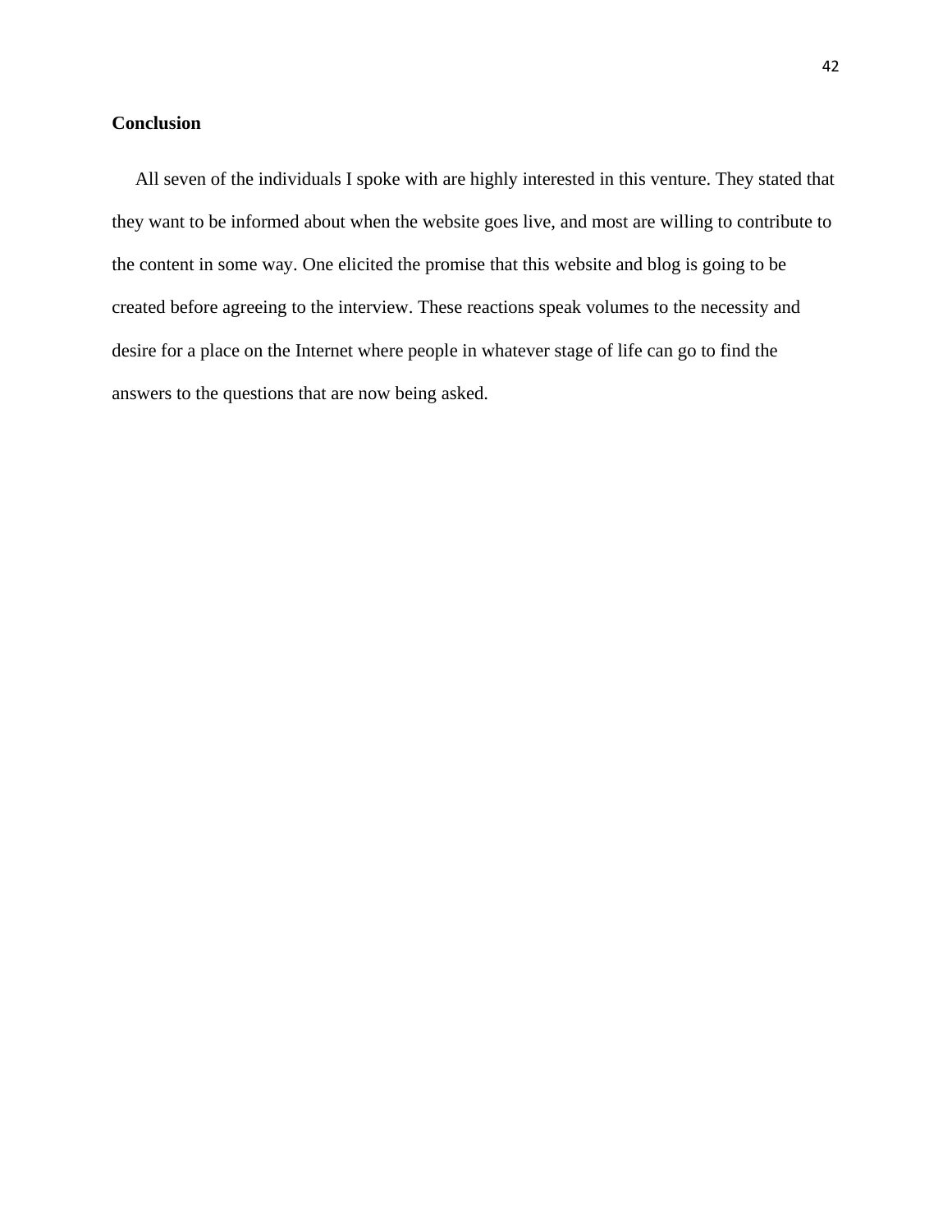**Conclusion**

All seven of the individuals I spoke with are highly interested in this venture. They stated that they want to be informed about when the website goes live, and most are willing to contribute to the content in some way. One elicited the promise that this website and blog is going to be created before agreeing to the interview. These reactions speak volumes to the necessity and desire for a place on the Internet where people in whatever stage of life can go to find the answers to the questions that are now being asked.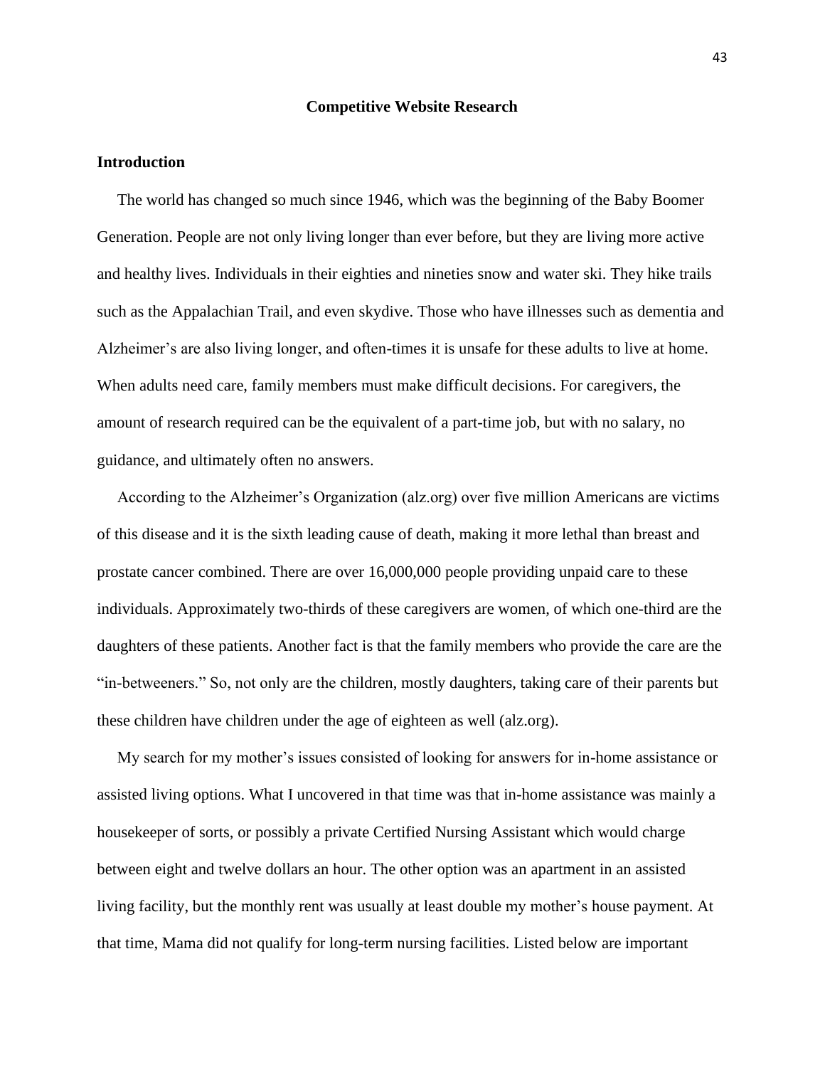## Competitive Website Research

### Introduction

The world has changed so much since 1946, which was the beginning of the Baby Boomer Generation. People are not only living longer than ever before, but they are living more active and healthy lives. Individuals in their eighties and nineties snow and water ski. They hike trails such as the Appalachian Trail, and even skydive. Those who have illnesses such as dementia and Alzheimer's are also living longer, and often-times it is unsafe for these adults to live at home. When adults need care, family members must make difficult decisions. For caregivers, the amount of research required can be the equivalent of a part-time job, but with no salary, no guidance, and ultimately often no answers.

According to the Alzheimer's Organization (alz.org) over five million Americans are victims of this disease and it is the sixth leading cause of death, making it more lethal than breast and prostate cancer combined. There are over 16,000,000 people providing unpaid care to these individuals. Approximately two-thirds of these caregivers are women, of which one-third are the daughters of these patients. Another fact is that the family members who provide the care are the "in-betweeners." So, not only are the children, mostly daughters, taking care of their parents but these children have children under the age of eighteen as well (alz.org).

My search for my mother's issues consisted of looking for answers for in-home assistance or assisted living options. What I uncovered in that time was that in-home assistance was mainly a housekeeper of sorts, or possibly a private Certified Nursing Assistant which would charge between eight and twelve dollars an hour. The other option was an apartment in an assisted living facility, but the monthly rent was usually at least double my mother's house payment. At that time, Mama did not qualify for long-term nursing facilities. Listed below are important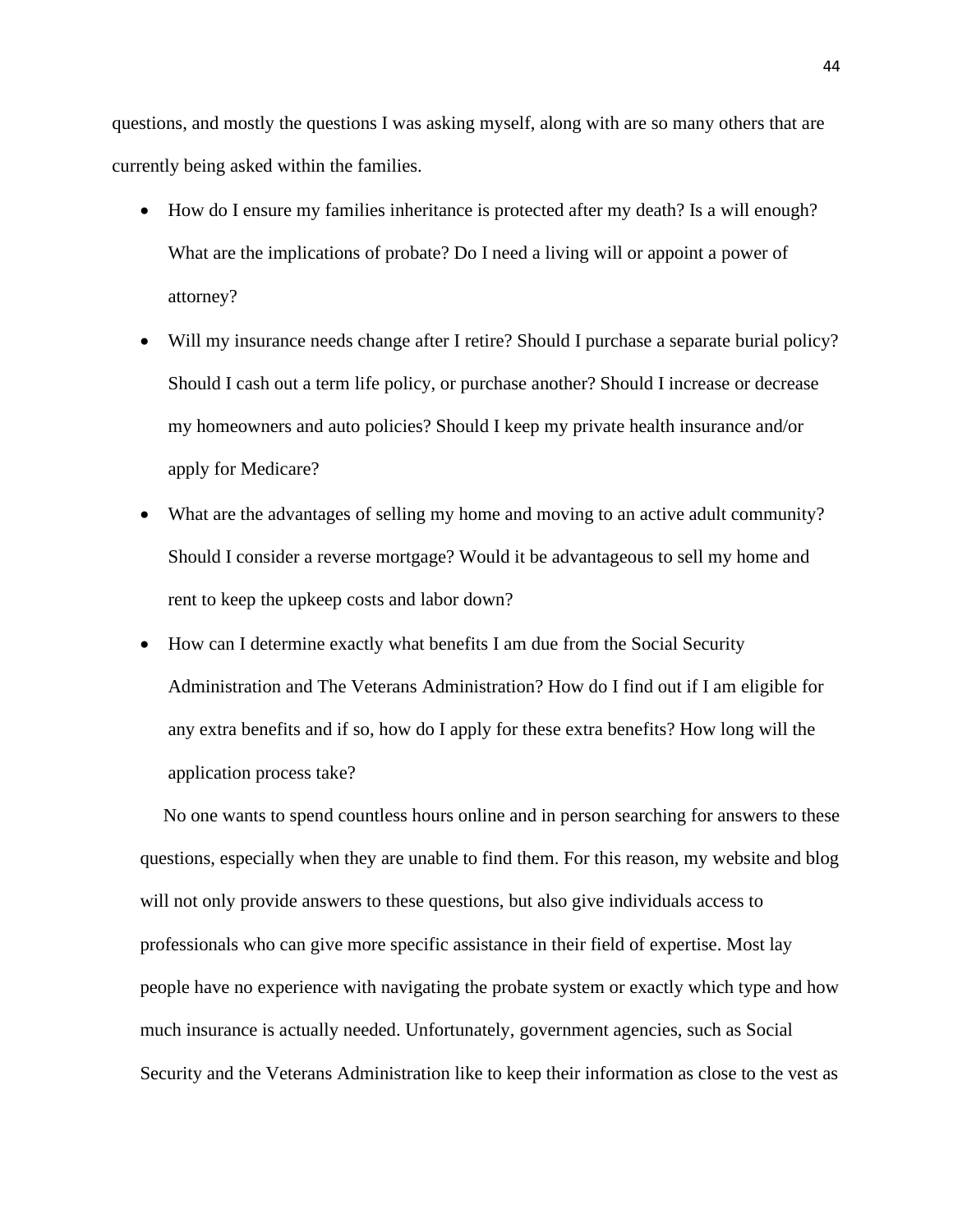questions, and mostly the questions I was asking myself, along with are so many others that are currently being asked within the families.

- How do I ensure my families inheritance is protected after my death? Is a will enough? What are the implications of probate? Do I need a living will or appoint a power of attorney?
- Will my insurance needs change after I retire? Should I purchase a separate burial policy? Should I cash out a term life policy, or purchase another? Should I increase or decrease my homeowners and auto policies? Should I keep my private health insurance and/or apply for Medicare?
- What are the advantages of selling my home and moving to an active adult community? Should I consider a reverse mortgage? Would it be advantageous to sell my home and rent to keep the upkeep costs and labor down?
- How can I determine exactly what benefits I am due from the Social Security Administration and The Veterans Administration? How do I find out if I am eligible for any extra benefits and if so, how do I apply for these extra benefits? How long will the application process take?

No one wants to spend countless hours online and in person searching for answers to these questions, especially when they are unable to find them. For this reason, my website and blog will not only provide answers to these questions, but also give individuals access to professionals who can give more specific assistance in their field of expertise. Most lay people have no experience with navigating the probate system or exactly which type and how much insurance is actually needed. Unfortunately, government agencies, such as Social Security and the Veterans Administration like to keep their information as close to the vest as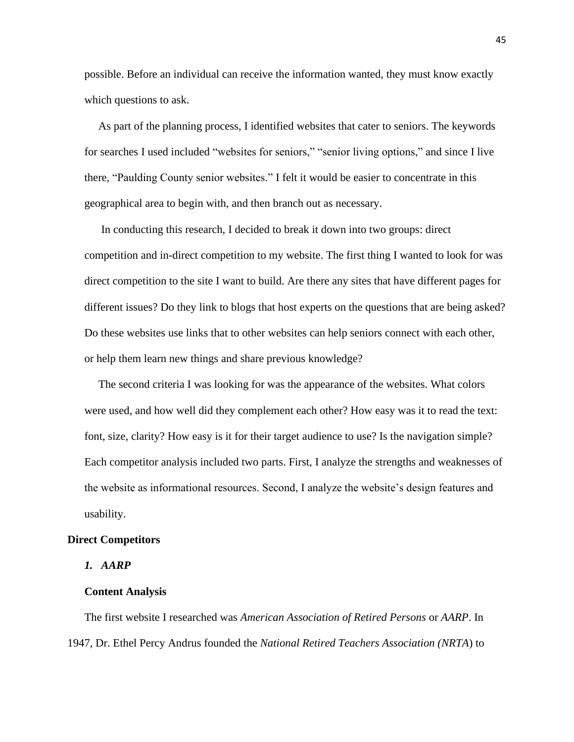possible. Before an individual can receive the information wanted, they must know exactly which questions to ask.

As part of the planning process, I identified websites that cater to seniors. The keywords for searches I used included "websites for seniors," "senior living options," and since I live there, "Paulding County senior websites." I felt it would be easier to concentrate in this geographical area to begin with, and then branch out as necessary.

In conducting this research, I decided to break it down into two groups: direct competition and in-direct competition to my website. The first thing I wanted to look for was direct competition to the site I want to build. Are there any sites that have different pages for different issues? Do they link to blogs that host experts on the questions that are being asked? Do these websites use links that to other websites can help seniors connect with each other, or help them learn new things and share previous knowledge?

The second criteria I was looking for was the appearance of the websites. What colors were used, and how well did they complement each other? How easy was it to read the text: font, size, clarity? How easy is it for their target audience to use? Is the navigation simple? Each competitor analysis included two parts. First, I analyze the strengths and weaknesses of the website as informational resources. Second, I analyze the website's design features and usability.

## Direct Competitors

### *1. AARP*

#### Content Analysis

The first website I researched was *American Association of Retired Persons* or *AARP*. In 1947, Dr. Ethel Percy Andrus founded the *National Retired Teachers Association (NRTA*) to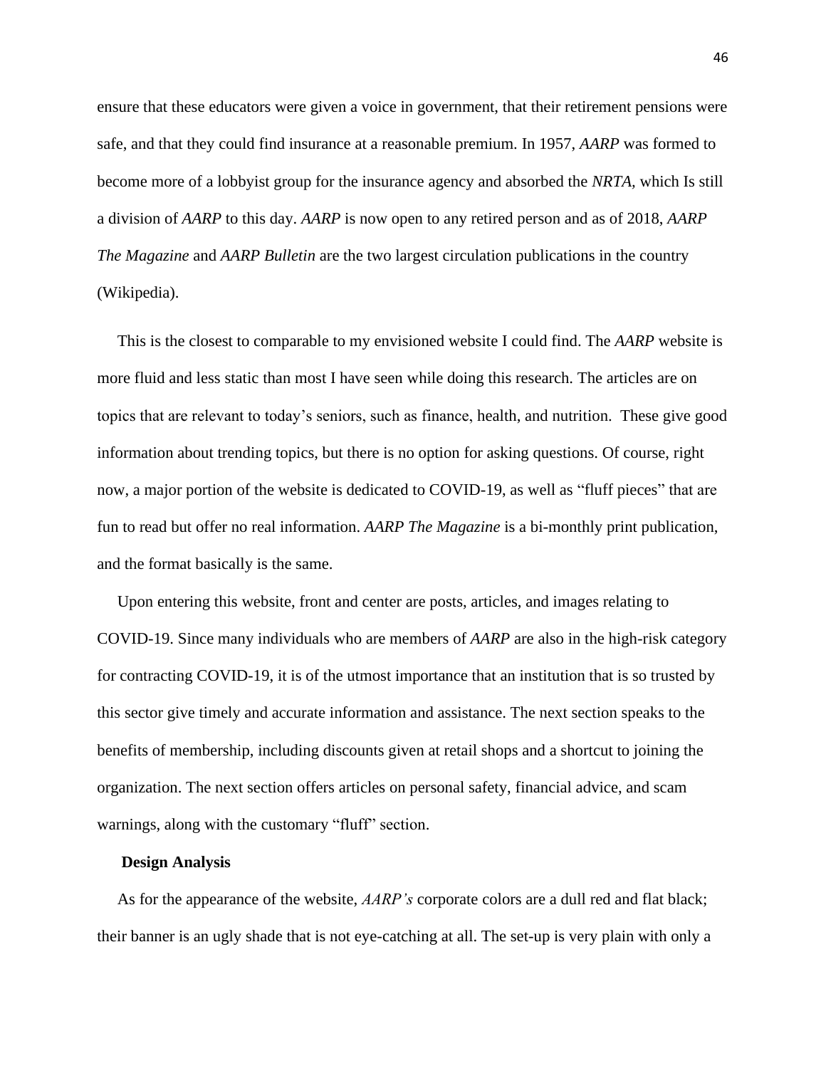ensure that these educators were given a voice in government, that their retirement pensions were safe, and that they could find insurance at a reasonable premium. In 1957, *AARP* was formed to become more of a lobbyist group for the insurance agency and absorbed the *NRTA*, which Is still a division of *AARP* to this day. *AARP* is now open to any retired person and as of 2018, *AARP The Magazine* and *AARP Bulletin* are the two largest circulation publications in the country (Wikipedia).

This is the closest to comparable to my envisioned website I could find. The *AARP* website is more fluid and less static than most I have seen while doing this research. The articles are on topics that are relevant to today's seniors, such as finance, health, and nutrition. These give good information about trending topics, but there is no option for asking questions. Of course, right now, a major portion of the website is dedicated to COVID-19, as well as "fluff pieces" that are fun to read but offer no real information. *AARP The Magazine* is a bi-monthly print publication, and the format basically is the same.

Upon entering this website, front and center are posts, articles, and images relating to COVID-19. Since many individuals who are members of *AARP* are also in the high-risk category for contracting COVID-19, it is of the utmost importance that an institution that is so trusted by this sector give timely and accurate information and assistance. The next section speaks to the benefits of membership, including discounts given at retail shops and a shortcut to joining the organization. The next section offers articles on personal safety, financial advice, and scam warnings, along with the customary "fluff" section.

**Design Analysis**

As for the appearance of the website, *AARP's* corporate colors are a dull red and flat black; their banner is an ugly shade that is not eye-catching at all. The set-up is very plain with only a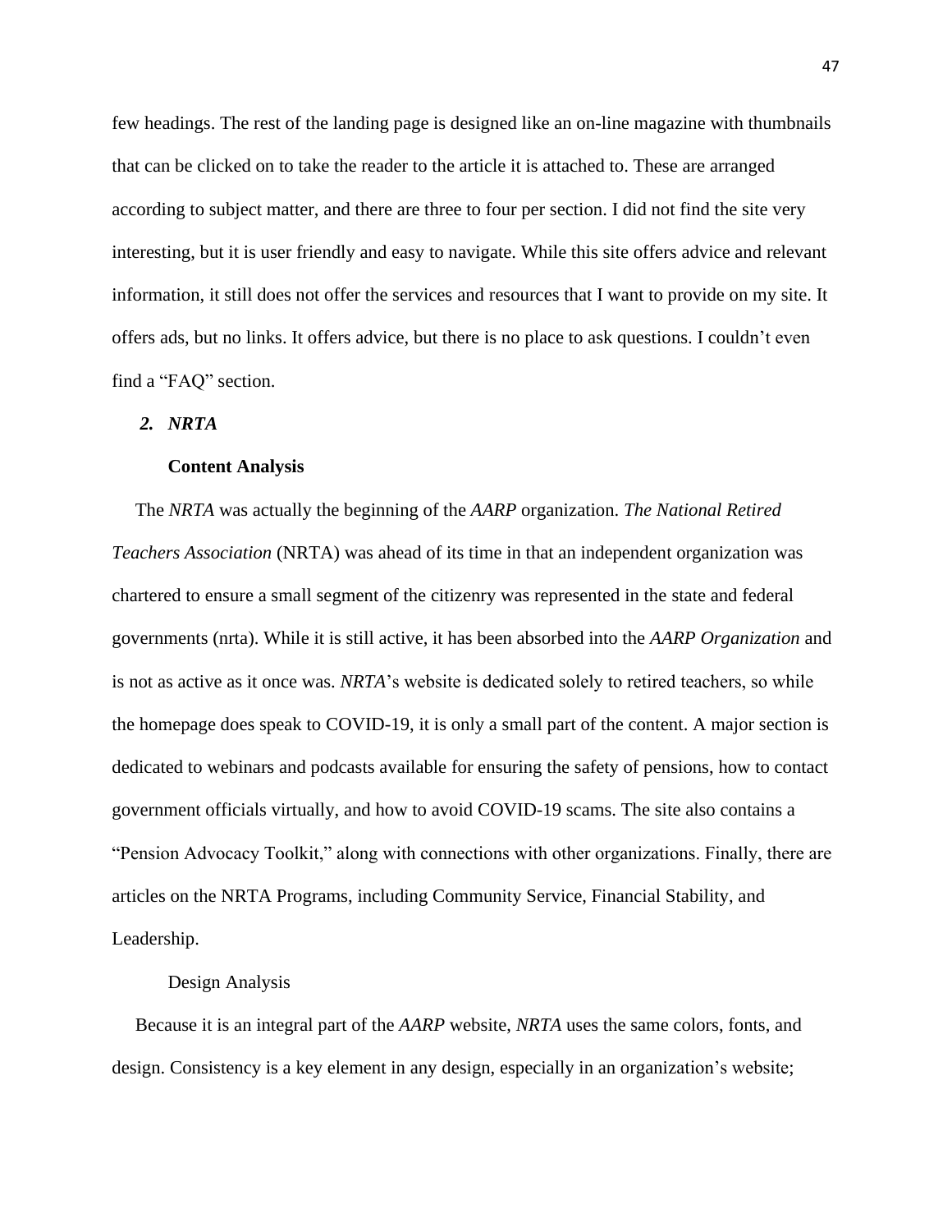few headings. The rest of the landing page is designed like an on-line magazine with thumbnails that can be clicked on to take the reader to the article it is attached to. These are arranged according to subject matter, and there are three to four per section. I did not find the site very interesting, but it is user friendly and easy to navigate. While this site offers advice and relevant information, it still does not offer the services and resources that I want to provide on my site. It offers ads, but no links. It offers advice, but there is no place to ask questions. I couldn't even find a "FAQ" section.

### *2. NRTA*

#### Content Analysis

The *NRTA* was actually the beginning of the *AARP* organization. *The National Retired Teachers Association* (NRTA) was ahead of its time in that an independent organization was chartered to ensure a small segment of the citizenry was represented in the state and federal governments (nrta). While it is still active, it has been absorbed into the *AARP Organization* and is not as active as it once was. *NRTA*'s website is dedicated solely to retired teachers, so while the homepage does speak to COVID-19, it is only a small part of the content. A major section is dedicated to webinars and podcasts available for ensuring the safety of pensions, how to contact government officials virtually, and how to avoid COVID-19 scams. The site also contains a "Pension Advocacy Toolkit," along with connections with other organizations. Finally, there are articles on the NRTA Programs, including Community Service, Financial Stability, and Leadership.

#### Design Analysis

Because it is an integral part of the *AARP* website, *NRTA* uses the same colors, fonts, and design. Consistency is a key element in any design, especially in an organization's website;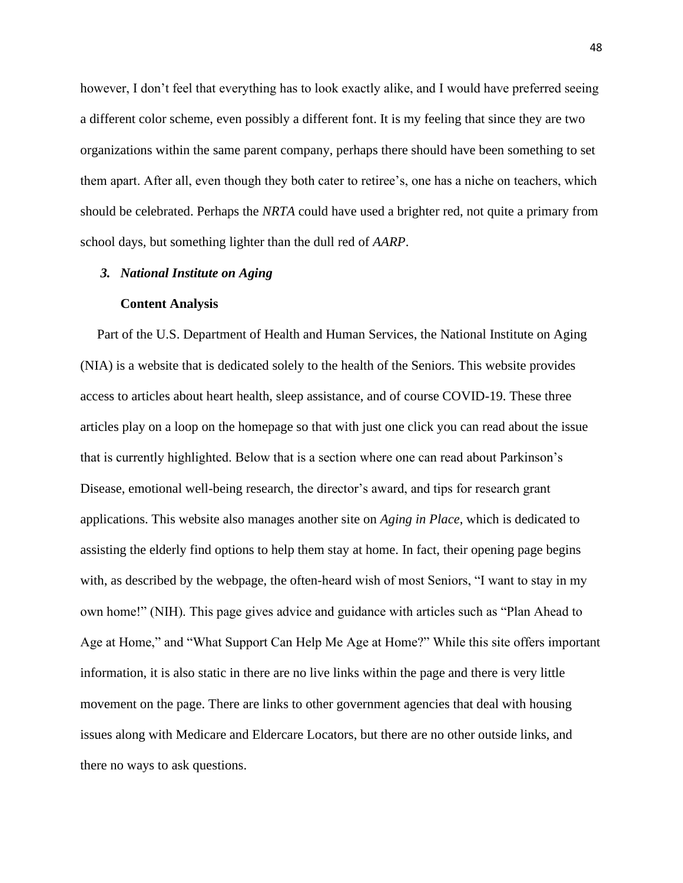however, I don’t feel that everything has to look exactly alike, and I would have preferred seeing a different color scheme, even possibly a different font. It is my feeling that since they are two organizations within the same parent company, perhaps there should have been something to set them apart. After all, even though they both cater to retiree’s, one has a niche on teachers, which should be celebrated. Perhaps the *NRTA* could have used a brighter red, not quite a primary from school days, but something lighter than the dull red of *AARP*.

### *3. National Institute on Aging*

#### Content Analysis

Part of the U.S. Department of Health and Human Services, the National Institute on Aging (NIA) is a website that is dedicated solely to the health of the Seniors. This website provides access to articles about heart health, sleep assistance, and of course COVID-19. These three articles play on a loop on the homepage so that with just one click you can read about the issue that is currently highlighted. Below that is a section where one can read about Parkinson’s Disease, emotional well-being research, the director’s award, and tips for research grant applications. This website also manages another site on *Aging in Place*, which is dedicated to assisting the elderly find options to help them stay at home. In fact, their opening page begins with, as described by the webpage, the often-heard wish of most Seniors, “I want to stay in my own home!” (NIH). This page gives advice and guidance with articles such as “Plan Ahead to Age at Home,” and “What Support Can Help Me Age at Home?” While this site offers important information, it is also static in there are no live links within the page and there is very little movement on the page. There are links to other government agencies that deal with housing issues along with Medicare and Eldercare Locators, but there are no other outside links, and there no ways to ask questions.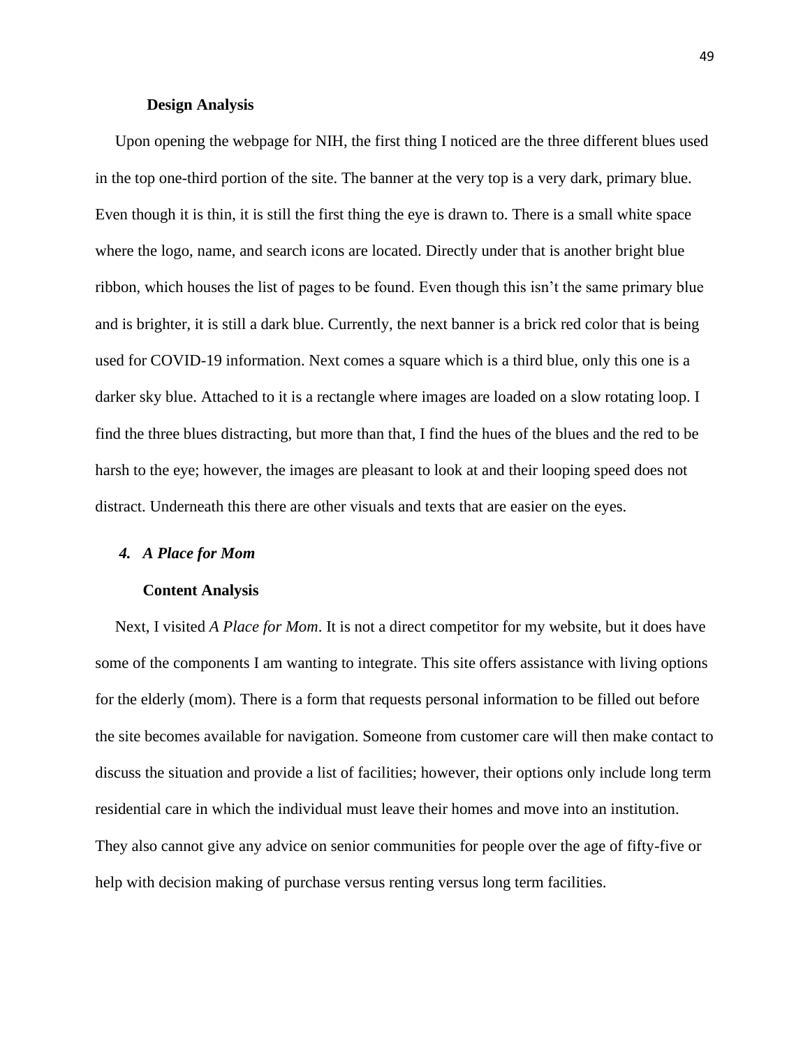### Design Analysis

Upon opening the webpage for NIH, the first thing I noticed are the three different blues used in the top one-third portion of the site. The banner at the very top is a very dark, primary blue. Even though it is thin, it is still the first thing the eye is drawn to. There is a small white space where the logo, name, and search icons are located. Directly under that is another bright blue ribbon, which houses the list of pages to be found. Even though this isn't the same primary blue and is brighter, it is still a dark blue. Currently, the next banner is a brick red color that is being used for COVID-19 information. Next comes a square which is a third blue, only this one is a darker sky blue. Attached to it is a rectangle where images are loaded on a slow rotating loop. I find the three blues distracting, but more than that, I find the hues of the blues and the red to be harsh to the eye; however, the images are pleasant to look at and their looping speed does not distract. Underneath this there are other visuals and texts that are easier on the eyes.

## *4. A Place for Mom*

### Content Analysis

Next, I visited *A Place for Mom*. It is not a direct competitor for my website, but it does have some of the components I am wanting to integrate. This site offers assistance with living options for the elderly (mom). There is a form that requests personal information to be filled out before the site becomes available for navigation. Someone from customer care will then make contact to discuss the situation and provide a list of facilities; however, their options only include long term residential care in which the individual must leave their homes and move into an institution. They also cannot give any advice on senior communities for people over the age of fifty-five or help with decision making of purchase versus renting versus long term facilities.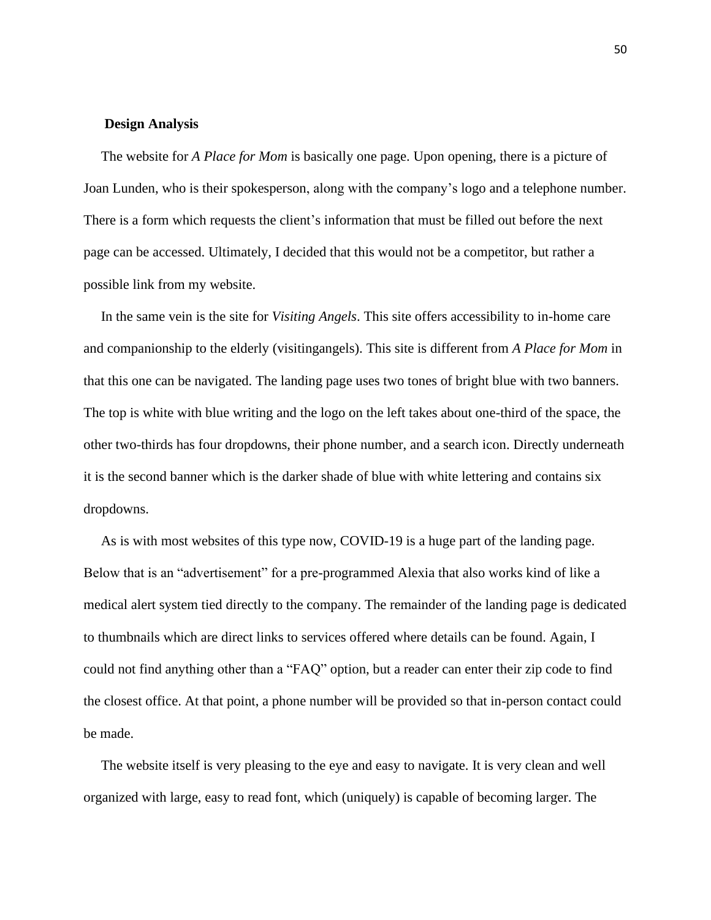**Design Analysis**

The website for *A Place for Mom* is basically one page. Upon opening, there is a picture of Joan Lunden, who is their spokesperson, along with the company's logo and a telephone number. There is a form which requests the client's information that must be filled out before the next page can be accessed. Ultimately, I decided that this would not be a competitor, but rather a possible link from my website.

In the same vein is the site for *Visiting Angels*. This site offers accessibility to in-home care and companionship to the elderly (visitingangels). This site is different from *A Place for Mom* in that this one can be navigated. The landing page uses two tones of bright blue with two banners. The top is white with blue writing and the logo on the left takes about one-third of the space, the other two-thirds has four dropdowns, their phone number, and a search icon. Directly underneath it is the second banner which is the darker shade of blue with white lettering and contains six dropdowns.

As is with most websites of this type now, COVID-19 is a huge part of the landing page. Below that is an "advertisement" for a pre-programmed Alexia that also works kind of like a medical alert system tied directly to the company. The remainder of the landing page is dedicated to thumbnails which are direct links to services offered where details can be found. Again, I could not find anything other than a "FAQ" option, but a reader can enter their zip code to find the closest office. At that point, a phone number will be provided so that in-person contact could be made.

The website itself is very pleasing to the eye and easy to navigate. It is very clean and well organized with large, easy to read font, which (uniquely) is capable of becoming larger. The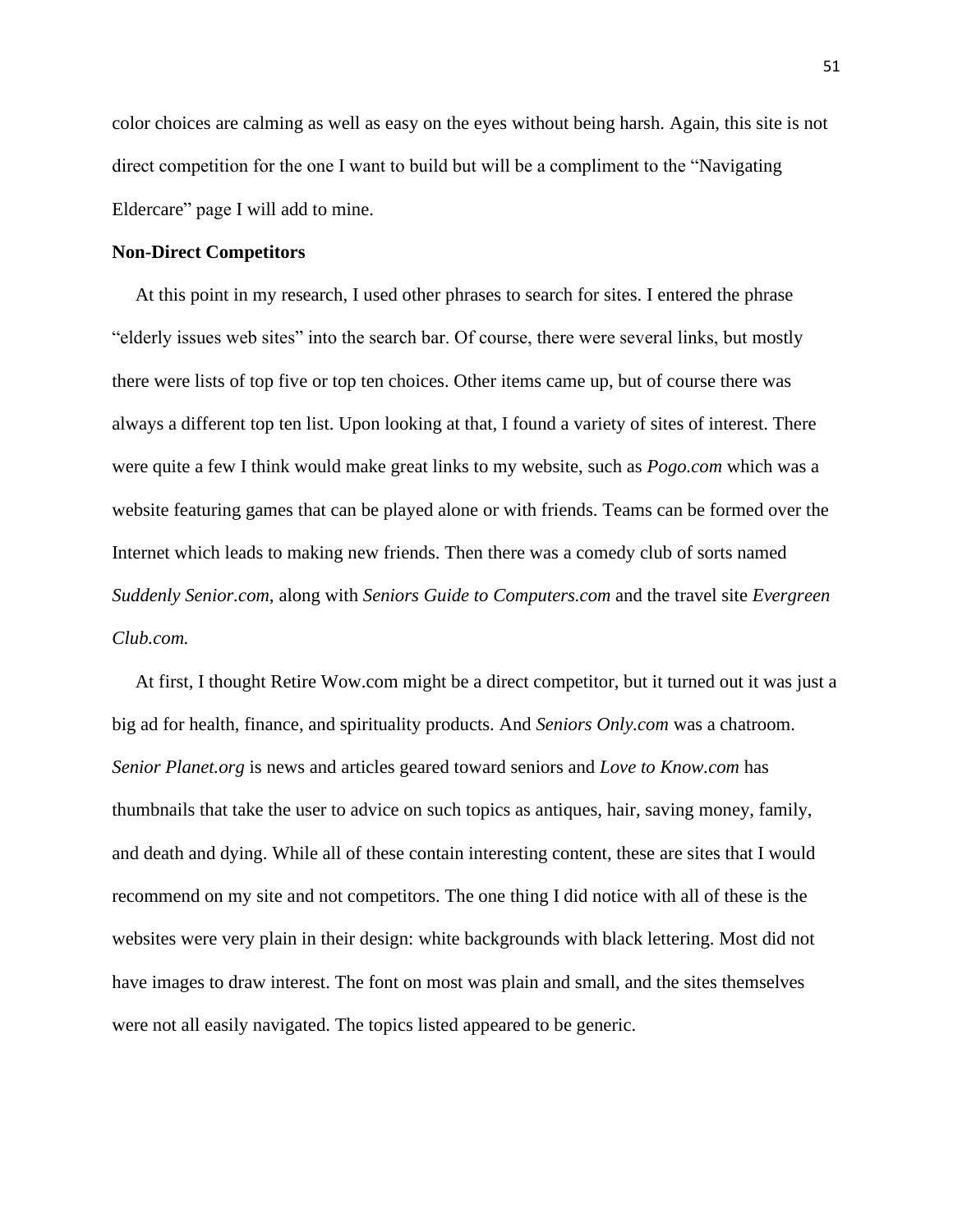color choices are calming as well as easy on the eyes without being harsh. Again, this site is not direct competition for the one I want to build but will be a compliment to the "Navigating Eldercare" page I will add to mine.

**Non-Direct Competitors**

At this point in my research, I used other phrases to search for sites. I entered the phrase "elderly issues web sites" into the search bar. Of course, there were several links, but mostly there were lists of top five or top ten choices. Other items came up, but of course there was always a different top ten list. Upon looking at that, I found a variety of sites of interest. There were quite a few I think would make great links to my website, such as *Pogo.com* which was a website featuring games that can be played alone or with friends. Teams can be formed over the Internet which leads to making new friends. Then there was a comedy club of sorts named *Suddenly Senior.com*, along with *Seniors Guide to Computers.com* and the travel site *Evergreen Club.com.*

At first, I thought Retire Wow.com might be a direct competitor, but it turned out it was just a big ad for health, finance, and spirituality products. And *Seniors Only.com* was a chatroom. *Senior Planet.org* is news and articles geared toward seniors and *Love to Know.com* has thumbnails that take the user to advice on such topics as antiques, hair, saving money, family, and death and dying. While all of these contain interesting content, these are sites that I would recommend on my site and not competitors. The one thing I did notice with all of these is the websites were very plain in their design: white backgrounds with black lettering. Most did not have images to draw interest. The font on most was plain and small, and the sites themselves were not all easily navigated. The topics listed appeared to be generic.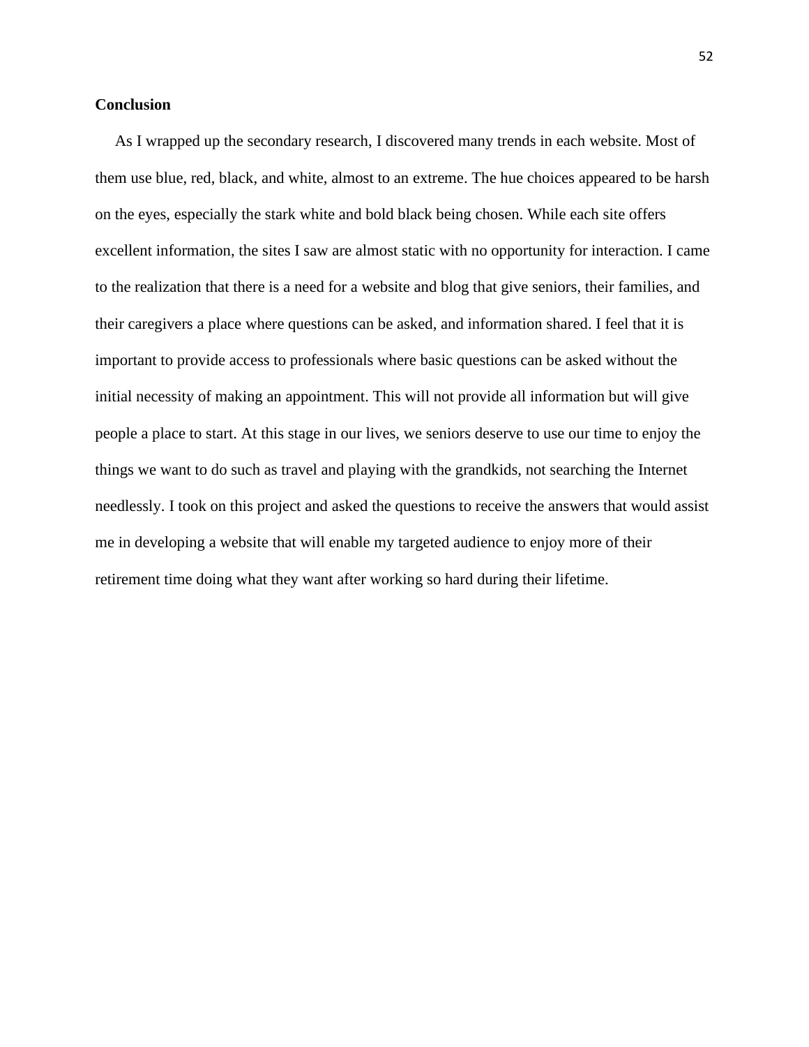**Conclusion**

As I wrapped up the secondary research, I discovered many trends in each website. Most of them use blue, red, black, and white, almost to an extreme. The hue choices appeared to be harsh on the eyes, especially the stark white and bold black being chosen. While each site offers excellent information, the sites I saw are almost static with no opportunity for interaction. I came to the realization that there is a need for a website and blog that give seniors, their families, and their caregivers a place where questions can be asked, and information shared. I feel that it is important to provide access to professionals where basic questions can be asked without the initial necessity of making an appointment. This will not provide all information but will give people a place to start. At this stage in our lives, we seniors deserve to use our time to enjoy the things we want to do such as travel and playing with the grandkids, not searching the Internet needlessly. I took on this project and asked the questions to receive the answers that would assist me in developing a website that will enable my targeted audience to enjoy more of their retirement time doing what they want after working so hard during their lifetime.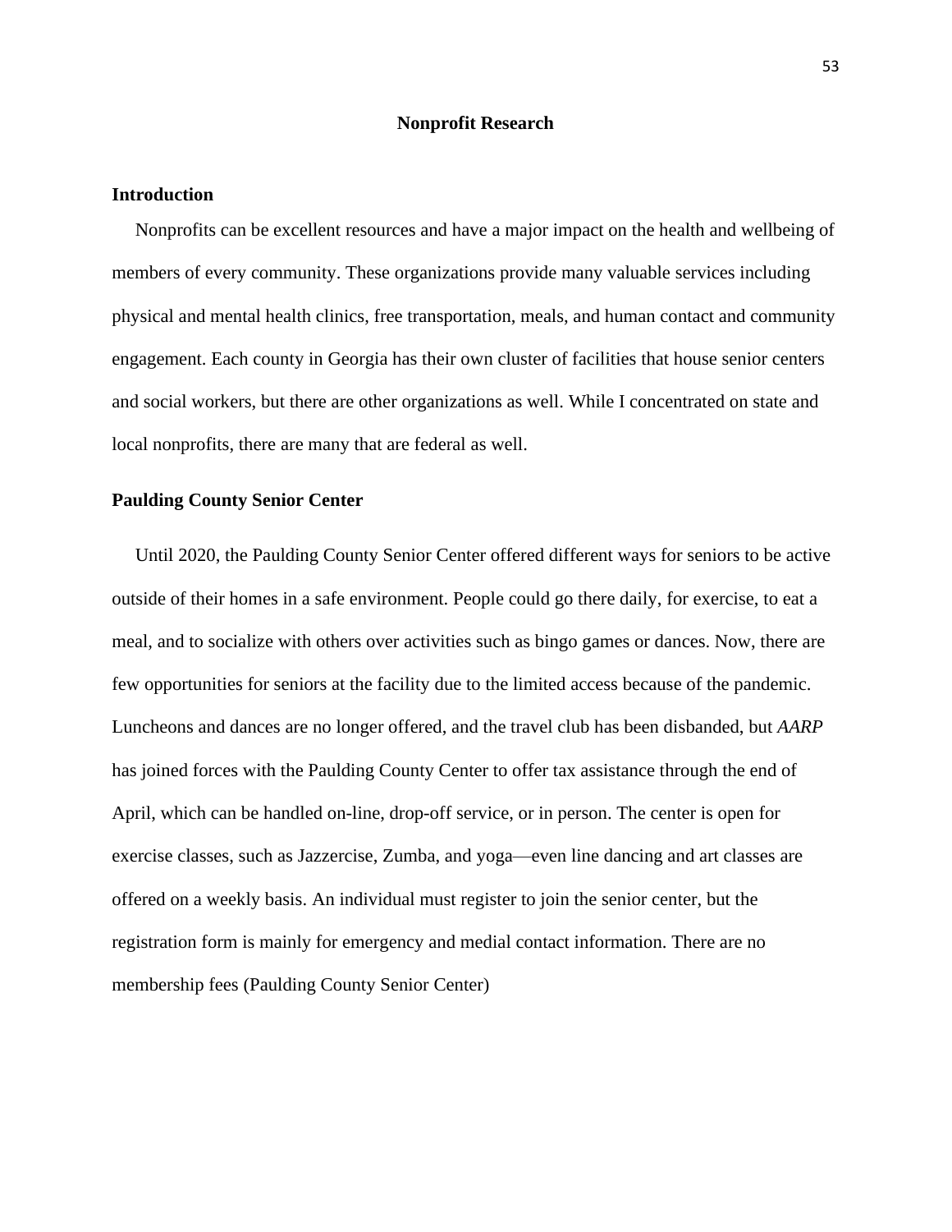# Nonprofit Research

## Introduction

Nonprofits can be excellent resources and have a major impact on the health and wellbeing of members of every community. These organizations provide many valuable services including physical and mental health clinics, free transportation, meals, and human contact and community engagement. Each county in Georgia has their own cluster of facilities that house senior centers and social workers, but there are other organizations as well. While I concentrated on state and local nonprofits, there are many that are federal as well.

## Paulding County Senior Center

Until 2020, the Paulding County Senior Center offered different ways for seniors to be active outside of their homes in a safe environment. People could go there daily, for exercise, to eat a meal, and to socialize with others over activities such as bingo games or dances. Now, there are few opportunities for seniors at the facility due to the limited access because of the pandemic. Luncheons and dances are no longer offered, and the travel club has been disbanded, but *AARP* has joined forces with the Paulding County Center to offer tax assistance through the end of April, which can be handled on-line, drop-off service, or in person. The center is open for exercise classes, such as Jazzercise, Zumba, and yoga—even line dancing and art classes are offered on a weekly basis. An individual must register to join the senior center, but the registration form is mainly for emergency and medial contact information. There are no membership fees (Paulding County Senior Center)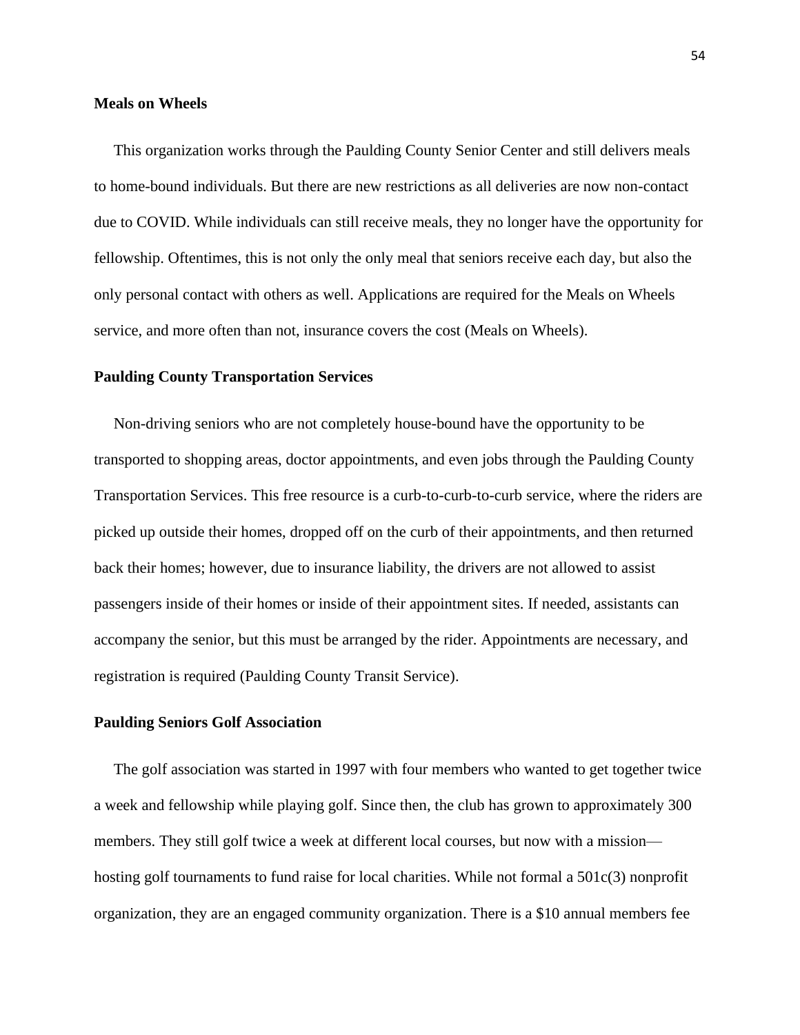**Meals on Wheels**

This organization works through the Paulding County Senior Center and still delivers meals to home-bound individuals. But there are new restrictions as all deliveries are now non-contact due to COVID. While individuals can still receive meals, they no longer have the opportunity for fellowship. Oftentimes, this is not only the only meal that seniors receive each day, but also the only personal contact with others as well. Applications are required for the Meals on Wheels service, and more often than not, insurance covers the cost (Meals on Wheels).

**Paulding County Transportation Services**

Non-driving seniors who are not completely house-bound have the opportunity to be transported to shopping areas, doctor appointments, and even jobs through the Paulding County Transportation Services. This free resource is a curb-to-curb-to-curb service, where the riders are picked up outside their homes, dropped off on the curb of their appointments, and then returned back their homes; however, due to insurance liability, the drivers are not allowed to assist passengers inside of their homes or inside of their appointment sites. If needed, assistants can accompany the senior, but this must be arranged by the rider. Appointments are necessary, and registration is required (Paulding County Transit Service).

**Paulding Seniors Golf Association**

The golf association was started in 1997 with four members who wanted to get together twice a week and fellowship while playing golf. Since then, the club has grown to approximately 300 members. They still golf twice a week at different local courses, but now with a mission—hosting golf tournaments to fund raise for local charities. While not formal a 501c(3) nonprofit organization, they are an engaged community organization. There is a $10 annual members fee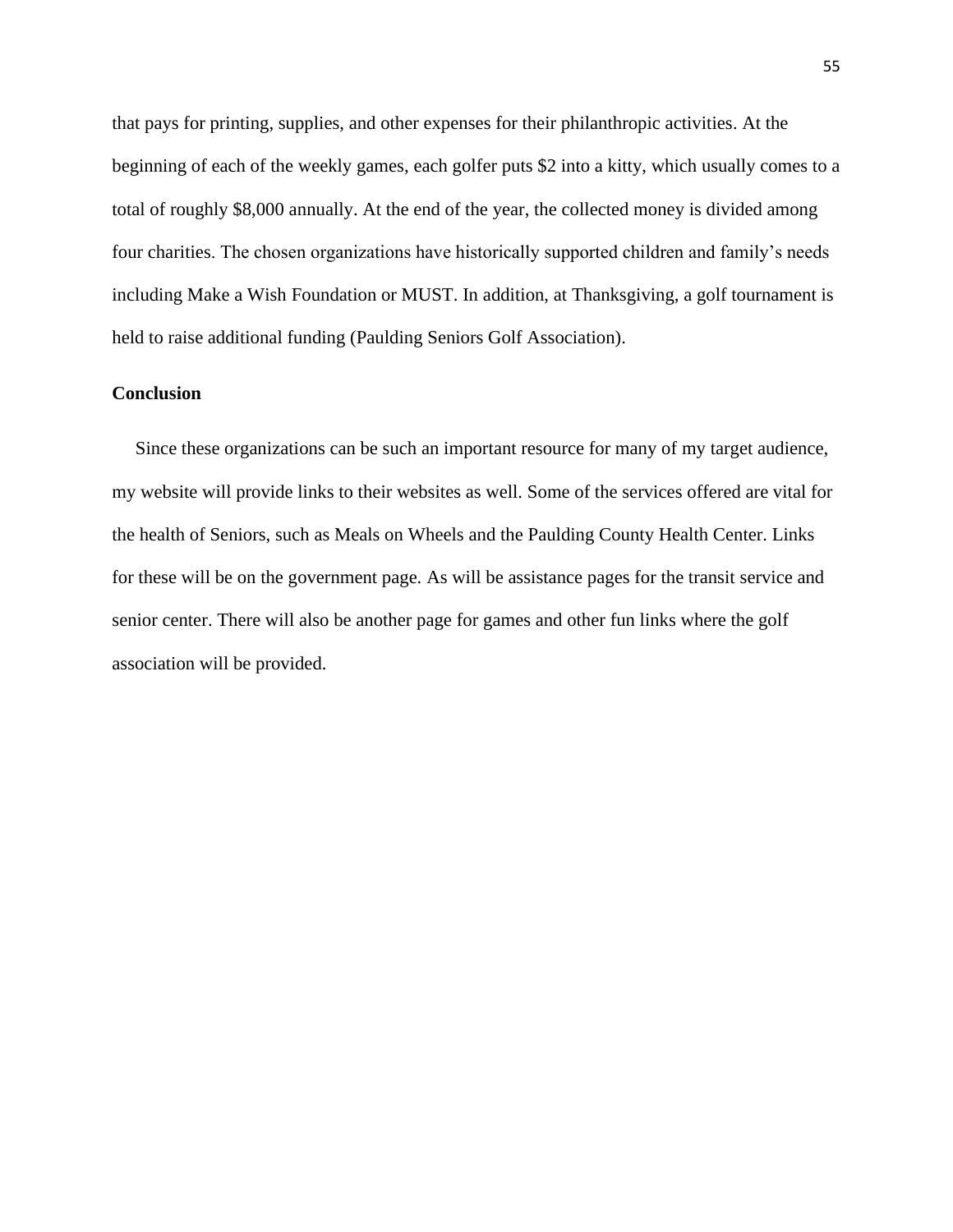that pays for printing, supplies, and other expenses for their philanthropic activities. At the beginning of each of the weekly games, each golfer puts $2 into a kitty, which usually comes to a total of roughly $8,000 annually. At the end of the year, the collected money is divided among four charities. The chosen organizations have historically supported children and family's needs including Make a Wish Foundation or MUST. In addition, at Thanksgiving, a golf tournament is held to raise additional funding (Paulding Seniors Golf Association).

**Conclusion**

Since these organizations can be such an important resource for many of my target audience, my website will provide links to their websites as well. Some of the services offered are vital for the health of Seniors, such as Meals on Wheels and the Paulding County Health Center. Links for these will be on the government page. As will be assistance pages for the transit service and senior center. There will also be another page for games and other fun links where the golf association will be provided.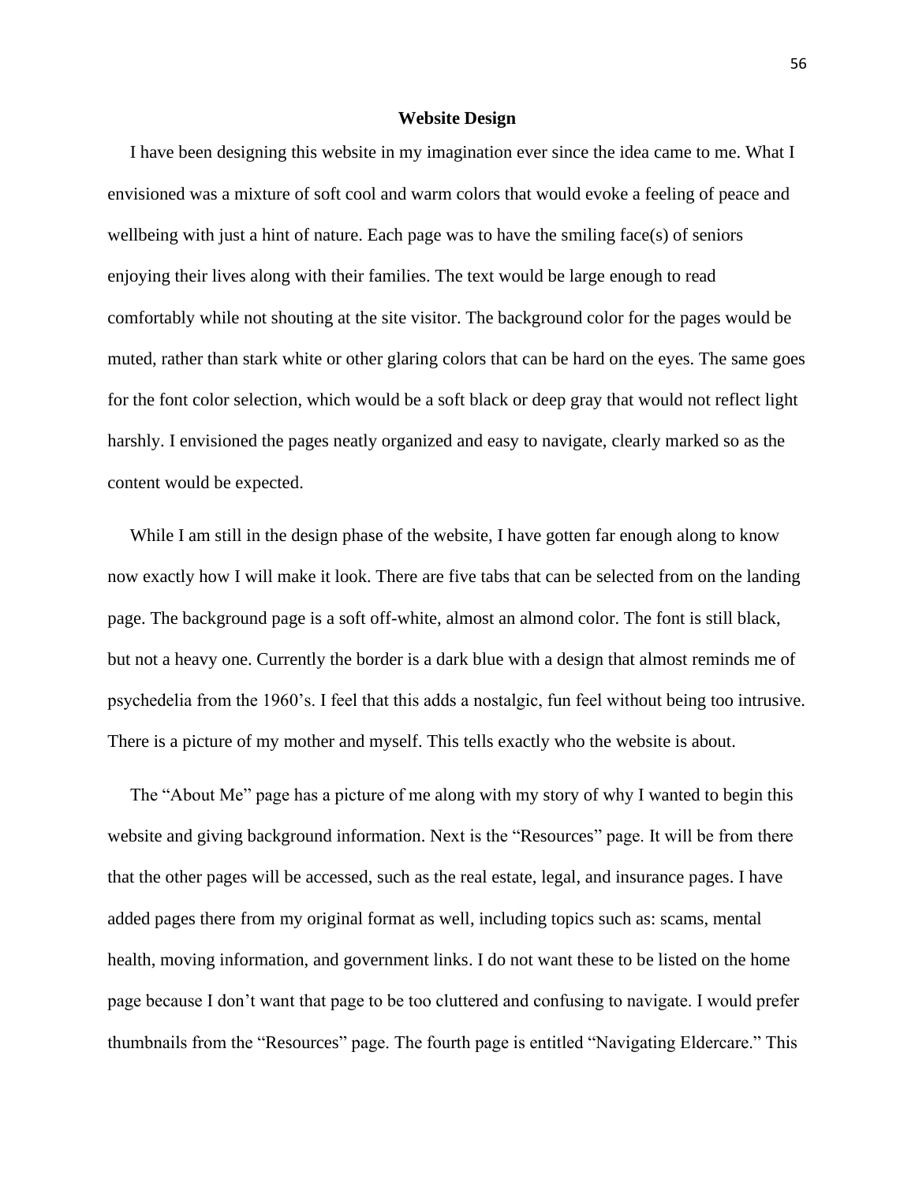**Website Design**

I have been designing this website in my imagination ever since the idea came to me. What I envisioned was a mixture of soft cool and warm colors that would evoke a feeling of peace and wellbeing with just a hint of nature. Each page was to have the smiling face(s) of seniors enjoying their lives along with their families. The text would be large enough to read comfortably while not shouting at the site visitor. The background color for the pages would be muted, rather than stark white or other glaring colors that can be hard on the eyes. The same goes for the font color selection, which would be a soft black or deep gray that would not reflect light harshly. I envisioned the pages neatly organized and easy to navigate, clearly marked so as the content would be expected.

While I am still in the design phase of the website, I have gotten far enough along to know now exactly how I will make it look. There are five tabs that can be selected from on the landing page. The background page is a soft off-white, almost an almond color. The font is still black, but not a heavy one. Currently the border is a dark blue with a design that almost reminds me of psychedelia from the 1960's. I feel that this adds a nostalgic, fun feel without being too intrusive. There is a picture of my mother and myself. This tells exactly who the website is about.

The "About Me" page has a picture of me along with my story of why I wanted to begin this website and giving background information. Next is the "Resources" page. It will be from there that the other pages will be accessed, such as the real estate, legal, and insurance pages. I have added pages there from my original format as well, including topics such as: scams, mental health, moving information, and government links. I do not want these to be listed on the home page because I don't want that page to be too cluttered and confusing to navigate. I would prefer thumbnails from the "Resources" page. The fourth page is entitled "Navigating Eldercare." This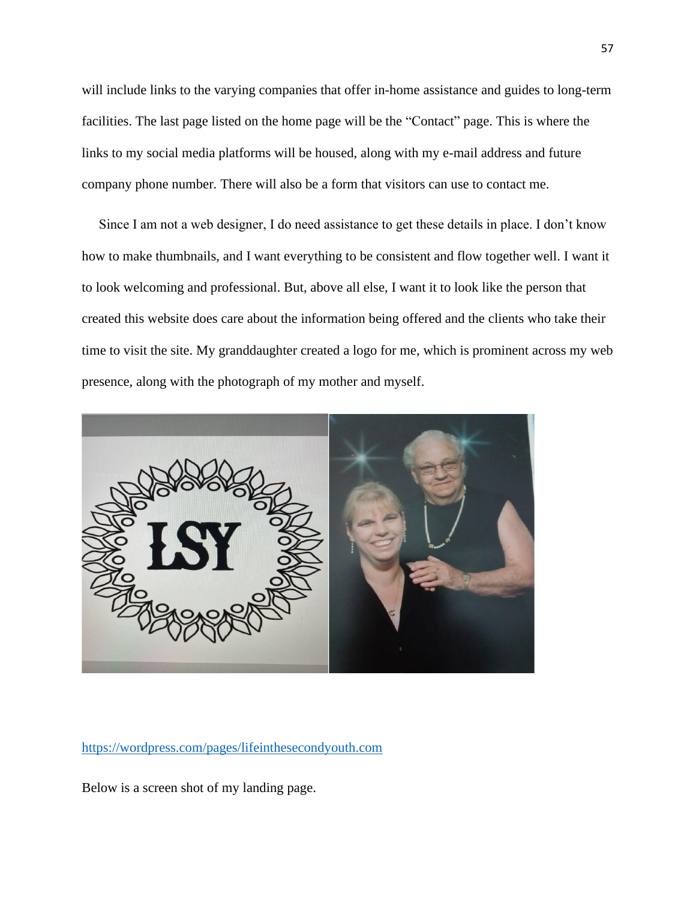will include links to the varying companies that offer in-home assistance and guides to long-term facilities. The last page listed on the home page will be the "Contact" page. This is where the links to my social media platforms will be housed, along with my e-mail address and future company phone number. There will also be a form that visitors can use to contact me.

Since I am not a web designer, I do need assistance to get these details in place. I don't know how to make thumbnails, and I want everything to be consistent and flow together well. I want it to look welcoming and professional. But, above all else, I want it to look like the person that created this website does care about the information being offered and the clients who take their time to visit the site. My granddaughter created a logo for me, which is prominent across my web presence, along with the photograph of my mother and myself.

https://wordpress.com/pages/lifeinthesecondyouth.com

Below is a screen shot of my landing page.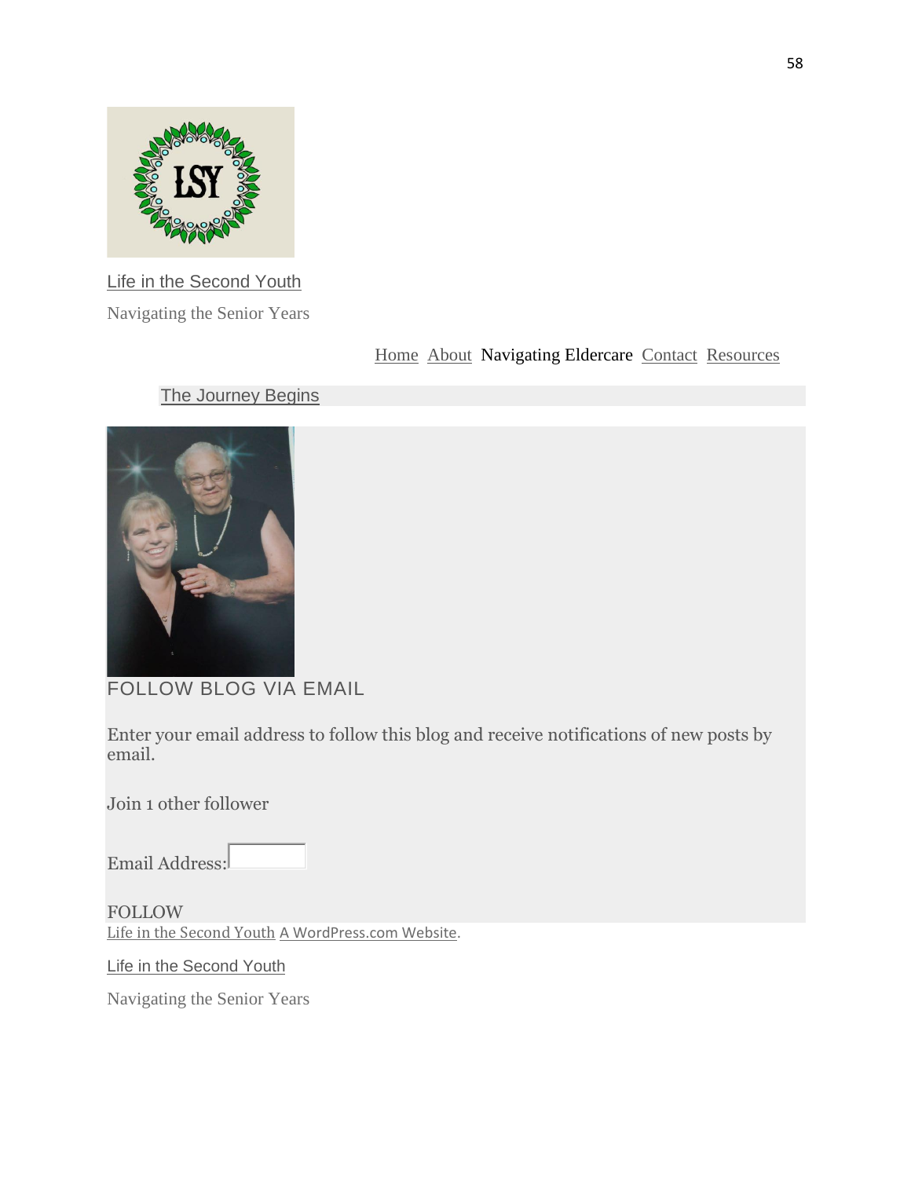Life in the Second Youth

Navigating the Senior Years

Home About Navigating Eldercare Contact Resources

The Journey Begins

FOLLOW BLOG VIA EMAIL

Enter your email address to follow this blog and receive notifications of new posts by email.

Join 1 other follower

Email Address:

FOLLOW

Life in the Second Youth A WordPress.com Website.

Life in the Second Youth

Navigating the Senior Years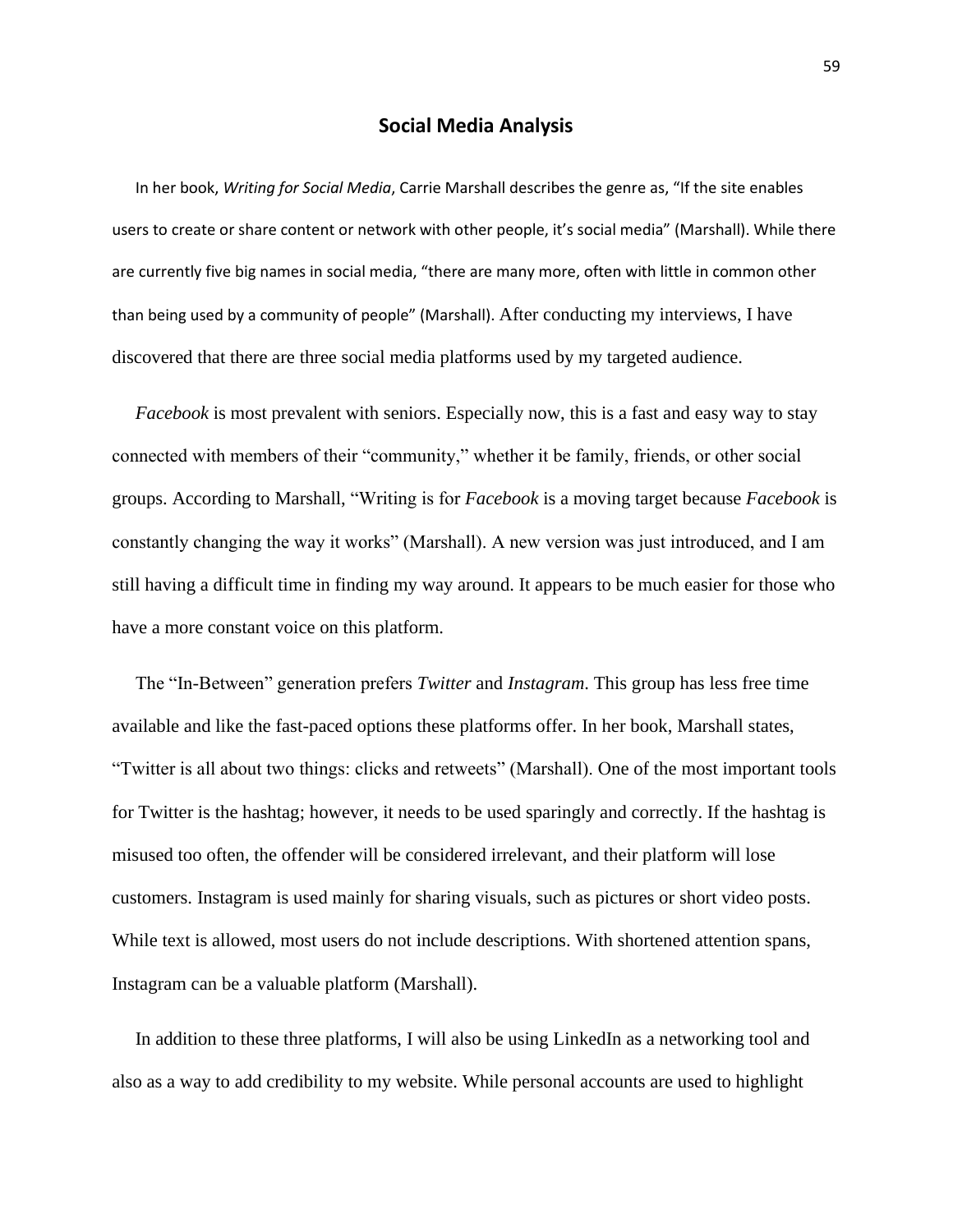## Social Media Analysis

In her book, *Writing for Social Media*, Carrie Marshall describes the genre as, "If the site enables users to create or share content or network with other people, it's social media" (Marshall). While there are currently five big names in social media, "there are many more, often with little in common other than being used by a community of people" (Marshall). After conducting my interviews, I have discovered that there are three social media platforms used by my targeted audience.

*Facebook* is most prevalent with seniors. Especially now, this is a fast and easy way to stay connected with members of their "community," whether it be family, friends, or other social groups. According to Marshall, "Writing is for *Facebook* is a moving target because *Facebook* is constantly changing the way it works" (Marshall). A new version was just introduced, and I am still having a difficult time in finding my way around. It appears to be much easier for those who have a more constant voice on this platform.

The "In-Between" generation prefers *Twitter* and *Instagram*. This group has less free time available and like the fast-paced options these platforms offer. In her book, Marshall states, "Twitter is all about two things: clicks and retweets" (Marshall). One of the most important tools for Twitter is the hashtag; however, it needs to be used sparingly and correctly. If the hashtag is misused too often, the offender will be considered irrelevant, and their platform will lose customers. Instagram is used mainly for sharing visuals, such as pictures or short video posts. While text is allowed, most users do not include descriptions. With shortened attention spans, Instagram can be a valuable platform (Marshall).

In addition to these three platforms, I will also be using LinkedIn as a networking tool and also as a way to add credibility to my website. While personal accounts are used to highlight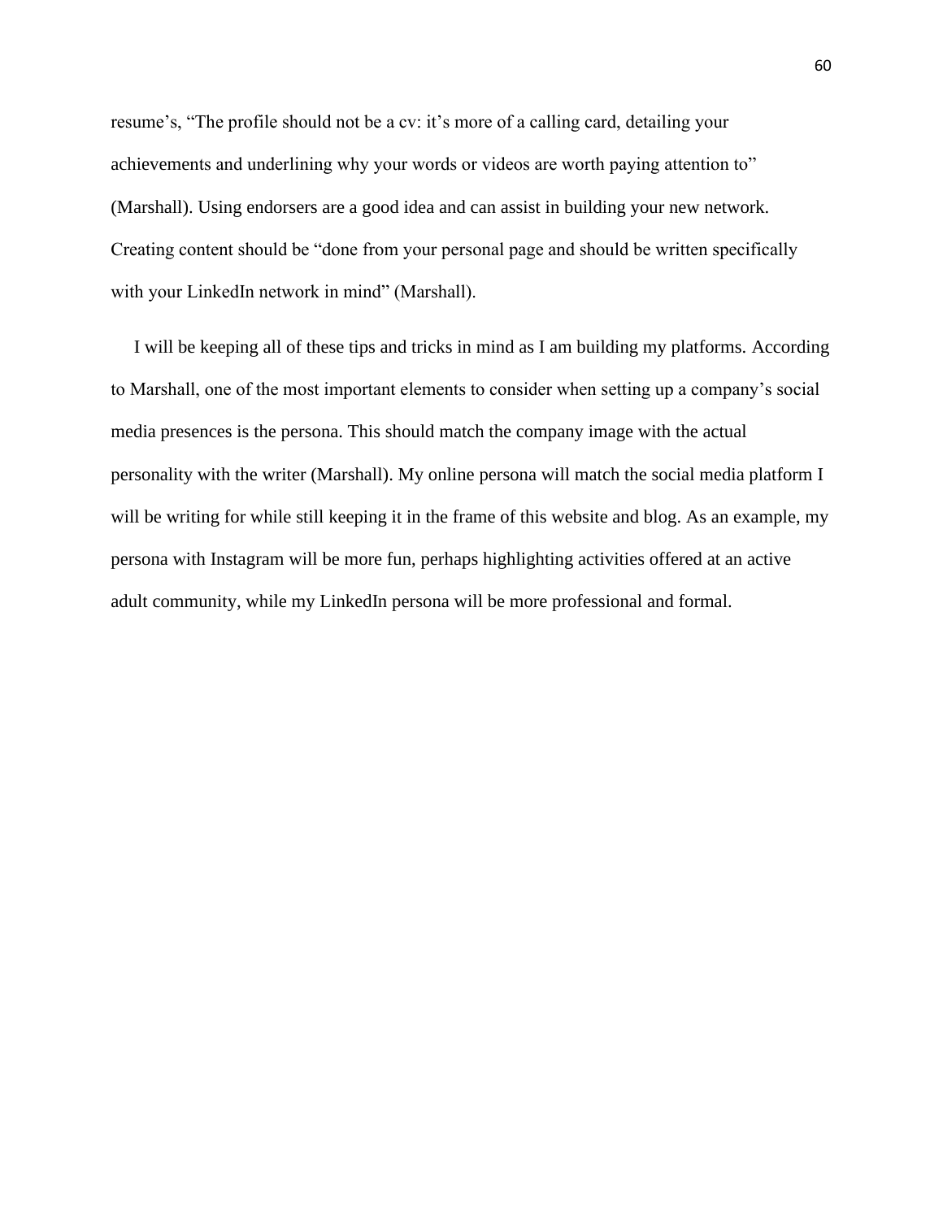resume's, "The profile should not be a cv: it's more of a calling card, detailing your achievements and underlining why your words or videos are worth paying attention to" (Marshall). Using endorsers are a good idea and can assist in building your new network. Creating content should be "done from your personal page and should be written specifically with your LinkedIn network in mind" (Marshall).

I will be keeping all of these tips and tricks in mind as I am building my platforms. According to Marshall, one of the most important elements to consider when setting up a company's social media presences is the persona. This should match the company image with the actual personality with the writer (Marshall). My online persona will match the social media platform I will be writing for while still keeping it in the frame of this website and blog. As an example, my persona with Instagram will be more fun, perhaps highlighting activities offered at an active adult community, while my LinkedIn persona will be more professional and formal.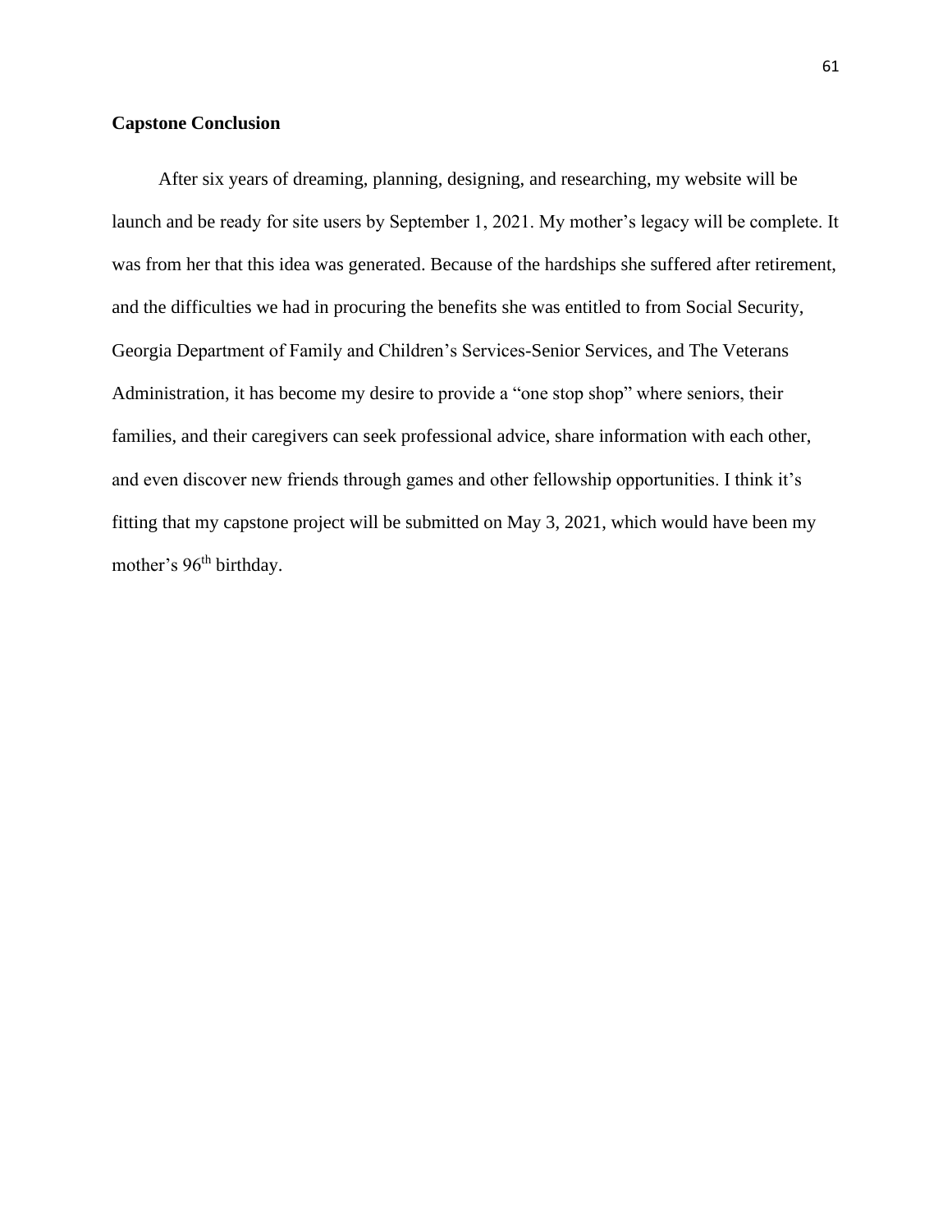**Capstone Conclusion**

After six years of dreaming, planning, designing, and researching, my website will be launch and be ready for site users by September 1, 2021. My mother's legacy will be complete. It was from her that this idea was generated. Because of the hardships she suffered after retirement, and the difficulties we had in procuring the benefits she was entitled to from Social Security, Georgia Department of Family and Children's Services-Senior Services, and The Veterans Administration, it has become my desire to provide a "one stop shop" where seniors, their families, and their caregivers can seek professional advice, share information with each other, and even discover new friends through games and other fellowship opportunities. I think it's fitting that my capstone project will be submitted on May 3, 2021, which would have been my mother's 96th birthday.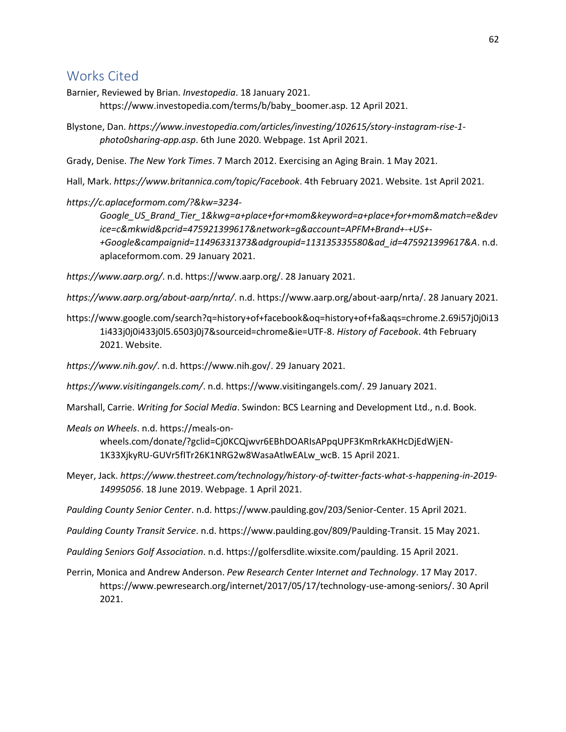## Works Cited

Barnier, Reviewed by Brian. *Investopedia*. 18 January 2021. https://www.investopedia.com/terms/b/baby_boomer.asp. 12 April 2021.

Blystone, Dan. *https://www.investopedia.com/articles/investing/102615/story-instagram-rise-1-photo0sharing-app.asp*. 6th June 2020. Webpage. 1st April 2021.

Grady, Denise. *The New York Times*. 7 March 2012. Exercising an Aging Brain. 1 May 2021.

Hall, Mark. *https://www.britannica.com/topic/Facebook*. 4th February 2021. Website. 1st April 2021.

*https://c.aplaceformom.com/?&kw=3234-Google_US_Brand_Tier_1&kwg=a+place+for+mom&keyword=a+place+for+mom&match=e&device=c&mkwid&pcrid=475921399617&network=g&account=APFM+Brand+-+US+-+Google&campaignid=11496331373&adgroupid=113135335580&ad_id=475921399617&A*. n.d. aplaceformom.com. 29 January 2021.

*https://www.aarp.org/*. n.d. https://www.aarp.org/. 28 January 2021.

*https://www.aarp.org/about-aarp/nrta/*. n.d. https://www.aarp.org/about-aarp/nrta/. 28 January 2021.

https://www.google.com/search?q=history+of+facebook&oq=history+of+fa&aqs=chrome.2.69i57j0j0i131i433j0j0i433j0l5.6503j0j7&sourceid=chrome&ie=UTF-8. *History of Facebook*. 4th February 2021. Website.

*https://www.nih.gov/*. n.d. https://www.nih.gov/. 29 January 2021.

*https://www.visitingangels.com/*. n.d. https://www.visitingangels.com/. 29 January 2021.

Marshall, Carrie. *Writing for Social Media*. Swindon: BCS Learning and Development Ltd., n.d. Book.

*Meals on Wheels*. n.d. https://meals-on-wheels.com/donate/?gclid=Cj0KCQjwvr6EBhDOARIsAPpqUPF3KmRrkAKHcDjEdWjEN-1K33XjkyRU-GUVr5fITr26K1NRG2w8WasaAtlwEALw_wcB. 15 April 2021.

Meyer, Jack. *https://www.thestreet.com/technology/history-of-twitter-facts-what-s-happening-in-2019-14995056*. 18 June 2019. Webpage. 1 April 2021.

*Paulding County Senior Center*. n.d. https://www.paulding.gov/203/Senior-Center. 15 April 2021.

*Paulding County Transit Service*. n.d. https://www.paulding.gov/809/Paulding-Transit. 15 May 2021.

*Paulding Seniors Golf Association*. n.d. https://golfersdlite.wixsite.com/paulding. 15 April 2021.

Perrin, Monica and Andrew Anderson. *Pew Research Center Internet and Technology*. 17 May 2017. https://www.pewresearch.org/internet/2017/05/17/technology-use-among-seniors/. 30 April 2021.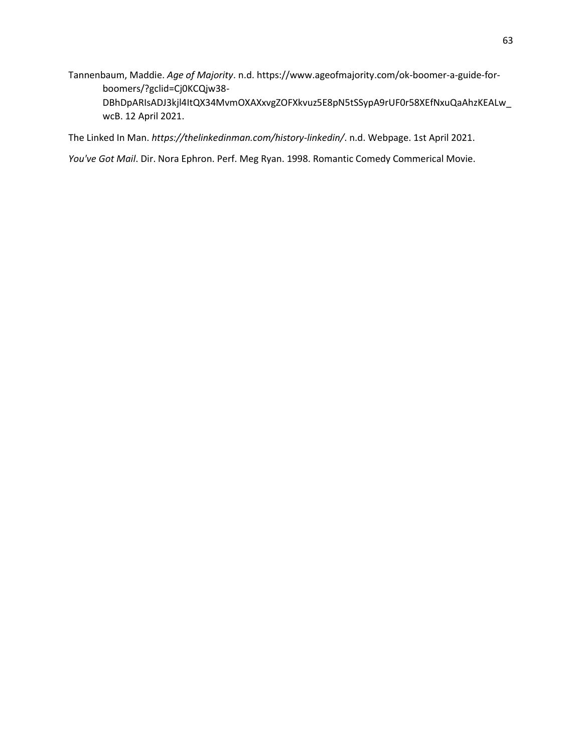Tannenbaum, Maddie. *Age of Majority*. n.d. https://www.ageofmajority.com/ok-boomer-a-guide-for-boomers/?gclid=Cj0KCQjw38-DBhDpARIsADJ3kjl4ItQX34MvmOXAXxvgZOFXkvuz5E8pN5tSSypA9rUF0r58XEfNxuQaAhzKEALw_wcB. 12 April 2021.

The Linked In Man. *https://thelinkedinman.com/history-linkedin/*. n.d. Webpage. 1st April 2021.

*You've Got Mail*. Dir. Nora Ephron. Perf. Meg Ryan. 1998. Romantic Comedy Commerical Movie.